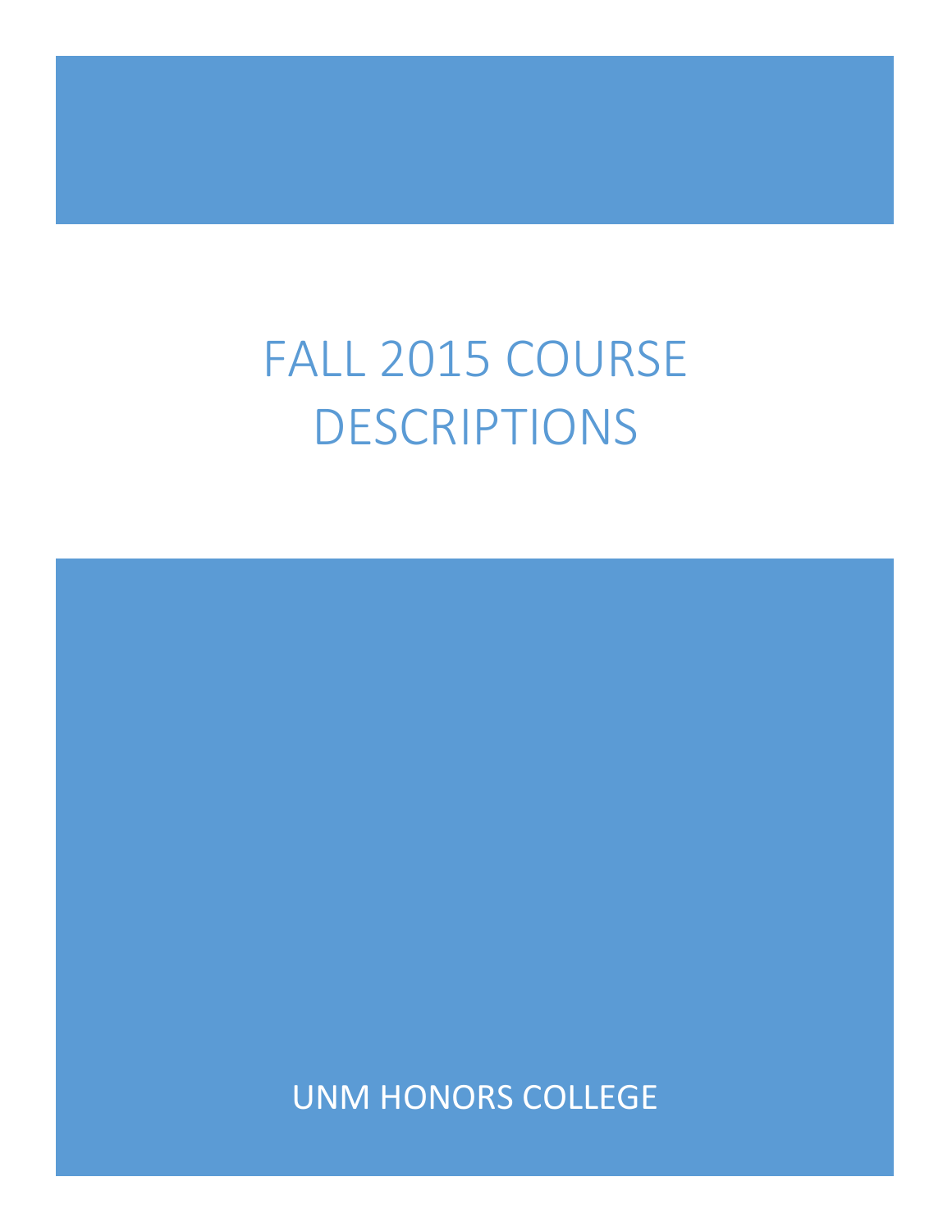# FALL 2015 COURSE DESCRIPTIONS

UNM HONORS COLLEGE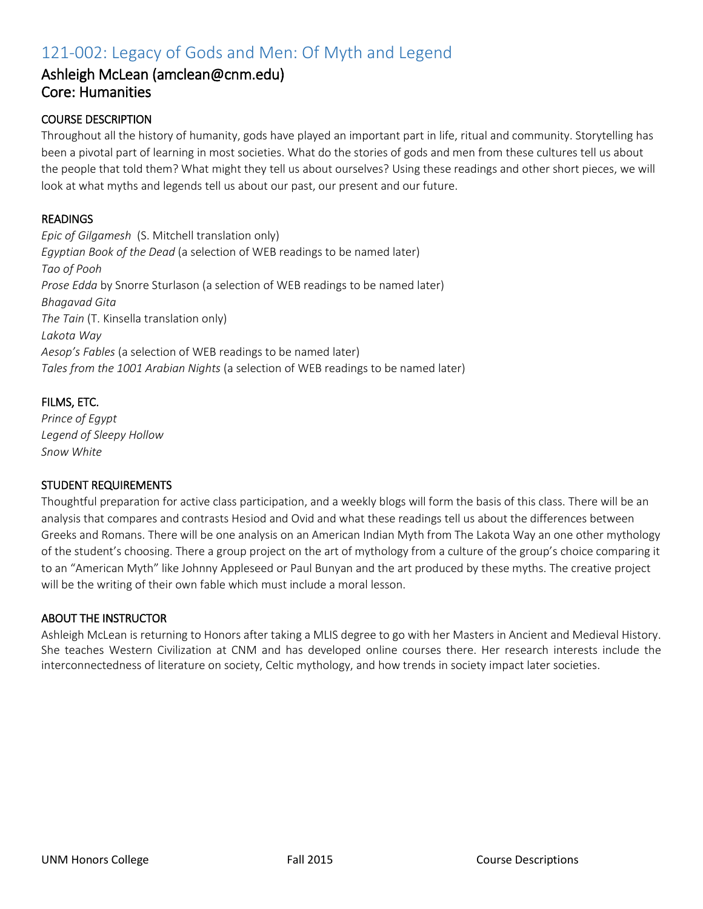# 121-002: Legacy of Gods and Men: Of Myth and Legend

## Ashleigh McLean (amclean@cnm.edu)
## Core: Humanities

### COURSE DESCRIPTION

Throughout all the history of humanity, gods have played an important part in life, ritual and community. Storytelling has been a pivotal part of learning in most societies. What do the stories of gods and men from these cultures tell us about the people that told them? What might they tell us about ourselves? Using these readings and other short pieces, we will look at what myths and legends tell us about our past, our present and our future.

### READINGS

*Epic of Gilgamesh* (S. Mitchell translation only)
*Egyptian Book of the Dead* (a selection of WEB readings to be named later)
*Tao of Pooh*
*Prose Edda* by Snorre Sturlason (a selection of WEB readings to be named later)
*Bhagavad Gita*
*The Tain* (T. Kinsella translation only)
*Lakota Way*
*Aesop's Fables* (a selection of WEB readings to be named later)
*Tales from the 1001 Arabian Nights* (a selection of WEB readings to be named later)

### FILMS, ETC.

*Prince of Egypt*
*Legend of Sleepy Hollow*
*Snow White*

### STUDENT REQUIREMENTS

Thoughtful preparation for active class participation, and a weekly blogs will form the basis of this class. There will be an analysis that compares and contrasts Hesiod and Ovid and what these readings tell us about the differences between Greeks and Romans. There will be one analysis on an American Indian Myth from The Lakota Way an one other mythology of the student's choosing. There a group project on the art of mythology from a culture of the group's choice comparing it to an "American Myth" like Johnny Appleseed or Paul Bunyan and the art produced by these myths. The creative project will be the writing of their own fable which must include a moral lesson.

### ABOUT THE INSTRUCTOR

Ashleigh McLean is returning to Honors after taking a MLIS degree to go with her Masters in Ancient and Medieval History. She teaches Western Civilization at CNM and has developed online courses there. Her research interests include the interconnectedness of literature on society, Celtic mythology, and how trends in society impact later societies.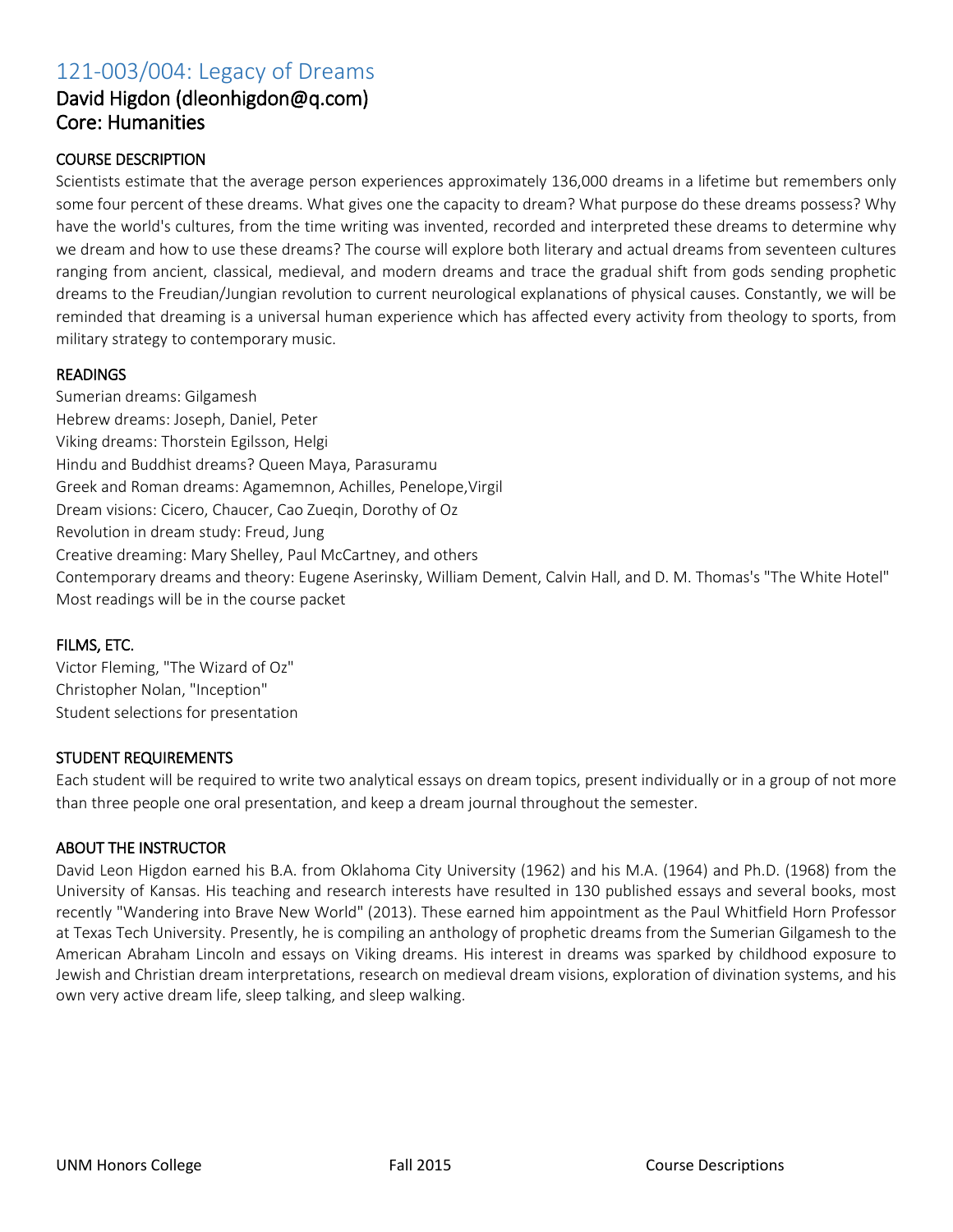# 121-003/004: Legacy of Dreams

## David Higdon (dleonhigdon@q.com)

## Core: Humanities

### COURSE DESCRIPTION

Scientists estimate that the average person experiences approximately 136,000 dreams in a lifetime but remembers only some four percent of these dreams. What gives one the capacity to dream? What purpose do these dreams possess? Why have the world's cultures, from the time writing was invented, recorded and interpreted these dreams to determine why we dream and how to use these dreams? The course will explore both literary and actual dreams from seventeen cultures ranging from ancient, classical, medieval, and modern dreams and trace the gradual shift from gods sending prophetic dreams to the Freudian/Jungian revolution to current neurological explanations of physical causes. Constantly, we will be reminded that dreaming is a universal human experience which has affected every activity from theology to sports, from military strategy to contemporary music.

### READINGS

Sumerian dreams: Gilgamesh
Hebrew dreams: Joseph, Daniel, Peter
Viking dreams: Thorstein Egilsson, Helgi
Hindu and Buddhist dreams? Queen Maya, Parasuramu
Greek and Roman dreams: Agamemnon, Achilles, Penelope,Virgil
Dream visions: Cicero, Chaucer, Cao Zueqin, Dorothy of Oz
Revolution in dream study: Freud, Jung
Creative dreaming: Mary Shelley, Paul McCartney, and others
Contemporary dreams and theory: Eugene Aserinsky, William Dement, Calvin Hall, and D. M. Thomas's "The White Hotel"
Most readings will be in the course packet

### FILMS, ETC.

Victor Fleming, "The Wizard of Oz"
Christopher Nolan, "Inception"
Student selections for presentation

### STUDENT REQUIREMENTS

Each student will be required to write two analytical essays on dream topics, present individually or in a group of not more than three people one oral presentation, and keep a dream journal throughout the semester.

### ABOUT THE INSTRUCTOR

David Leon Higdon earned his B.A. from Oklahoma City University (1962) and his M.A. (1964) and Ph.D. (1968) from the University of Kansas. His teaching and research interests have resulted in 130 published essays and several books, most recently "Wandering into Brave New World" (2013). These earned him appointment as the Paul Whitfield Horn Professor at Texas Tech University. Presently, he is compiling an anthology of prophetic dreams from the Sumerian Gilgamesh to the American Abraham Lincoln and essays on Viking dreams. His interest in dreams was sparked by childhood exposure to Jewish and Christian dream interpretations, research on medieval dream visions, exploration of divination systems, and his own very active dream life, sleep talking, and sleep walking.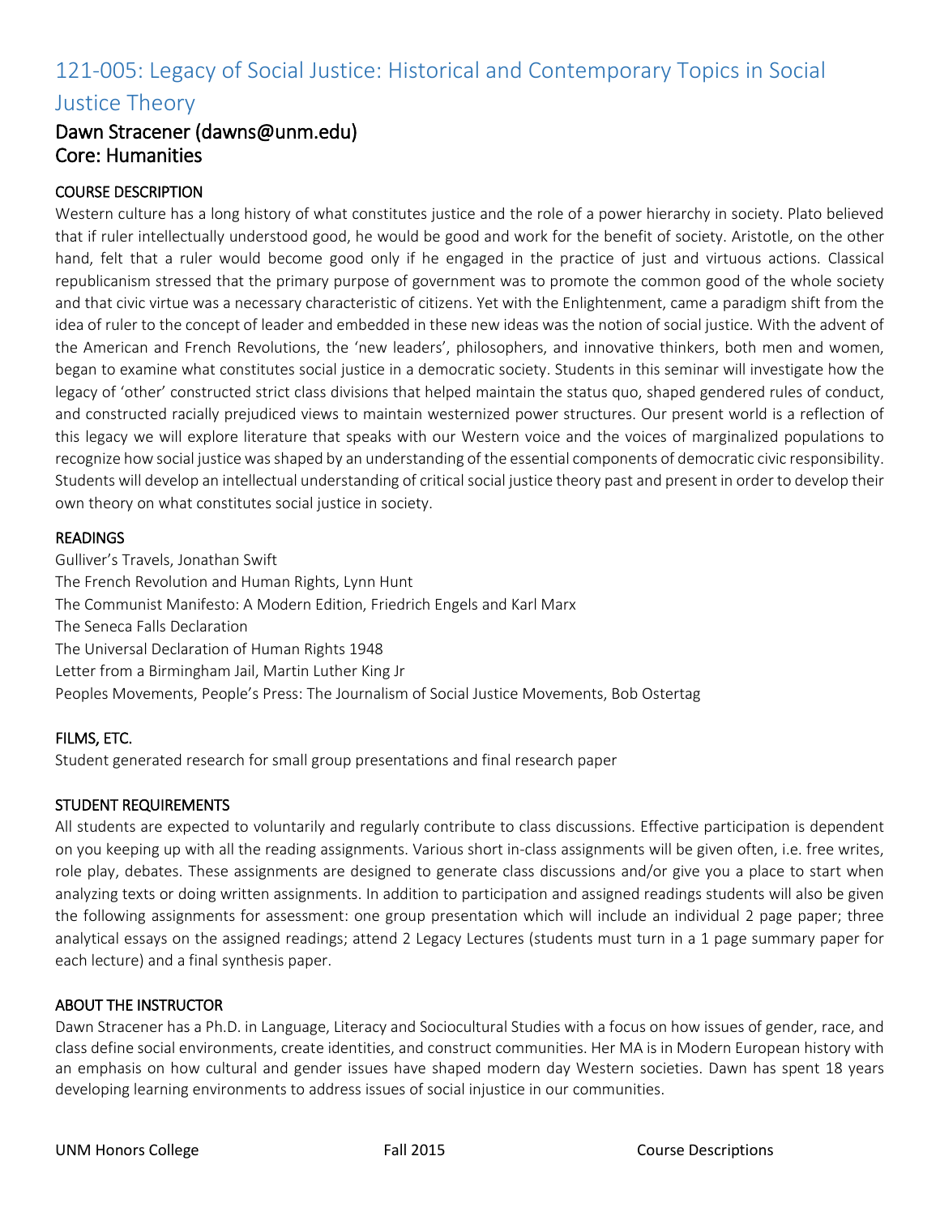# 121-005: Legacy of Social Justice: Historical and Contemporary Topics in Social Justice Theory

## Dawn Stracener (dawns@unm.edu)
## Core: Humanities

### COURSE DESCRIPTION

Western culture has a long history of what constitutes justice and the role of a power hierarchy in society. Plato believed that if ruler intellectually understood good, he would be good and work for the benefit of society. Aristotle, on the other hand, felt that a ruler would become good only if he engaged in the practice of just and virtuous actions. Classical republicanism stressed that the primary purpose of government was to promote the common good of the whole society and that civic virtue was a necessary characteristic of citizens. Yet with the Enlightenment, came a paradigm shift from the idea of ruler to the concept of leader and embedded in these new ideas was the notion of social justice. With the advent of the American and French Revolutions, the 'new leaders', philosophers, and innovative thinkers, both men and women, began to examine what constitutes social justice in a democratic society. Students in this seminar will investigate how the legacy of 'other' constructed strict class divisions that helped maintain the status quo, shaped gendered rules of conduct, and constructed racially prejudiced views to maintain westernized power structures. Our present world is a reflection of this legacy we will explore literature that speaks with our Western voice and the voices of marginalized populations to recognize how social justice was shaped by an understanding of the essential components of democratic civic responsibility. Students will develop an intellectual understanding of critical social justice theory past and present in order to develop their own theory on what constitutes social justice in society.

### READINGS

Gulliver's Travels, Jonathan Swift
The French Revolution and Human Rights, Lynn Hunt
The Communist Manifesto: A Modern Edition, Friedrich Engels and Karl Marx
The Seneca Falls Declaration
The Universal Declaration of Human Rights 1948
Letter from a Birmingham Jail, Martin Luther King Jr
Peoples Movements, People's Press: The Journalism of Social Justice Movements, Bob Ostertag

### FILMS, ETC.

Student generated research for small group presentations and final research paper

### STUDENT REQUIREMENTS

All students are expected to voluntarily and regularly contribute to class discussions. Effective participation is dependent on you keeping up with all the reading assignments. Various short in-class assignments will be given often, i.e. free writes, role play, debates. These assignments are designed to generate class discussions and/or give you a place to start when analyzing texts or doing written assignments. In addition to participation and assigned readings students will also be given the following assignments for assessment: one group presentation which will include an individual 2 page paper; three analytical essays on the assigned readings; attend 2 Legacy Lectures (students must turn in a 1 page summary paper for each lecture) and a final synthesis paper.

### ABOUT THE INSTRUCTOR

Dawn Stracener has a Ph.D. in Language, Literacy and Sociocultural Studies with a focus on how issues of gender, race, and class define social environments, create identities, and construct communities. Her MA is in Modern European history with an emphasis on how cultural and gender issues have shaped modern day Western societies. Dawn has spent 18 years developing learning environments to address issues of social injustice in our communities.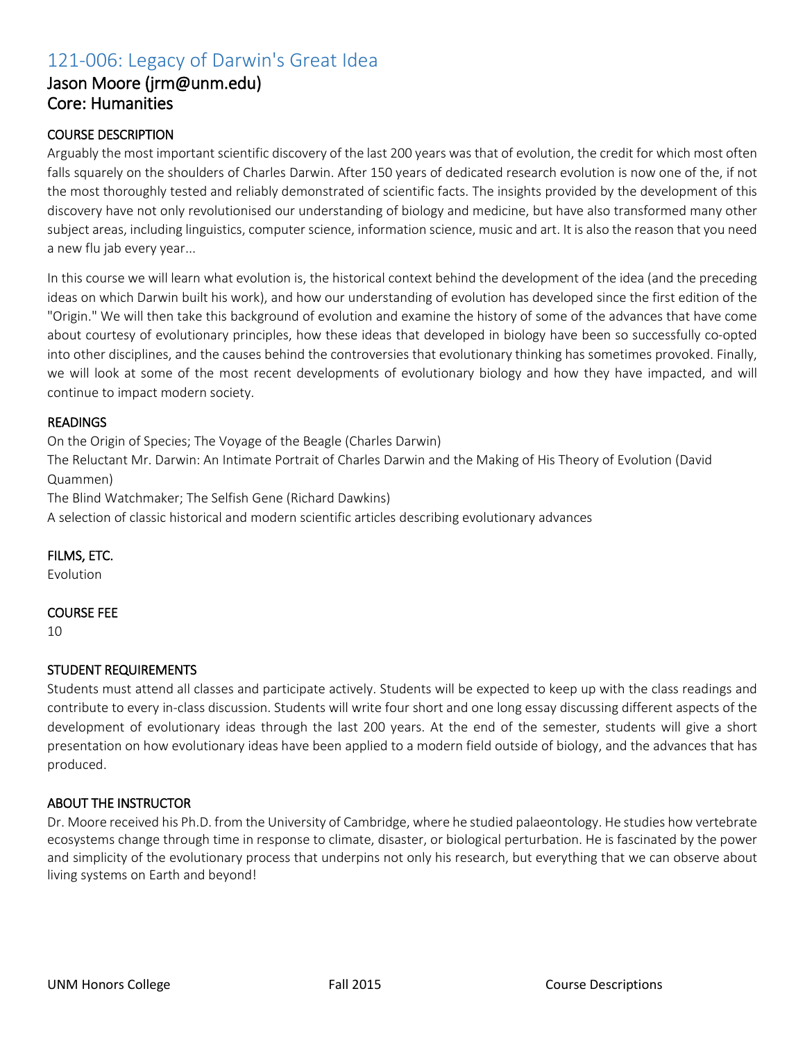# 121-006: Legacy of Darwin's Great Idea

## Jason Moore (jrm@unm.edu)

## Core: Humanities

### COURSE DESCRIPTION

Arguably the most important scientific discovery of the last 200 years was that of evolution, the credit for which most often falls squarely on the shoulders of Charles Darwin. After 150 years of dedicated research evolution is now one of the, if not the most thoroughly tested and reliably demonstrated of scientific facts. The insights provided by the development of this discovery have not only revolutionised our understanding of biology and medicine, but have also transformed many other subject areas, including linguistics, computer science, information science, music and art. It is also the reason that you need a new flu jab every year...

In this course we will learn what evolution is, the historical context behind the development of the idea (and the preceding ideas on which Darwin built his work), and how our understanding of evolution has developed since the first edition of the "Origin." We will then take this background of evolution and examine the history of some of the advances that have come about courtesy of evolutionary principles, how these ideas that developed in biology have been so successfully co-opted into other disciplines, and the causes behind the controversies that evolutionary thinking has sometimes provoked. Finally, we will look at some of the most recent developments of evolutionary biology and how they have impacted, and will continue to impact modern society.

### READINGS

On the Origin of Species; The Voyage of the Beagle (Charles Darwin)
The Reluctant Mr. Darwin: An Intimate Portrait of Charles Darwin and the Making of His Theory of Evolution (David Quammen)
The Blind Watchmaker; The Selfish Gene (Richard Dawkins)
A selection of classic historical and modern scientific articles describing evolutionary advances

### FILMS, ETC.

Evolution

### COURSE FEE

10

### STUDENT REQUIREMENTS

Students must attend all classes and participate actively. Students will be expected to keep up with the class readings and contribute to every in-class discussion. Students will write four short and one long essay discussing different aspects of the development of evolutionary ideas through the last 200 years. At the end of the semester, students will give a short presentation on how evolutionary ideas have been applied to a modern field outside of biology, and the advances that has produced.

### ABOUT THE INSTRUCTOR

Dr. Moore received his Ph.D. from the University of Cambridge, where he studied palaeontology. He studies how vertebrate ecosystems change through time in response to climate, disaster, or biological perturbation. He is fascinated by the power and simplicity of the evolutionary process that underpins not only his research, but everything that we can observe about living systems on Earth and beyond!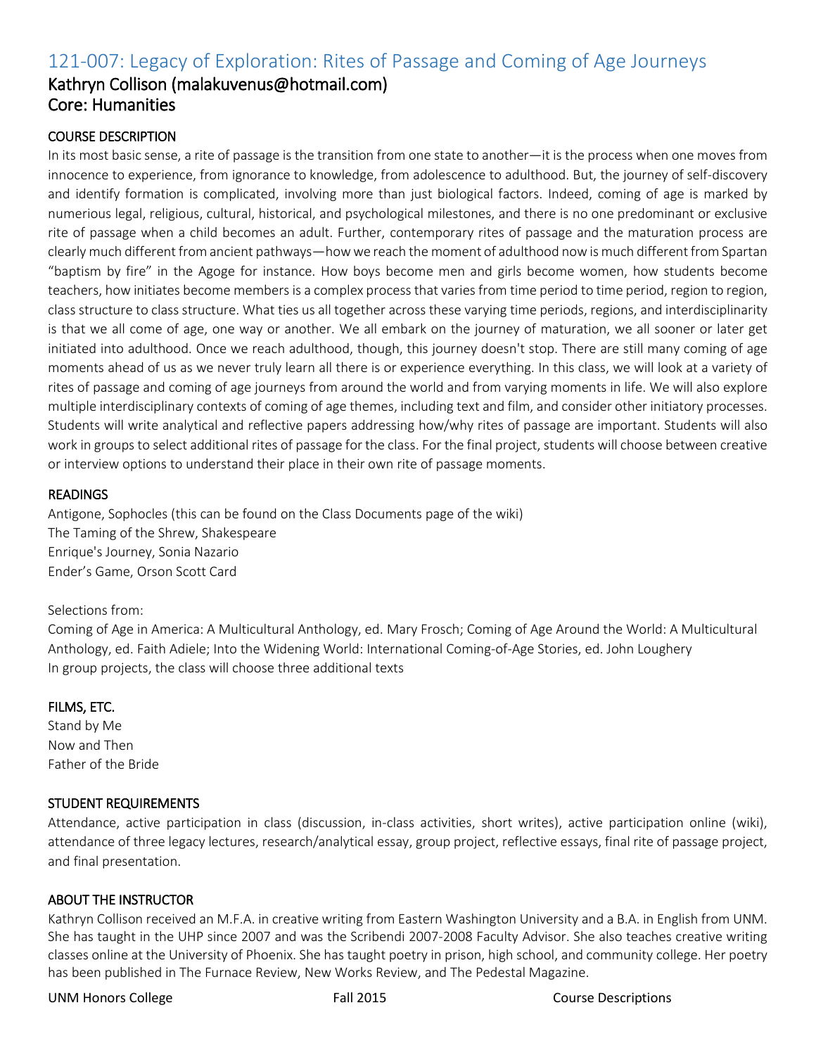## 121-007: Legacy of Exploration: Rites of Passage and Coming of Age Journeys

### Kathryn Collison (malakuvenus@hotmail.com)

### Core: Humanities

#### COURSE DESCRIPTION

In its most basic sense, a rite of passage is the transition from one state to another—it is the process when one moves from innocence to experience, from ignorance to knowledge, from adolescence to adulthood. But, the journey of self-discovery and identify formation is complicated, involving more than just biological factors. Indeed, coming of age is marked by numerious legal, religious, cultural, historical, and psychological milestones, and there is no one predominant or exclusive rite of passage when a child becomes an adult. Further, contemporary rites of passage and the maturation process are clearly much different from ancient pathways—how we reach the moment of adulthood now is much different from Spartan "baptism by fire" in the Agoge for instance. How boys become men and girls become women, how students become teachers, how initiates become members is a complex process that varies from time period to time period, region to region, class structure to class structure. What ties us all together across these varying time periods, regions, and interdisciplinarity is that we all come of age, one way or another. We all embark on the journey of maturation, we all sooner or later get initiated into adulthood. Once we reach adulthood, though, this journey doesn't stop. There are still many coming of age moments ahead of us as we never truly learn all there is or experience everything. In this class, we will look at a variety of rites of passage and coming of age journeys from around the world and from varying moments in life. We will also explore multiple interdisciplinary contexts of coming of age themes, including text and film, and consider other initiatory processes. Students will write analytical and reflective papers addressing how/why rites of passage are important. Students will also work in groups to select additional rites of passage for the class. For the final project, students will choose between creative or interview options to understand their place in their own rite of passage moments.

#### READINGS

Antigone, Sophocles (this can be found on the Class Documents page of the wiki)
The Taming of the Shrew, Shakespeare
Enrique's Journey, Sonia Nazario
Ender's Game, Orson Scott Card

Selections from:
Coming of Age in America: A Multicultural Anthology, ed. Mary Frosch; Coming of Age Around the World: A Multicultural Anthology, ed. Faith Adiele; Into the Widening World: International Coming-of-Age Stories, ed. John Loughery
In group projects, the class will choose three additional texts

#### FILMS, ETC.

Stand by Me
Now and Then
Father of the Bride

#### STUDENT REQUIREMENTS

Attendance, active participation in class (discussion, in-class activities, short writes), active participation online (wiki), attendance of three legacy lectures, research/analytical essay, group project, reflective essays, final rite of passage project, and final presentation.

#### ABOUT THE INSTRUCTOR

Kathryn Collison received an M.F.A. in creative writing from Eastern Washington University and a B.A. in English from UNM. She has taught in the UHP since 2007 and was the Scribendi 2007-2008 Faculty Advisor. She also teaches creative writing classes online at the University of Phoenix. She has taught poetry in prison, high school, and community college. Her poetry has been published in The Furnace Review, New Works Review, and The Pedestal Magazine.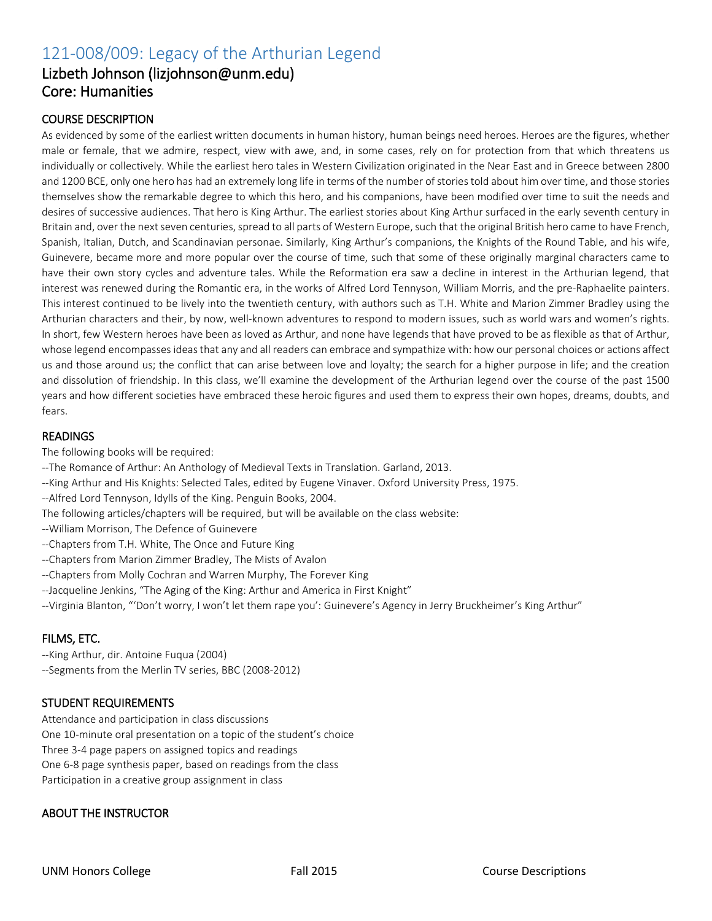# 121-008/009: Legacy of the Arthurian Legend

## Lizbeth Johnson (lizjohnson@unm.edu)

## Core: Humanities

### COURSE DESCRIPTION

As evidenced by some of the earliest written documents in human history, human beings need heroes. Heroes are the figures, whether male or female, that we admire, respect, view with awe, and, in some cases, rely on for protection from that which threatens us individually or collectively. While the earliest hero tales in Western Civilization originated in the Near East and in Greece between 2800 and 1200 BCE, only one hero has had an extremely long life in terms of the number of stories told about him over time, and those stories themselves show the remarkable degree to which this hero, and his companions, have been modified over time to suit the needs and desires of successive audiences. That hero is King Arthur. The earliest stories about King Arthur surfaced in the early seventh century in Britain and, over the next seven centuries, spread to all parts of Western Europe, such that the original British hero came to have French, Spanish, Italian, Dutch, and Scandinavian personae. Similarly, King Arthur's companions, the Knights of the Round Table, and his wife, Guinevere, became more and more popular over the course of time, such that some of these originally marginal characters came to have their own story cycles and adventure tales. While the Reformation era saw a decline in interest in the Arthurian legend, that interest was renewed during the Romantic era, in the works of Alfred Lord Tennyson, William Morris, and the pre-Raphaelite painters. This interest continued to be lively into the twentieth century, with authors such as T.H. White and Marion Zimmer Bradley using the Arthurian characters and their, by now, well-known adventures to respond to modern issues, such as world wars and women's rights. In short, few Western heroes have been as loved as Arthur, and none have legends that have proved to be as flexible as that of Arthur, whose legend encompasses ideas that any and all readers can embrace and sympathize with: how our personal choices or actions affect us and those around us; the conflict that can arise between love and loyalty; the search for a higher purpose in life; and the creation and dissolution of friendship. In this class, we'll examine the development of the Arthurian legend over the course of the past 1500 years and how different societies have embraced these heroic figures and used them to express their own hopes, dreams, doubts, and fears.

### READINGS

The following books will be required:

--The Romance of Arthur: An Anthology of Medieval Texts in Translation. Garland, 2013.
--King Arthur and His Knights: Selected Tales, edited by Eugene Vinaver. Oxford University Press, 1975.
--Alfred Lord Tennyson, Idylls of the King. Penguin Books, 2004.

The following articles/chapters will be required, but will be available on the class website:

--William Morrison, The Defence of Guinevere
--Chapters from T.H. White, The Once and Future King
--Chapters from Marion Zimmer Bradley, The Mists of Avalon
--Chapters from Molly Cochran and Warren Murphy, The Forever King
--Jacqueline Jenkins, "The Aging of the King: Arthur and America in First Knight"
--Virginia Blanton, "'Don't worry, I won't let them rape you': Guinevere's Agency in Jerry Bruckheimer's King Arthur"

### FILMS, ETC.

--King Arthur, dir. Antoine Fuqua (2004)
--Segments from the Merlin TV series, BBC (2008-2012)

### STUDENT REQUIREMENTS

Attendance and participation in class discussions
One 10-minute oral presentation on a topic of the student's choice
Three 3-4 page papers on assigned topics and readings
One 6-8 page synthesis paper, based on readings from the class
Participation in a creative group assignment in class

### ABOUT THE INSTRUCTOR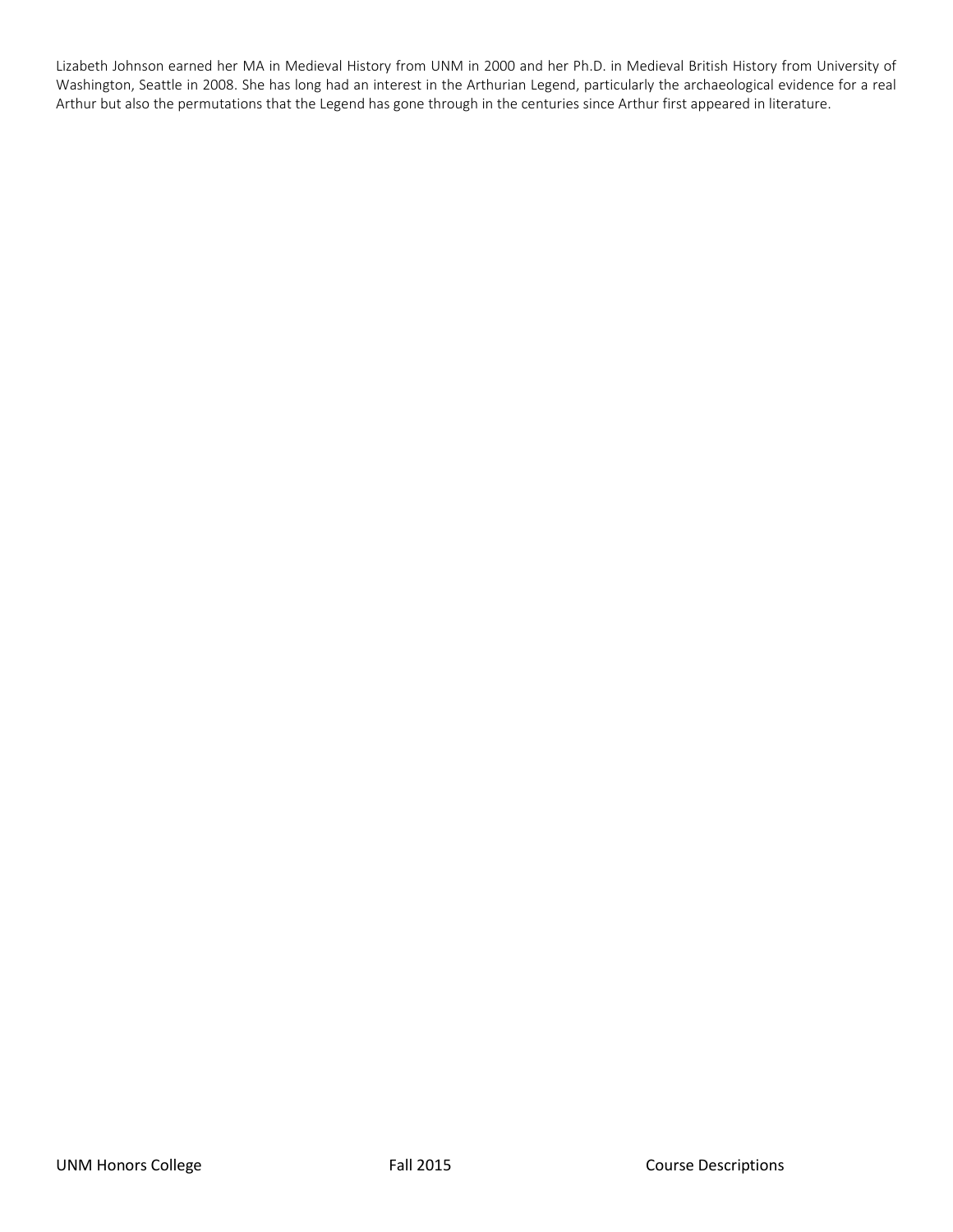Lizabeth Johnson earned her MA in Medieval History from UNM in 2000 and her Ph.D. in Medieval British History from University of Washington, Seattle in 2008. She has long had an interest in the Arthurian Legend, particularly the archaeological evidence for a real Arthur but also the permutations that the Legend has gone through in the centuries since Arthur first appeared in literature.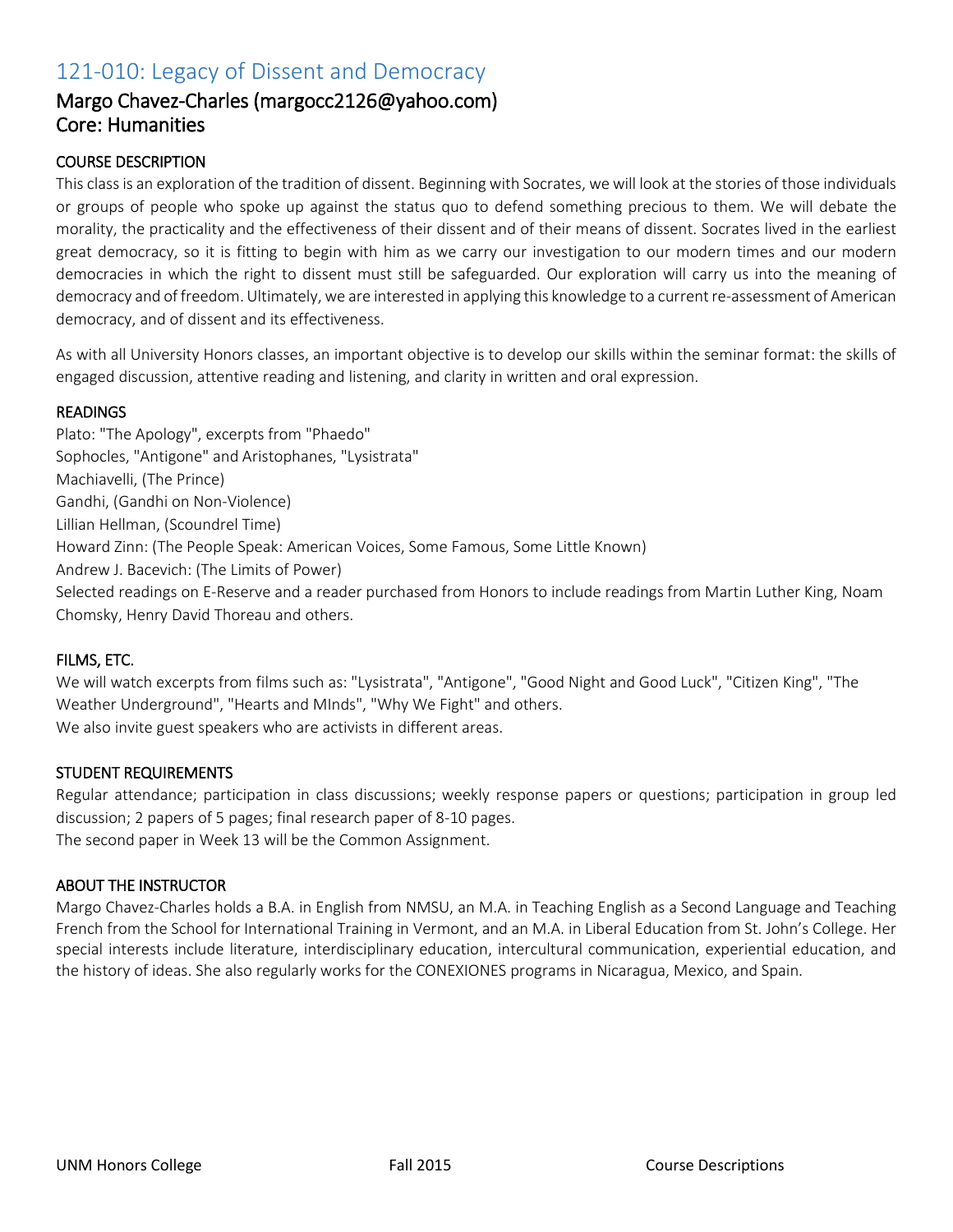## 121-010: Legacy of Dissent and Democracy

### Margo Chavez-Charles (margocc2126@yahoo.com)
### Core: Humanities

#### COURSE DESCRIPTION

This class is an exploration of the tradition of dissent. Beginning with Socrates, we will look at the stories of those individuals or groups of people who spoke up against the status quo to defend something precious to them. We will debate the morality, the practicality and the effectiveness of their dissent and of their means of dissent. Socrates lived in the earliest great democracy, so it is fitting to begin with him as we carry our investigation to our modern times and our modern democracies in which the right to dissent must still be safeguarded. Our exploration will carry us into the meaning of democracy and of freedom. Ultimately, we are interested in applying this knowledge to a current re-assessment of American democracy, and of dissent and its effectiveness.

As with all University Honors classes, an important objective is to develop our skills within the seminar format: the skills of engaged discussion, attentive reading and listening, and clarity in written and oral expression.

#### READINGS

Plato: "The Apology", excerpts from "Phaedo"
Sophocles, "Antigone" and Aristophanes, "Lysistrata"
Machiavelli, (The Prince)
Gandhi, (Gandhi on Non-Violence)
Lillian Hellman, (Scoundrel Time)
Howard Zinn: (The People Speak: American Voices, Some Famous, Some Little Known)
Andrew J. Bacevich: (The Limits of Power)
Selected readings on E-Reserve and a reader purchased from Honors to include readings from Martin Luther King, Noam Chomsky, Henry David Thoreau and others.

#### FILMS, ETC.

We will watch excerpts from films such as: "Lysistrata", "Antigone", "Good Night and Good Luck", "Citizen King", "The Weather Underground", "Hearts and MInds", "Why We Fight" and others.
We also invite guest speakers who are activists in different areas.

#### STUDENT REQUIREMENTS

Regular attendance; participation in class discussions; weekly response papers or questions; participation in group led discussion; 2 papers of 5 pages; final research paper of 8-10 pages.
The second paper in Week 13 will be the Common Assignment.

#### ABOUT THE INSTRUCTOR

Margo Chavez-Charles holds a B.A. in English from NMSU, an M.A. in Teaching English as a Second Language and Teaching French from the School for International Training in Vermont, and an M.A. in Liberal Education from St. John's College. Her special interests include literature, interdisciplinary education, intercultural communication, experiential education, and the history of ideas. She also regularly works for the CONEXIONES programs in Nicaragua, Mexico, and Spain.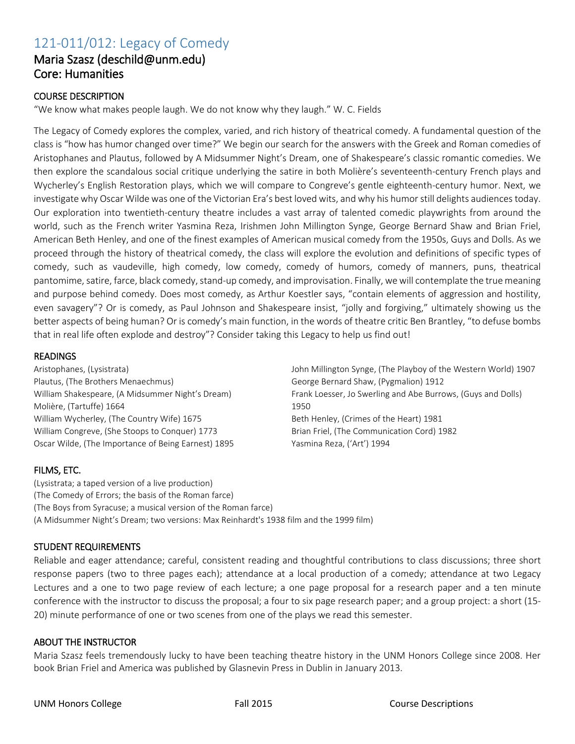# 121-011/012: Legacy of Comedy

## Maria Szasz (deschild@unm.edu)

## Core: Humanities

### COURSE DESCRIPTION

"We know what makes people laugh. We do not know why they laugh." W. C. Fields

The Legacy of Comedy explores the complex, varied, and rich history of theatrical comedy. A fundamental question of the class is "how has humor changed over time?" We begin our search for the answers with the Greek and Roman comedies of Aristophanes and Plautus, followed by A Midsummer Night's Dream, one of Shakespeare's classic romantic comedies. We then explore the scandalous social critique underlying the satire in both Molière's seventeenth-century French plays and Wycherley's English Restoration plays, which we will compare to Congreve's gentle eighteenth-century humor. Next, we investigate why Oscar Wilde was one of the Victorian Era's best loved wits, and why his humor still delights audiences today. Our exploration into twentieth-century theatre includes a vast array of talented comedic playwrights from around the world, such as the French writer Yasmina Reza, Irishmen John Millington Synge, George Bernard Shaw and Brian Friel, American Beth Henley, and one of the finest examples of American musical comedy from the 1950s, Guys and Dolls. As we proceed through the history of theatrical comedy, the class will explore the evolution and definitions of specific types of comedy, such as vaudeville, high comedy, low comedy, comedy of humors, comedy of manners, puns, theatrical pantomime, satire, farce, black comedy, stand-up comedy, and improvisation. Finally, we will contemplate the true meaning and purpose behind comedy. Does most comedy, as Arthur Koestler says, "contain elements of aggression and hostility, even savagery"? Or is comedy, as Paul Johnson and Shakespeare insist, "jolly and forgiving," ultimately showing us the better aspects of being human? Or is comedy's main function, in the words of theatre critic Ben Brantley, "to defuse bombs that in real life often explode and destroy"? Consider taking this Legacy to help us find out!

### READINGS

Aristophanes, (Lysistrata)
Plautus, (The Brothers Menaechmus)
William Shakespeare, (A Midsummer Night's Dream)
Molière, (Tartuffe) 1664
William Wycherley, (The Country Wife) 1675
William Congreve, (She Stoops to Conquer) 1773
Oscar Wilde, (The Importance of Being Earnest) 1895
John Millington Synge, (The Playboy of the Western World) 1907
George Bernard Shaw, (Pygmalion) 1912
Frank Loesser, Jo Swerling and Abe Burrows, (Guys and Dolls) 1950
Beth Henley, (Crimes of the Heart) 1981
Brian Friel, (The Communication Cord) 1982
Yasmina Reza, ('Art') 1994

### FILMS, ETC.

(Lysistrata; a taped version of a live production)
(The Comedy of Errors; the basis of the Roman farce)
(The Boys from Syracuse; a musical version of the Roman farce)
(A Midsummer Night's Dream; two versions: Max Reinhardt's 1938 film and the 1999 film)

### STUDENT REQUIREMENTS

Reliable and eager attendance; careful, consistent reading and thoughtful contributions to class discussions; three short response papers (two to three pages each); attendance at a local production of a comedy; attendance at two Legacy Lectures and a one to two page review of each lecture; a one page proposal for a research paper and a ten minute conference with the instructor to discuss the proposal; a four to six page research paper; and a group project: a short (15-20) minute performance of one or two scenes from one of the plays we read this semester.

### ABOUT THE INSTRUCTOR

Maria Szasz feels tremendously lucky to have been teaching theatre history in the UNM Honors College since 2008. Her book Brian Friel and America was published by Glasnevin Press in Dublin in January 2013.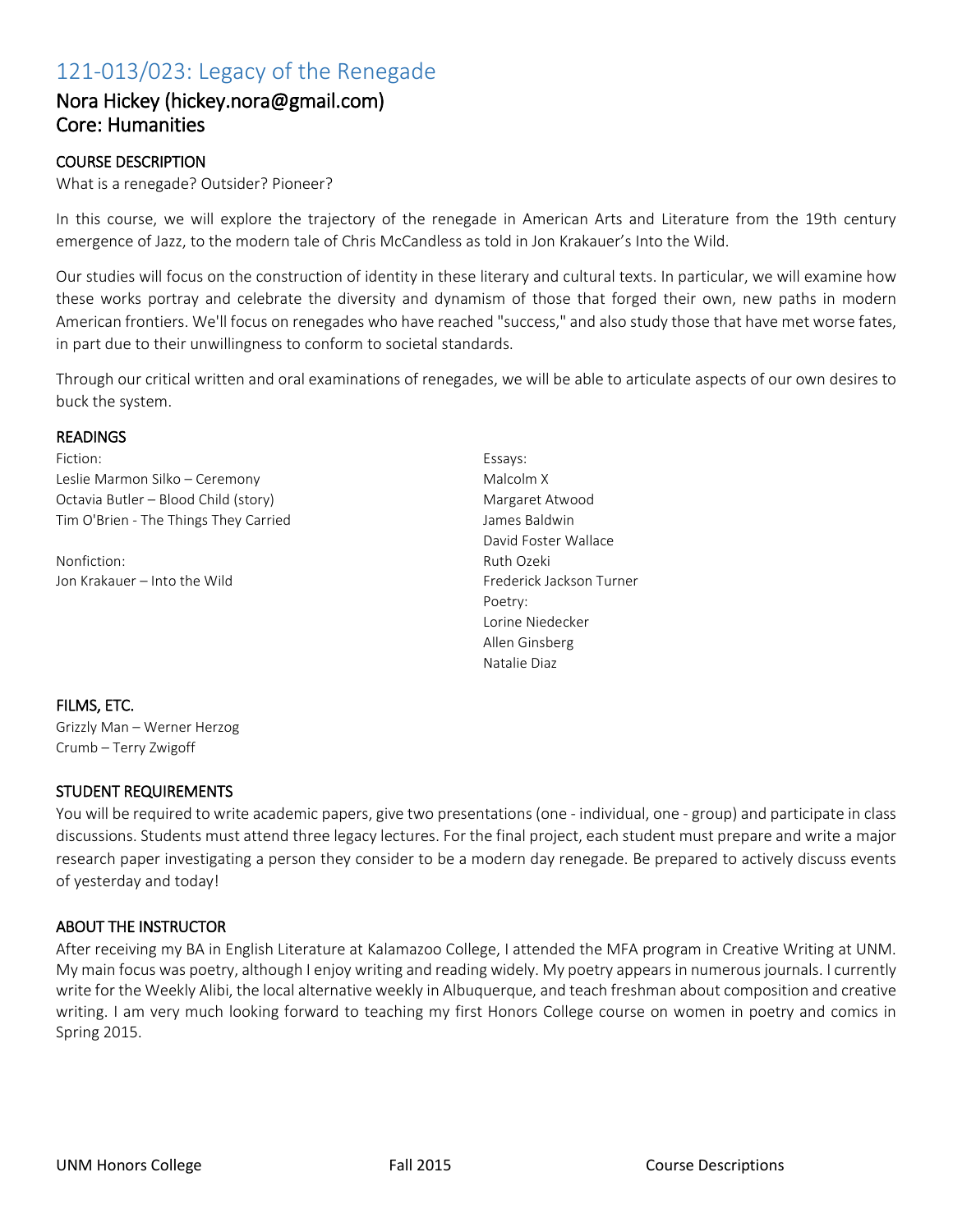# 121-013/023: Legacy of the Renegade

## Nora Hickey (hickey.nora@gmail.com)
## Core: Humanities

### COURSE DESCRIPTION

What is a renegade? Outsider? Pioneer?

In this course, we will explore the trajectory of the renegade in American Arts and Literature from the 19th century emergence of Jazz, to the modern tale of Chris McCandless as told in Jon Krakauer's Into the Wild.

Our studies will focus on the construction of identity in these literary and cultural texts. In particular, we will examine how these works portray and celebrate the diversity and dynamism of those that forged their own, new paths in modern American frontiers. We'll focus on renegades who have reached "success," and also study those that have met worse fates, in part due to their unwillingness to conform to societal standards.

Through our critical written and oral examinations of renegades, we will be able to articulate aspects of our own desires to buck the system.

### READINGS

Fiction:
Leslie Marmon Silko – Ceremony
Octavia Butler – Blood Child (story)
Tim O'Brien - The Things They Carried

Nonfiction:
Jon Krakauer – Into the Wild

Essays:
Malcolm X
Margaret Atwood
James Baldwin
David Foster Wallace
Ruth Ozeki
Frederick Jackson Turner

Poetry:
Lorine Niedecker
Allen Ginsberg
Natalie Diaz

### FILMS, ETC.

Grizzly Man – Werner Herzog
Crumb – Terry Zwigoff

### STUDENT REQUIREMENTS

You will be required to write academic papers, give two presentations (one - individual, one - group) and participate in class discussions. Students must attend three legacy lectures. For the final project, each student must prepare and write a major research paper investigating a person they consider to be a modern day renegade. Be prepared to actively discuss events of yesterday and today!

### ABOUT THE INSTRUCTOR

After receiving my BA in English Literature at Kalamazoo College, I attended the MFA program in Creative Writing at UNM. My main focus was poetry, although I enjoy writing and reading widely. My poetry appears in numerous journals. I currently write for the Weekly Alibi, the local alternative weekly in Albuquerque, and teach freshman about composition and creative writing. I am very much looking forward to teaching my first Honors College course on women in poetry and comics in Spring 2015.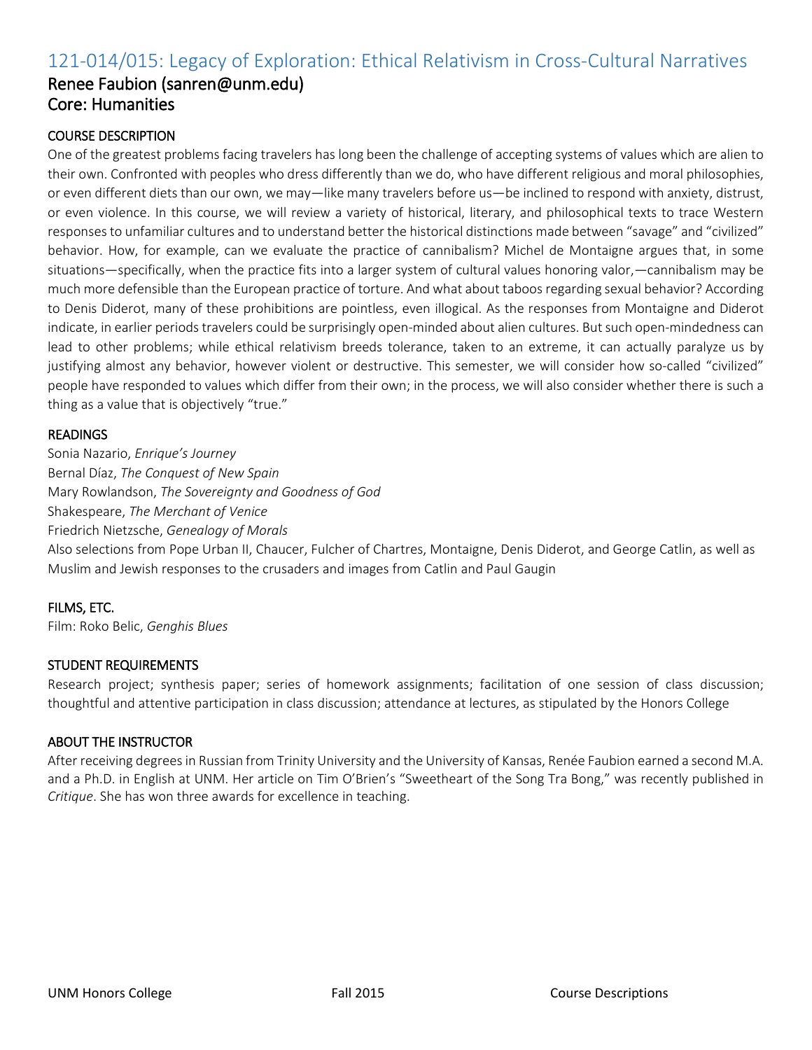## 121-014/015: Legacy of Exploration: Ethical Relativism in Cross-Cultural Narratives

### Renee Faubion (sanren@unm.edu)

### Core: Humanities

#### COURSE DESCRIPTION

One of the greatest problems facing travelers has long been the challenge of accepting systems of values which are alien to their own. Confronted with peoples who dress differently than we do, who have different religious and moral philosophies, or even different diets than our own, we may—like many travelers before us—be inclined to respond with anxiety, distrust, or even violence. In this course, we will review a variety of historical, literary, and philosophical texts to trace Western responses to unfamiliar cultures and to understand better the historical distinctions made between "savage" and "civilized" behavior. How, for example, can we evaluate the practice of cannibalism? Michel de Montaigne argues that, in some situations—specifically, when the practice fits into a larger system of cultural values honoring valor,—cannibalism may be much more defensible than the European practice of torture. And what about taboos regarding sexual behavior? According to Denis Diderot, many of these prohibitions are pointless, even illogical. As the responses from Montaigne and Diderot indicate, in earlier periods travelers could be surprisingly open-minded about alien cultures. But such open-mindedness can lead to other problems; while ethical relativism breeds tolerance, taken to an extreme, it can actually paralyze us by justifying almost any behavior, however violent or destructive. This semester, we will consider how so-called "civilized" people have responded to values which differ from their own; in the process, we will also consider whether there is such a thing as a value that is objectively "true."

#### READINGS

Sonia Nazario, *Enrique's Journey*
Bernal Díaz, *The Conquest of New Spain*
Mary Rowlandson, *The Sovereignty and Goodness of God*
Shakespeare, *The Merchant of Venice*
Friedrich Nietzsche, *Genealogy of Morals*
Also selections from Pope Urban II, Chaucer, Fulcher of Chartres, Montaigne, Denis Diderot, and George Catlin, as well as Muslim and Jewish responses to the crusaders and images from Catlin and Paul Gaugin

#### FILMS, ETC.

Film: Roko Belic, *Genghis Blues*

#### STUDENT REQUIREMENTS

Research project; synthesis paper; series of homework assignments; facilitation of one session of class discussion; thoughtful and attentive participation in class discussion; attendance at lectures, as stipulated by the Honors College

#### ABOUT THE INSTRUCTOR

After receiving degrees in Russian from Trinity University and the University of Kansas, Renée Faubion earned a second M.A. and a Ph.D. in English at UNM. Her article on Tim O'Brien's "Sweetheart of the Song Tra Bong," was recently published in *Critique*. She has won three awards for excellence in teaching.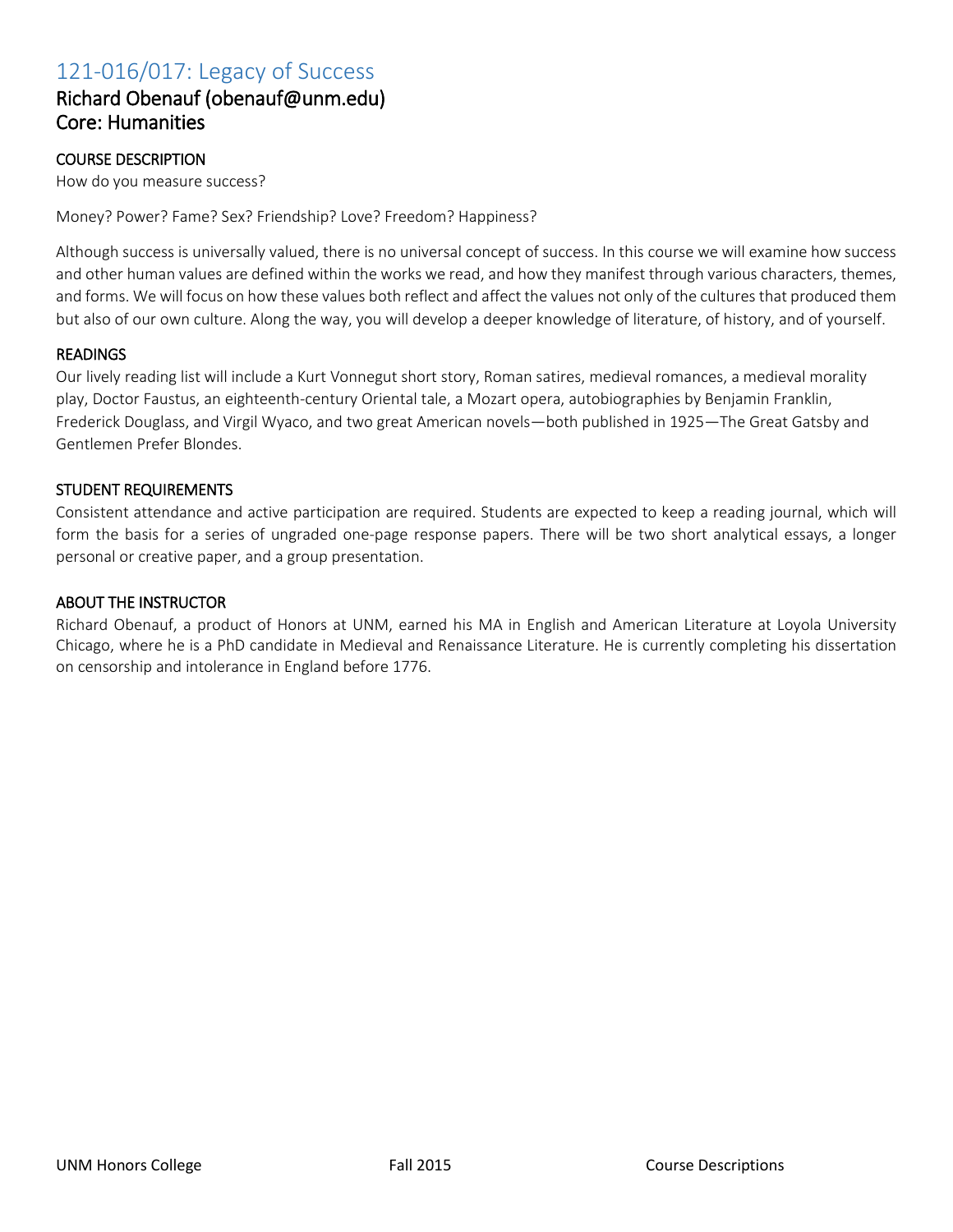# 121-016/017: Legacy of Success

## Richard Obenauf (obenauf@unm.edu)
## Core: Humanities

### COURSE DESCRIPTION

How do you measure success?

Money? Power? Fame? Sex? Friendship? Love? Freedom? Happiness?

Although success is universally valued, there is no universal concept of success. In this course we will examine how success and other human values are defined within the works we read, and how they manifest through various characters, themes, and forms. We will focus on how these values both reflect and affect the values not only of the cultures that produced them but also of our own culture. Along the way, you will develop a deeper knowledge of literature, of history, and of yourself.

### READINGS

Our lively reading list will include a Kurt Vonnegut short story, Roman satires, medieval romances, a medieval morality play, Doctor Faustus, an eighteenth-century Oriental tale, a Mozart opera, autobiographies by Benjamin Franklin, Frederick Douglass, and Virgil Wyaco, and two great American novels—both published in 1925—The Great Gatsby and Gentlemen Prefer Blondes.

### STUDENT REQUIREMENTS

Consistent attendance and active participation are required. Students are expected to keep a reading journal, which will form the basis for a series of ungraded one-page response papers. There will be two short analytical essays, a longer personal or creative paper, and a group presentation.

### ABOUT THE INSTRUCTOR

Richard Obenauf, a product of Honors at UNM, earned his MA in English and American Literature at Loyola University Chicago, where he is a PhD candidate in Medieval and Renaissance Literature. He is currently completing his dissertation on censorship and intolerance in England before 1776.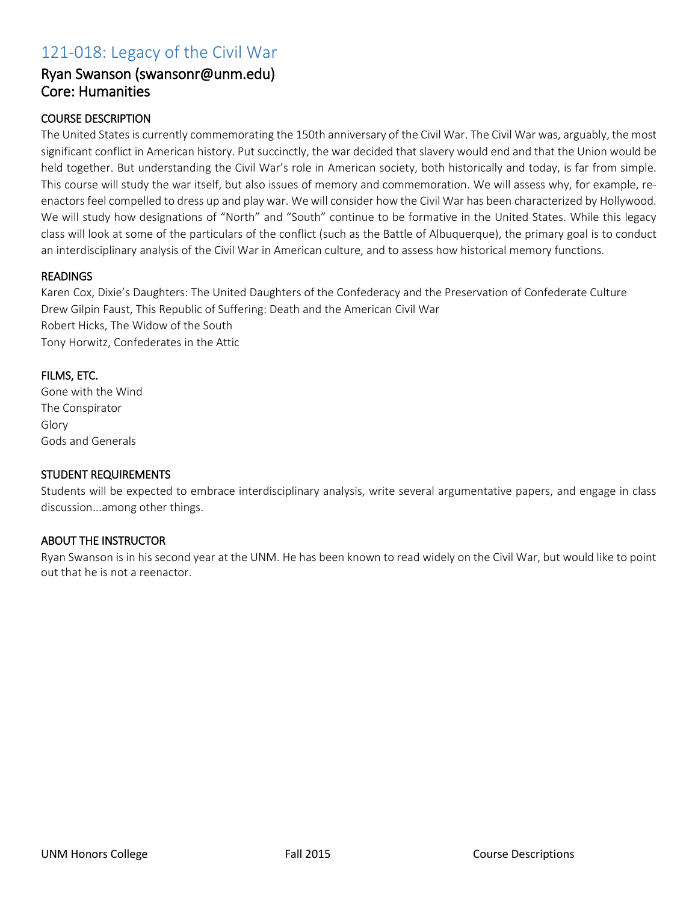## 121-018: Legacy of the Civil War

### Ryan Swanson (swansonr@unm.edu)
### Core: Humanities

#### COURSE DESCRIPTION

The United States is currently commemorating the 150th anniversary of the Civil War. The Civil War was, arguably, the most significant conflict in American history. Put succinctly, the war decided that slavery would end and that the Union would be held together. But understanding the Civil War's role in American society, both historically and today, is far from simple. This course will study the war itself, but also issues of memory and commemoration. We will assess why, for example, re-enactors feel compelled to dress up and play war. We will consider how the Civil War has been characterized by Hollywood. We will study how designations of "North" and "South" continue to be formative in the United States. While this legacy class will look at some of the particulars of the conflict (such as the Battle of Albuquerque), the primary goal is to conduct an interdisciplinary analysis of the Civil War in American culture, and to assess how historical memory functions.

#### READINGS

Karen Cox, Dixie's Daughters: The United Daughters of the Confederacy and the Preservation of Confederate Culture
Drew Gilpin Faust, This Republic of Suffering: Death and the American Civil War
Robert Hicks, The Widow of the South
Tony Horwitz, Confederates in the Attic

#### FILMS, ETC.

Gone with the Wind
The Conspirator
Glory
Gods and Generals

#### STUDENT REQUIREMENTS

Students will be expected to embrace interdisciplinary analysis, write several argumentative papers, and engage in class discussion...among other things.

#### ABOUT THE INSTRUCTOR

Ryan Swanson is in his second year at the UNM. He has been known to read widely on the Civil War, but would like to point out that he is not a reenactor.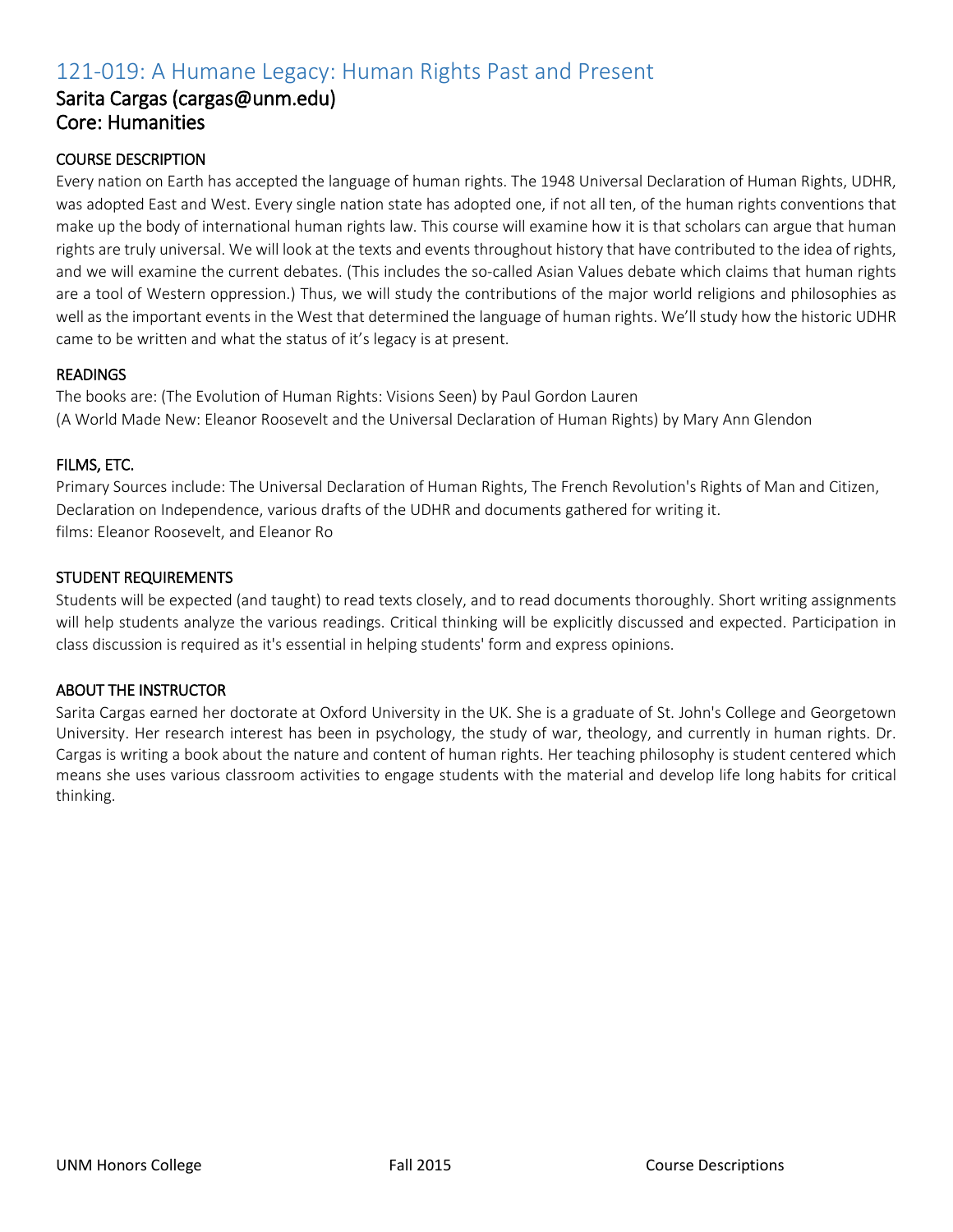# 121-019: A Humane Legacy: Human Rights Past and Present

## Sarita Cargas (cargas@unm.edu)
## Core: Humanities

### COURSE DESCRIPTION

Every nation on Earth has accepted the language of human rights. The 1948 Universal Declaration of Human Rights, UDHR, was adopted East and West. Every single nation state has adopted one, if not all ten, of the human rights conventions that make up the body of international human rights law. This course will examine how it is that scholars can argue that human rights are truly universal. We will look at the texts and events throughout history that have contributed to the idea of rights, and we will examine the current debates. (This includes the so-called Asian Values debate which claims that human rights are a tool of Western oppression.) Thus, we will study the contributions of the major world religions and philosophies as well as the important events in the West that determined the language of human rights. We'll study how the historic UDHR came to be written and what the status of it's legacy is at present.

### READINGS

The books are: (The Evolution of Human Rights: Visions Seen) by Paul Gordon Lauren
(A World Made New: Eleanor Roosevelt and the Universal Declaration of Human Rights) by Mary Ann Glendon

### FILMS, ETC.

Primary Sources include: The Universal Declaration of Human Rights, The French Revolution's Rights of Man and Citizen, Declaration on Independence, various drafts of the UDHR and documents gathered for writing it.
films: Eleanor Roosevelt, and Eleanor Ro

### STUDENT REQUIREMENTS

Students will be expected (and taught) to read texts closely, and to read documents thoroughly. Short writing assignments will help students analyze the various readings. Critical thinking will be explicitly discussed and expected. Participation in class discussion is required as it's essential in helping students' form and express opinions.

### ABOUT THE INSTRUCTOR

Sarita Cargas earned her doctorate at Oxford University in the UK. She is a graduate of St. John's College and Georgetown University. Her research interest has been in psychology, the study of war, theology, and currently in human rights. Dr. Cargas is writing a book about the nature and content of human rights. Her teaching philosophy is student centered which means she uses various classroom activities to engage students with the material and develop life long habits for critical thinking.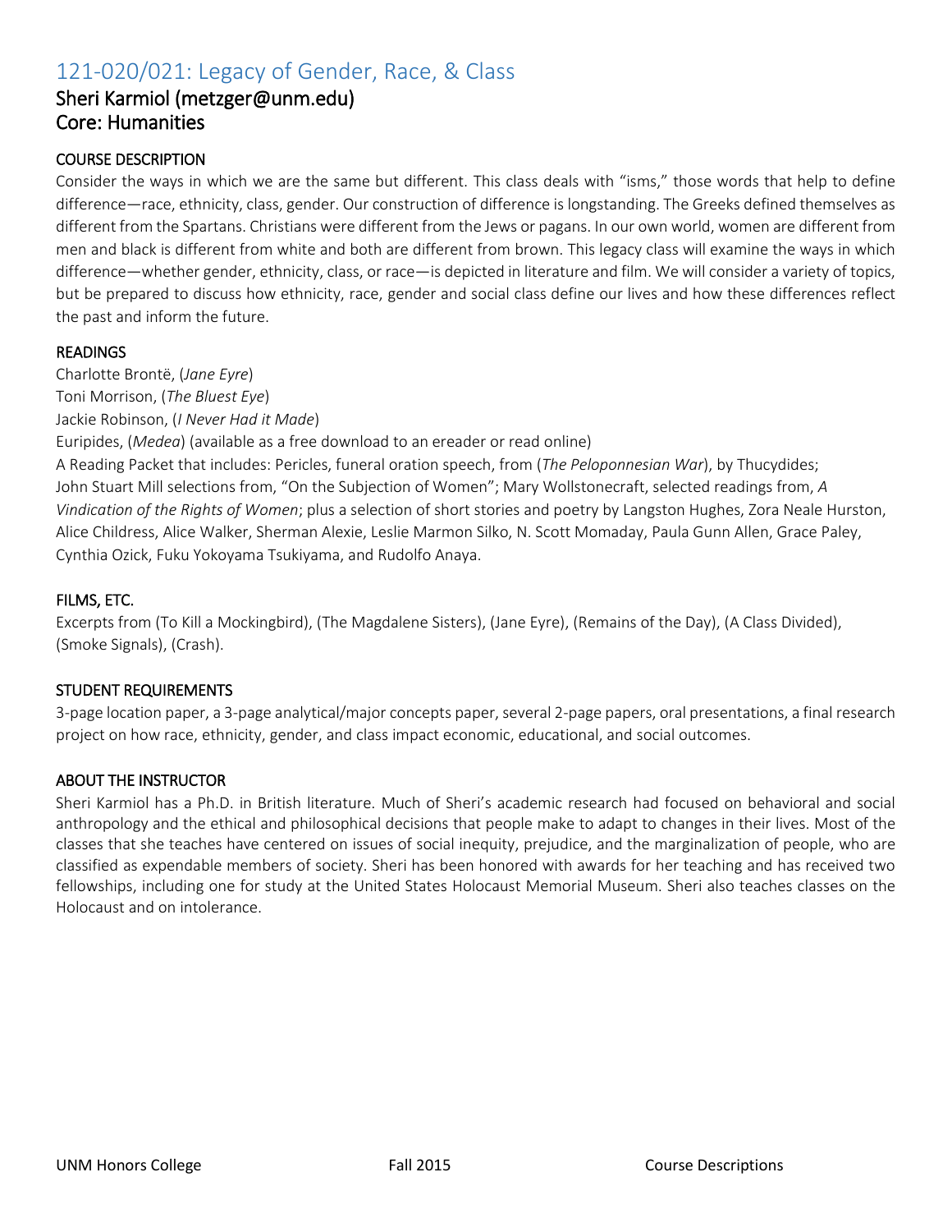# 121-020/021: Legacy of Gender, Race, & Class

## Sheri Karmiol (metzger@unm.edu)
## Core: Humanities

### COURSE DESCRIPTION

Consider the ways in which we are the same but different. This class deals with "isms," those words that help to define difference—race, ethnicity, class, gender. Our construction of difference is longstanding. The Greeks defined themselves as different from the Spartans. Christians were different from the Jews or pagans. In our own world, women are different from men and black is different from white and both are different from brown. This legacy class will examine the ways in which difference—whether gender, ethnicity, class, or race—is depicted in literature and film. We will consider a variety of topics, but be prepared to discuss how ethnicity, race, gender and social class define our lives and how these differences reflect the past and inform the future.

### READINGS

Charlotte Brontë, (*Jane Eyre*)
Toni Morrison, (*The Bluest Eye*)
Jackie Robinson, (*I Never Had it Made*)
Euripides, (*Medea*) (available as a free download to an ereader or read online)
A Reading Packet that includes: Pericles, funeral oration speech, from (*The Peloponnesian War*), by Thucydides; John Stuart Mill selections from, "On the Subjection of Women"; Mary Wollstonecraft, selected readings from, *A Vindication of the Rights of Women*; plus a selection of short stories and poetry by Langston Hughes, Zora Neale Hurston, Alice Childress, Alice Walker, Sherman Alexie, Leslie Marmon Silko, N. Scott Momaday, Paula Gunn Allen, Grace Paley, Cynthia Ozick, Fuku Yokoyama Tsukiyama, and Rudolfo Anaya.

### FILMS, ETC.

Excerpts from (To Kill a Mockingbird), (The Magdalene Sisters), (Jane Eyre), (Remains of the Day), (A Class Divided), (Smoke Signals), (Crash).

### STUDENT REQUIREMENTS

3-page location paper, a 3-page analytical/major concepts paper, several 2-page papers, oral presentations, a final research project on how race, ethnicity, gender, and class impact economic, educational, and social outcomes.

### ABOUT THE INSTRUCTOR

Sheri Karmiol has a Ph.D. in British literature. Much of Sheri's academic research had focused on behavioral and social anthropology and the ethical and philosophical decisions that people make to adapt to changes in their lives. Most of the classes that she teaches have centered on issues of social inequity, prejudice, and the marginalization of people, who are classified as expendable members of society. Sheri has been honored with awards for her teaching and has received two fellowships, including one for study at the United States Holocaust Memorial Museum. Sheri also teaches classes on the Holocaust and on intolerance.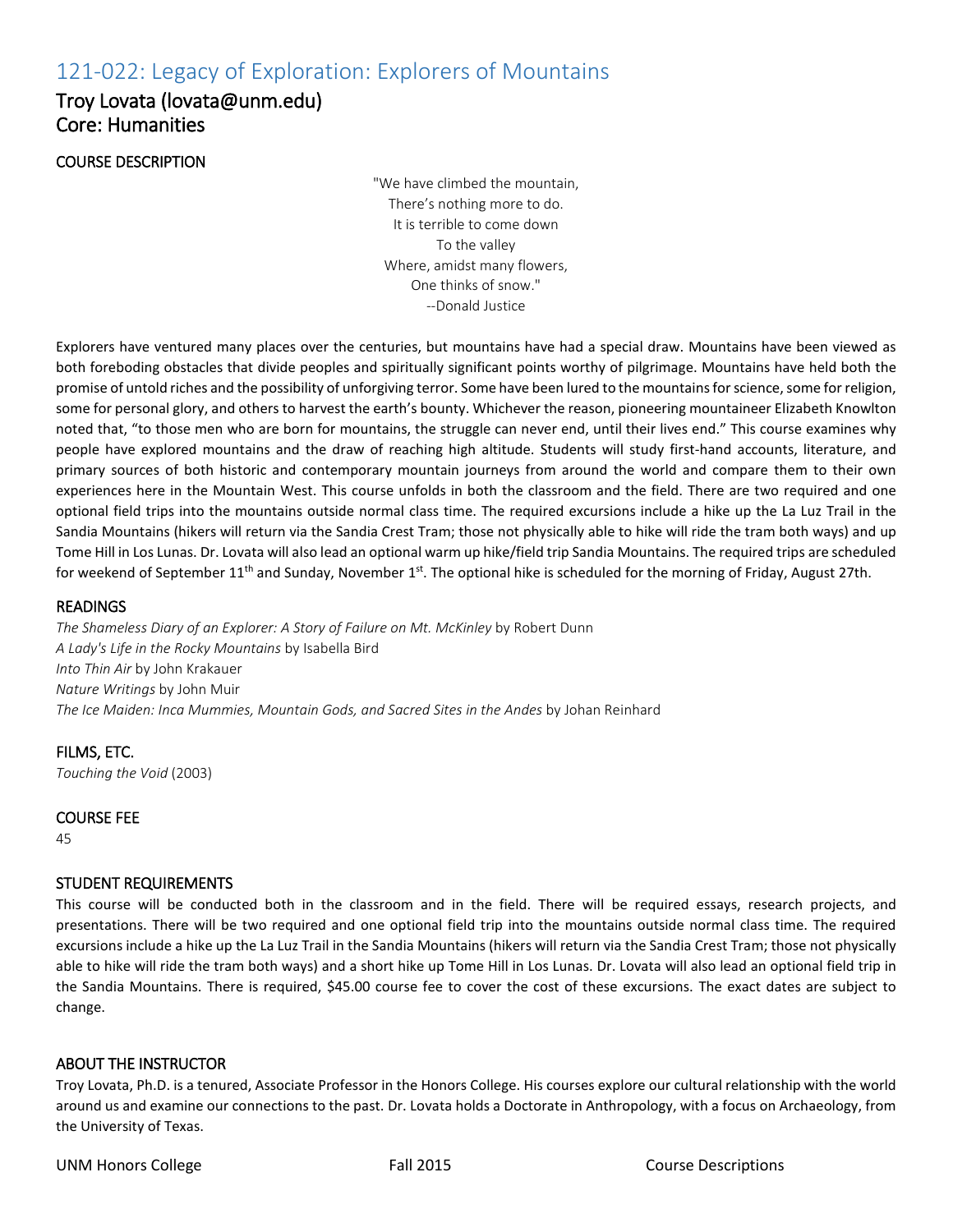## 121-022: Legacy of Exploration: Explorers of Mountains

### Troy Lovata (lovata@unm.edu)
### Core: Humanities

#### COURSE DESCRIPTION

"We have climbed the mountain,  
There's nothing more to do.  
It is terrible to come down  
To the valley  
Where, amidst many flowers,  
One thinks of snow."  
--Donald Justice

Explorers have ventured many places over the centuries, but mountains have had a special draw. Mountains have been viewed as both foreboding obstacles that divide peoples and spiritually significant points worthy of pilgrimage. Mountains have held both the promise of untold riches and the possibility of unforgiving terror. Some have been lured to the mountains for science, some for religion, some for personal glory, and others to harvest the earth's bounty. Whichever the reason, pioneering mountaineer Elizabeth Knowlton noted that, "to those men who are born for mountains, the struggle can never end, until their lives end." This course examines why people have explored mountains and the draw of reaching high altitude. Students will study first-hand accounts, literature, and primary sources of both historic and contemporary mountain journeys from around the world and compare them to their own experiences here in the Mountain West. This course unfolds in both the classroom and the field. There are two required and one optional field trips into the mountains outside normal class time. The required excursions include a hike up the La Luz Trail in the Sandia Mountains (hikers will return via the Sandia Crest Tram; those not physically able to hike will ride the tram both ways) and up Tome Hill in Los Lunas. Dr. Lovata will also lead an optional warm up hike/field trip Sandia Mountains. The required trips are scheduled for weekend of September 11th and Sunday, November 1st. The optional hike is scheduled for the morning of Friday, August 27th.

#### READINGS

*The Shameless Diary of an Explorer: A Story of Failure on Mt. McKinley* by Robert Dunn  
*A Lady's Life in the Rocky Mountains* by Isabella Bird  
*Into Thin Air* by John Krakauer  
*Nature Writings* by John Muir  
*The Ice Maiden: Inca Mummies, Mountain Gods, and Sacred Sites in the Andes* by Johan Reinhard

#### FILMS, ETC.

*Touching the Void* (2003)

#### COURSE FEE

45

#### STUDENT REQUIREMENTS

This course will be conducted both in the classroom and in the field. There will be required essays, research projects, and presentations. There will be two required and one optional field trip into the mountains outside normal class time. The required excursions include a hike up the La Luz Trail in the Sandia Mountains (hikers will return via the Sandia Crest Tram; those not physically able to hike will ride the tram both ways) and a short hike up Tome Hill in Los Lunas. Dr. Lovata will also lead an optional field trip in the Sandia Mountains. There is required, $45.00 course fee to cover the cost of these excursions. The exact dates are subject to change.

#### ABOUT THE INSTRUCTOR

Troy Lovata, Ph.D. is a tenured, Associate Professor in the Honors College. His courses explore our cultural relationship with the world around us and examine our connections to the past. Dr. Lovata holds a Doctorate in Anthropology, with a focus on Archaeology, from the University of Texas.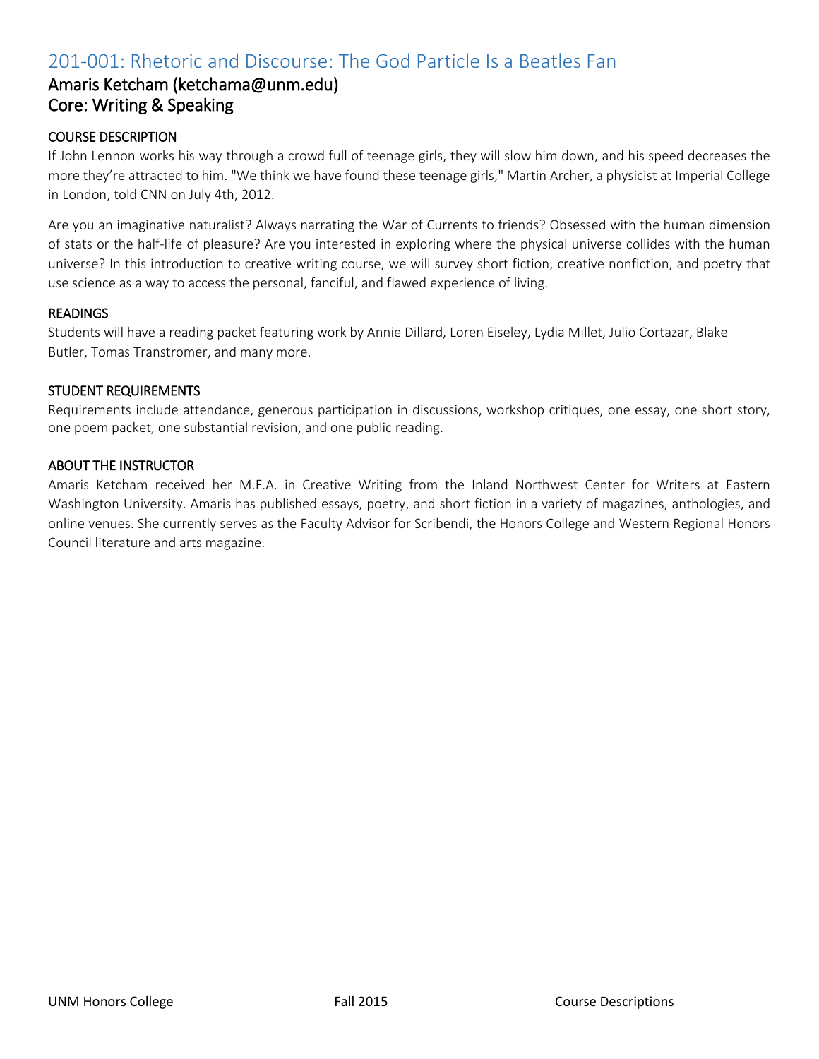## 201-001: Rhetoric and Discourse: The God Particle Is a Beatles Fan

### Amaris Ketcham (ketchama@unm.edu)
### Core: Writing & Speaking

#### COURSE DESCRIPTION

If John Lennon works his way through a crowd full of teenage girls, they will slow him down, and his speed decreases the more they're attracted to him. "We think we have found these teenage girls," Martin Archer, a physicist at Imperial College in London, told CNN on July 4th, 2012.

Are you an imaginative naturalist? Always narrating the War of Currents to friends? Obsessed with the human dimension of stats or the half-life of pleasure? Are you interested in exploring where the physical universe collides with the human universe? In this introduction to creative writing course, we will survey short fiction, creative nonfiction, and poetry that use science as a way to access the personal, fanciful, and flawed experience of living.

#### READINGS

Students will have a reading packet featuring work by Annie Dillard, Loren Eiseley, Lydia Millet, Julio Cortazar, Blake Butler, Tomas Transtromer, and many more.

#### STUDENT REQUIREMENTS

Requirements include attendance, generous participation in discussions, workshop critiques, one essay, one short story, one poem packet, one substantial revision, and one public reading.

#### ABOUT THE INSTRUCTOR

Amaris Ketcham received her M.F.A. in Creative Writing from the Inland Northwest Center for Writers at Eastern Washington University. Amaris has published essays, poetry, and short fiction in a variety of magazines, anthologies, and online venues. She currently serves as the Faculty Advisor for Scribendi, the Honors College and Western Regional Honors Council literature and arts magazine.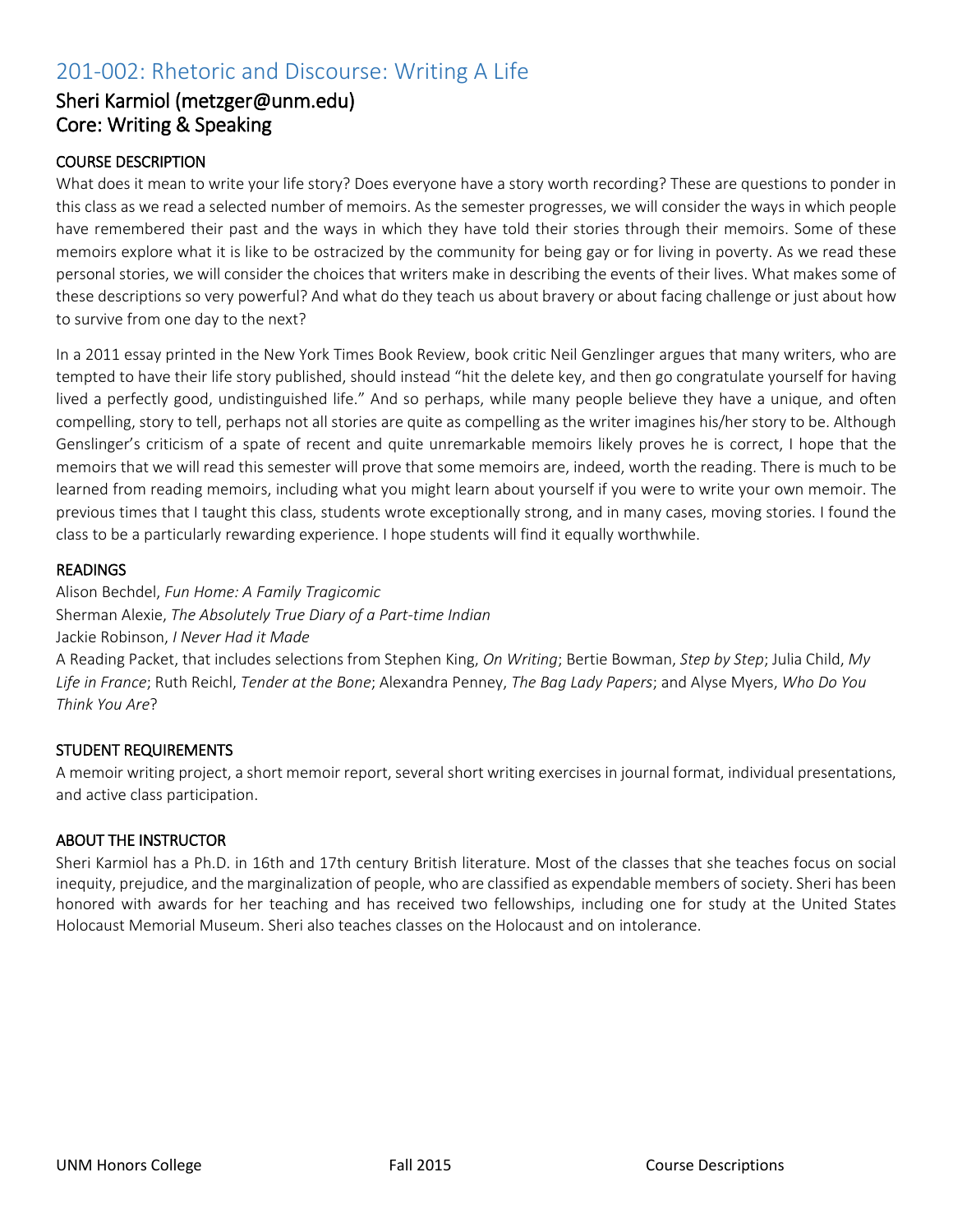## 201-002: Rhetoric and Discourse: Writing A Life

### Sheri Karmiol (metzger@unm.edu)
### Core: Writing & Speaking

#### COURSE DESCRIPTION

What does it mean to write your life story? Does everyone have a story worth recording? These are questions to ponder in this class as we read a selected number of memoirs. As the semester progresses, we will consider the ways in which people have remembered their past and the ways in which they have told their stories through their memoirs. Some of these memoirs explore what it is like to be ostracized by the community for being gay or for living in poverty. As we read these personal stories, we will consider the choices that writers make in describing the events of their lives. What makes some of these descriptions so very powerful? And what do they teach us about bravery or about facing challenge or just about how to survive from one day to the next?

In a 2011 essay printed in the New York Times Book Review, book critic Neil Genzlinger argues that many writers, who are tempted to have their life story published, should instead "hit the delete key, and then go congratulate yourself for having lived a perfectly good, undistinguished life." And so perhaps, while many people believe they have a unique, and often compelling, story to tell, perhaps not all stories are quite as compelling as the writer imagines his/her story to be. Although Genslinger's criticism of a spate of recent and quite unremarkable memoirs likely proves he is correct, I hope that the memoirs that we will read this semester will prove that some memoirs are, indeed, worth the reading. There is much to be learned from reading memoirs, including what you might learn about yourself if you were to write your own memoir. The previous times that I taught this class, students wrote exceptionally strong, and in many cases, moving stories. I found the class to be a particularly rewarding experience. I hope students will find it equally worthwhile.

#### READINGS

Alison Bechdel, *Fun Home: A Family Tragicomic*
Sherman Alexie, *The Absolutely True Diary of a Part-time Indian*
Jackie Robinson, *I Never Had it Made*
A Reading Packet, that includes selections from Stephen King, *On Writing*; Bertie Bowman, *Step by Step*; Julia Child, *My Life in France*; Ruth Reichl, *Tender at the Bone*; Alexandra Penney, *The Bag Lady Papers*; and Alyse Myers, *Who Do You Think You Are*?

#### STUDENT REQUIREMENTS

A memoir writing project, a short memoir report, several short writing exercises in journal format, individual presentations, and active class participation.

#### ABOUT THE INSTRUCTOR

Sheri Karmiol has a Ph.D. in 16th and 17th century British literature. Most of the classes that she teaches focus on social inequity, prejudice, and the marginalization of people, who are classified as expendable members of society. Sheri has been honored with awards for her teaching and has received two fellowships, including one for study at the United States Holocaust Memorial Museum. Sheri also teaches classes on the Holocaust and on intolerance.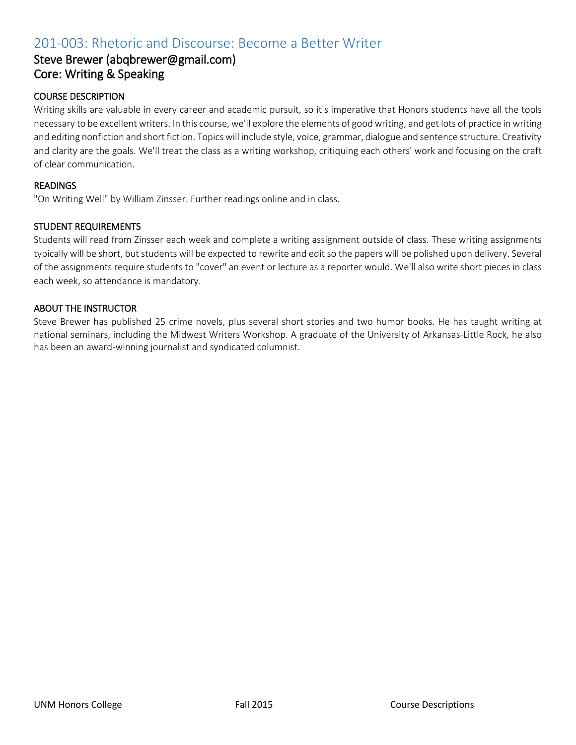## 201-003: Rhetoric and Discourse: Become a Better Writer

### Steve Brewer (abqbrewer@gmail.com)
### Core: Writing & Speaking

#### COURSE DESCRIPTION

Writing skills are valuable in every career and academic pursuit, so it's imperative that Honors students have all the tools necessary to be excellent writers. In this course, we'll explore the elements of good writing, and get lots of practice in writing and editing nonfiction and short fiction. Topics will include style, voice, grammar, dialogue and sentence structure. Creativity and clarity are the goals. We'll treat the class as a writing workshop, critiquing each others' work and focusing on the craft of clear communication.

#### READINGS

"On Writing Well" by William Zinsser. Further readings online and in class.

#### STUDENT REQUIREMENTS

Students will read from Zinsser each week and complete a writing assignment outside of class. These writing assignments typically will be short, but students will be expected to rewrite and edit so the papers will be polished upon delivery. Several of the assignments require students to "cover" an event or lecture as a reporter would. We'll also write short pieces in class each week, so attendance is mandatory.

#### ABOUT THE INSTRUCTOR

Steve Brewer has published 25 crime novels, plus several short stories and two humor books. He has taught writing at national seminars, including the Midwest Writers Workshop. A graduate of the University of Arkansas-Little Rock, he also has been an award-winning journalist and syndicated columnist.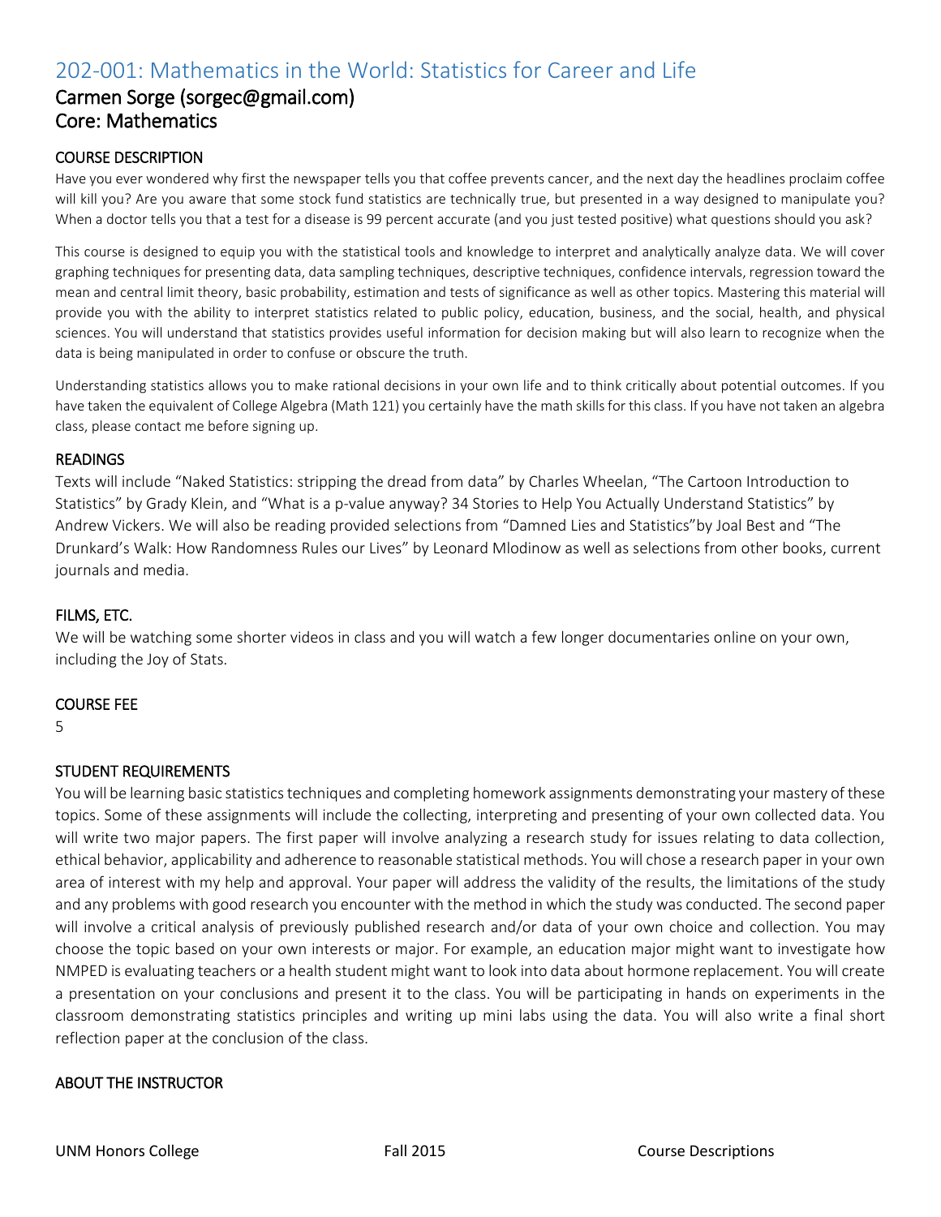# 202-001: Mathematics in the World: Statistics for Career and Life

## Carmen Sorge (sorgec@gmail.com)
## Core: Mathematics

### COURSE DESCRIPTION

Have you ever wondered why first the newspaper tells you that coffee prevents cancer, and the next day the headlines proclaim coffee will kill you? Are you aware that some stock fund statistics are technically true, but presented in a way designed to manipulate you? When a doctor tells you that a test for a disease is 99 percent accurate (and you just tested positive) what questions should you ask?

This course is designed to equip you with the statistical tools and knowledge to interpret and analytically analyze data. We will cover graphing techniques for presenting data, data sampling techniques, descriptive techniques, confidence intervals, regression toward the mean and central limit theory, basic probability, estimation and tests of significance as well as other topics. Mastering this material will provide you with the ability to interpret statistics related to public policy, education, business, and the social, health, and physical sciences. You will understand that statistics provides useful information for decision making but will also learn to recognize when the data is being manipulated in order to confuse or obscure the truth.

Understanding statistics allows you to make rational decisions in your own life and to think critically about potential outcomes. If you have taken the equivalent of College Algebra (Math 121) you certainly have the math skills for this class. If you have not taken an algebra class, please contact me before signing up.

### READINGS

Texts will include "Naked Statistics: stripping the dread from data" by Charles Wheelan, "The Cartoon Introduction to Statistics" by Grady Klein, and "What is a p-value anyway? 34 Stories to Help You Actually Understand Statistics" by Andrew Vickers. We will also be reading provided selections from "Damned Lies and Statistics"by Joal Best and "The Drunkard's Walk: How Randomness Rules our Lives" by Leonard Mlodinow as well as selections from other books, current journals and media.

### FILMS, ETC.

We will be watching some shorter videos in class and you will watch a few longer documentaries online on your own, including the Joy of Stats.

### COURSE FEE

5

### STUDENT REQUIREMENTS

You will be learning basic statistics techniques and completing homework assignments demonstrating your mastery of these topics. Some of these assignments will include the collecting, interpreting and presenting of your own collected data. You will write two major papers. The first paper will involve analyzing a research study for issues relating to data collection, ethical behavior, applicability and adherence to reasonable statistical methods. You will chose a research paper in your own area of interest with my help and approval. Your paper will address the validity of the results, the limitations of the study and any problems with good research you encounter with the method in which the study was conducted. The second paper will involve a critical analysis of previously published research and/or data of your own choice and collection. You may choose the topic based on your own interests or major. For example, an education major might want to investigate how NMPED is evaluating teachers or a health student might want to look into data about hormone replacement. You will create a presentation on your conclusions and present it to the class. You will be participating in hands on experiments in the classroom demonstrating statistics principles and writing up mini labs using the data. You will also write a final short reflection paper at the conclusion of the class.

### ABOUT THE INSTRUCTOR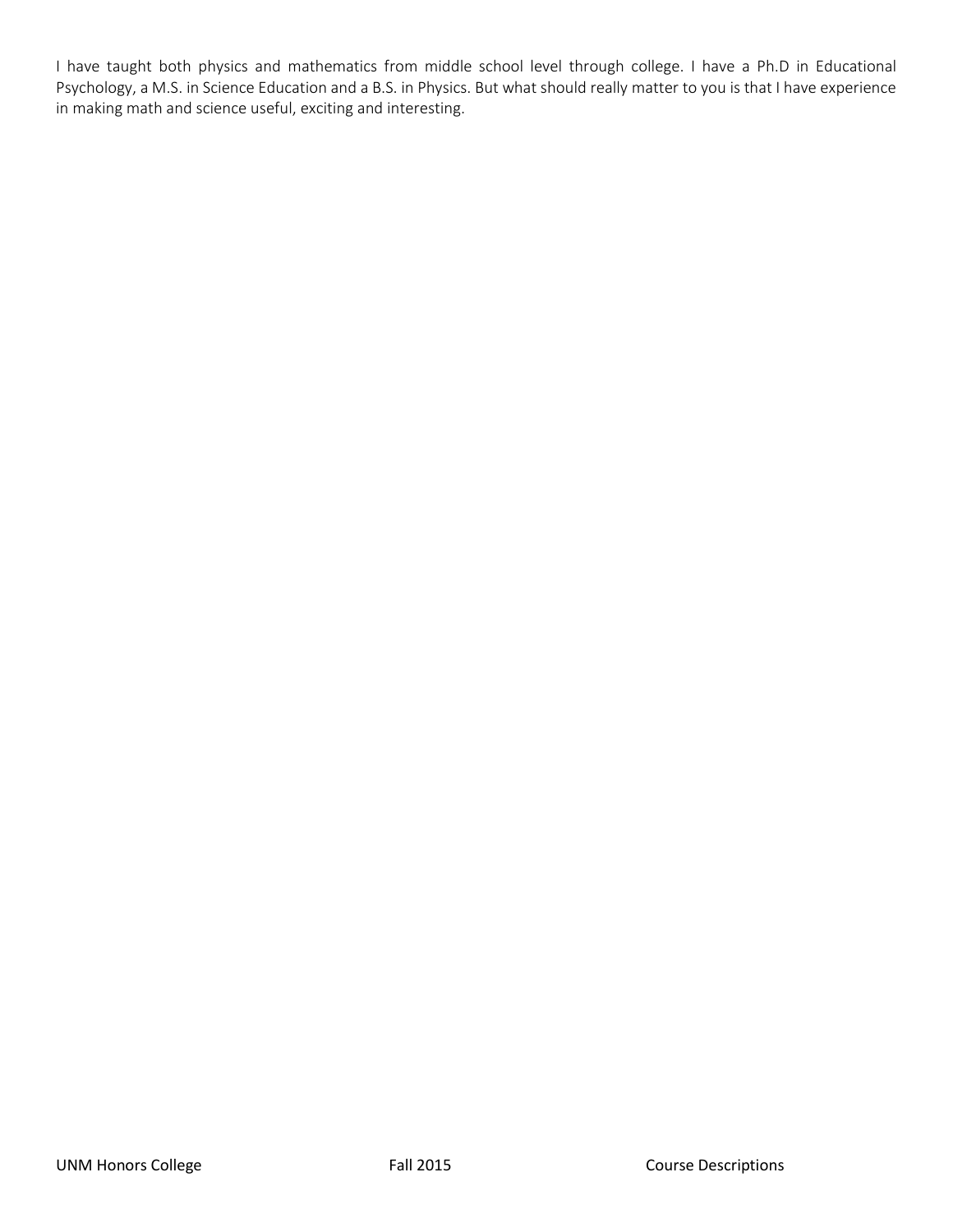I have taught both physics and mathematics from middle school level through college. I have a Ph.D in Educational Psychology, a M.S. in Science Education and a B.S. in Physics. But what should really matter to you is that I have experience in making math and science useful, exciting and interesting.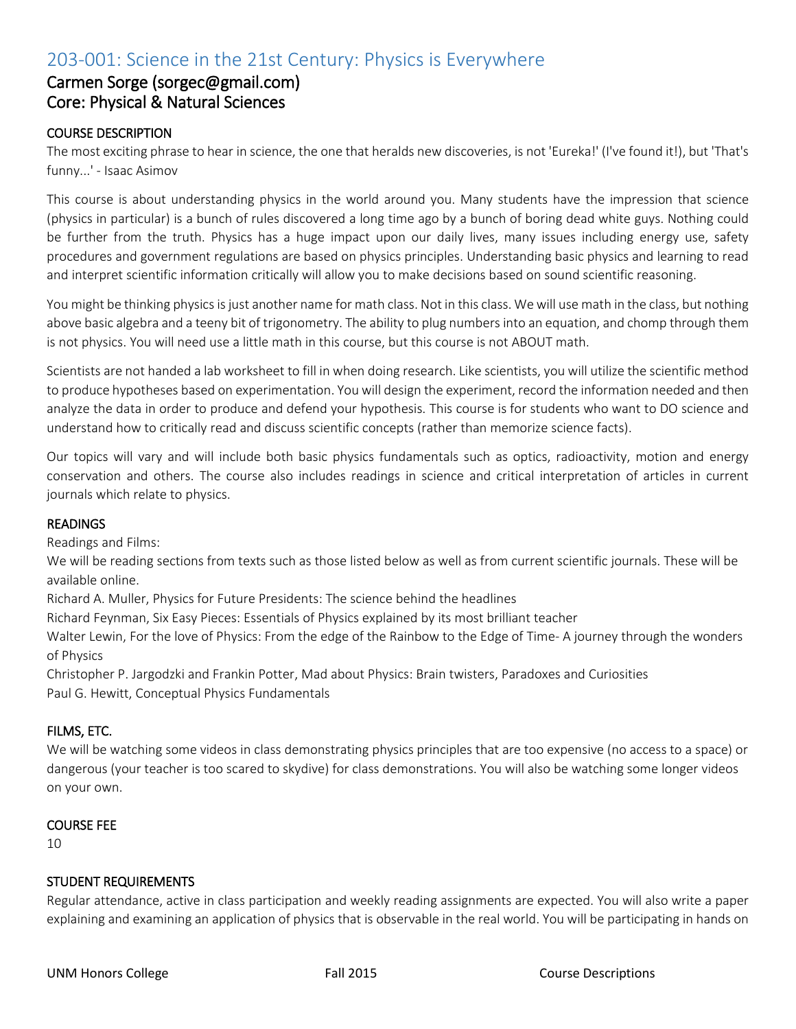## 203-001: Science in the 21st Century: Physics is Everywhere

### Carmen Sorge (sorgec@gmail.com)
### Core: Physical & Natural Sciences

#### COURSE DESCRIPTION

The most exciting phrase to hear in science, the one that heralds new discoveries, is not 'Eureka!' (I've found it!), but 'That's funny...' - Isaac Asimov

This course is about understanding physics in the world around you. Many students have the impression that science (physics in particular) is a bunch of rules discovered a long time ago by a bunch of boring dead white guys. Nothing could be further from the truth. Physics has a huge impact upon our daily lives, many issues including energy use, safety procedures and government regulations are based on physics principles. Understanding basic physics and learning to read and interpret scientific information critically will allow you to make decisions based on sound scientific reasoning.

You might be thinking physics is just another name for math class. Not in this class. We will use math in the class, but nothing above basic algebra and a teeny bit of trigonometry. The ability to plug numbers into an equation, and chomp through them is not physics. You will need use a little math in this course, but this course is not ABOUT math.

Scientists are not handed a lab worksheet to fill in when doing research. Like scientists, you will utilize the scientific method to produce hypotheses based on experimentation. You will design the experiment, record the information needed and then analyze the data in order to produce and defend your hypothesis. This course is for students who want to DO science and understand how to critically read and discuss scientific concepts (rather than memorize science facts).

Our topics will vary and will include both basic physics fundamentals such as optics, radioactivity, motion and energy conservation and others. The course also includes readings in science and critical interpretation of articles in current journals which relate to physics.

#### READINGS

Readings and Films:

We will be reading sections from texts such as those listed below as well as from current scientific journals. These will be available online.

Richard A. Muller, Physics for Future Presidents: The science behind the headlines

Richard Feynman, Six Easy Pieces: Essentials of Physics explained by its most brilliant teacher

Walter Lewin, For the love of Physics: From the edge of the Rainbow to the Edge of Time- A journey through the wonders of Physics

Christopher P. Jargodzki and Frankin Potter, Mad about Physics: Brain twisters, Paradoxes and Curiosities

Paul G. Hewitt, Conceptual Physics Fundamentals

#### FILMS, ETC.

We will be watching some videos in class demonstrating physics principles that are too expensive (no access to a space) or dangerous (your teacher is too scared to skydive) for class demonstrations. You will also be watching some longer videos on your own.

#### COURSE FEE

10

#### STUDENT REQUIREMENTS

Regular attendance, active in class participation and weekly reading assignments are expected. You will also write a paper explaining and examining an application of physics that is observable in the real world. You will be participating in hands on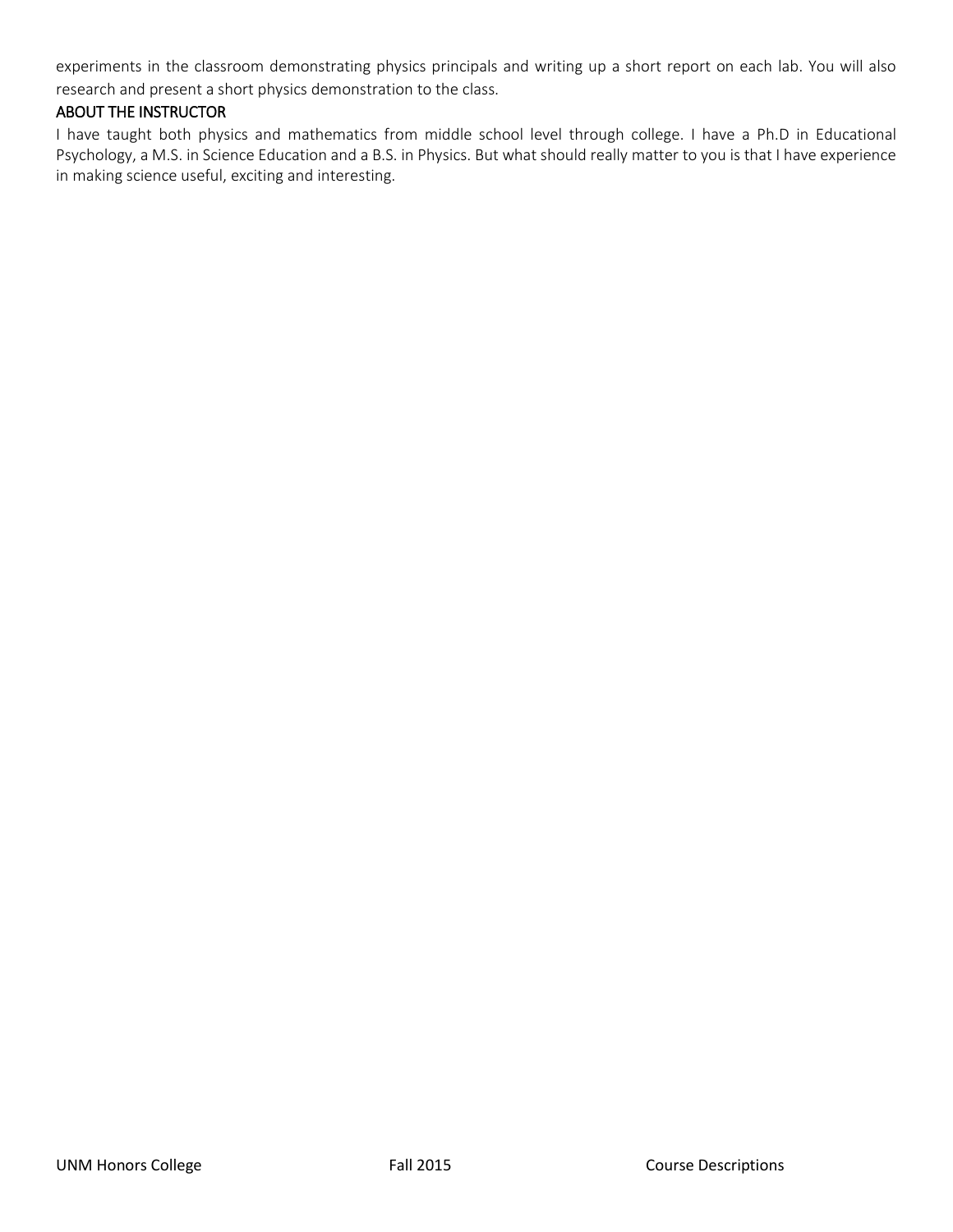experiments in the classroom demonstrating physics principals and writing up a short report on each lab. You will also research and present a short physics demonstration to the class.

### ABOUT THE INSTRUCTOR

I have taught both physics and mathematics from middle school level through college. I have a Ph.D in Educational Psychology, a M.S. in Science Education and a B.S. in Physics. But what should really matter to you is that I have experience in making science useful, exciting and interesting.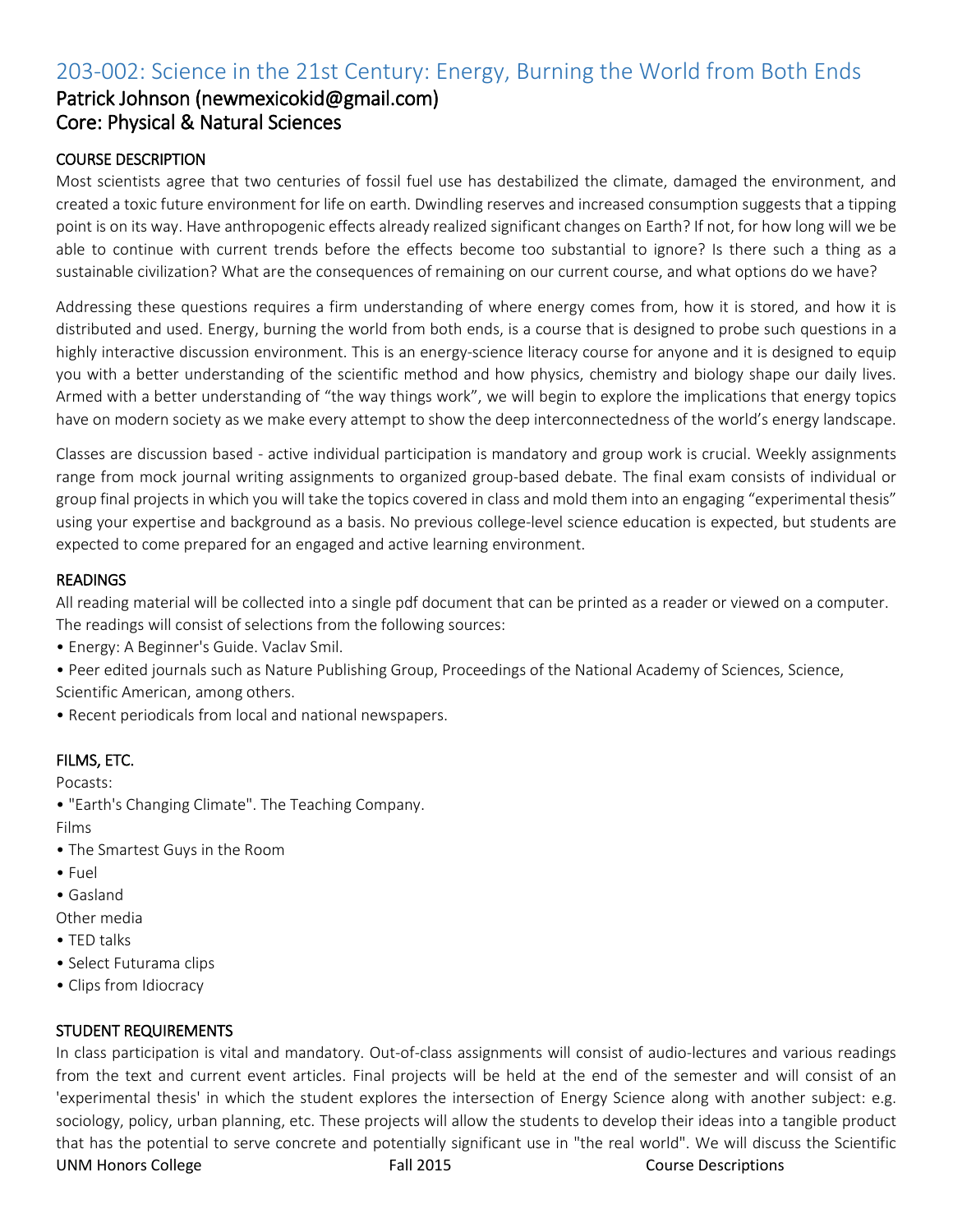## 203-002: Science in the 21st Century: Energy, Burning the World from Both Ends

### Patrick Johnson (newmexicokid@gmail.com)
### Core: Physical & Natural Sciences

COURSE DESCRIPTION

Most scientists agree that two centuries of fossil fuel use has destabilized the climate, damaged the environment, and created a toxic future environment for life on earth. Dwindling reserves and increased consumption suggests that a tipping point is on its way. Have anthropogenic effects already realized significant changes on Earth? If not, for how long will we be able to continue with current trends before the effects become too substantial to ignore? Is there such a thing as a sustainable civilization? What are the consequences of remaining on our current course, and what options do we have?

Addressing these questions requires a firm understanding of where energy comes from, how it is stored, and how it is distributed and used. Energy, burning the world from both ends, is a course that is designed to probe such questions in a highly interactive discussion environment. This is an energy-science literacy course for anyone and it is designed to equip you with a better understanding of the scientific method and how physics, chemistry and biology shape our daily lives. Armed with a better understanding of "the way things work", we will begin to explore the implications that energy topics have on modern society as we make every attempt to show the deep interconnectedness of the world's energy landscape.

Classes are discussion based - active individual participation is mandatory and group work is crucial. Weekly assignments range from mock journal writing assignments to organized group-based debate. The final exam consists of individual or group final projects in which you will take the topics covered in class and mold them into an engaging "experimental thesis" using your expertise and background as a basis. No previous college-level science education is expected, but students are expected to come prepared for an engaged and active learning environment.

READINGS

All reading material will be collected into a single pdf document that can be printed as a reader or viewed on a computer. The readings will consist of selections from the following sources:

- Energy: A Beginner's Guide. Vaclav Smil.
- Peer edited journals such as Nature Publishing Group, Proceedings of the National Academy of Sciences, Science, Scientific American, among others.
- Recent periodicals from local and national newspapers.

FILMS, ETC.

Pocasts:

- "Earth's Changing Climate". The Teaching Company.

Films

- The Smartest Guys in the Room
- Fuel
- Gasland

Other media

- TED talks
- Select Futurama clips
- Clips from Idiocracy

STUDENT REQUIREMENTS

In class participation is vital and mandatory. Out-of-class assignments will consist of audio-lectures and various readings from the text and current event articles. Final projects will be held at the end of the semester and will consist of an 'experimental thesis' in which the student explores the intersection of Energy Science along with another subject: e.g. sociology, policy, urban planning, etc. These projects will allow the students to develop their ideas into a tangible product that has the potential to serve concrete and potentially significant use in "the real world". We will discuss the Scientific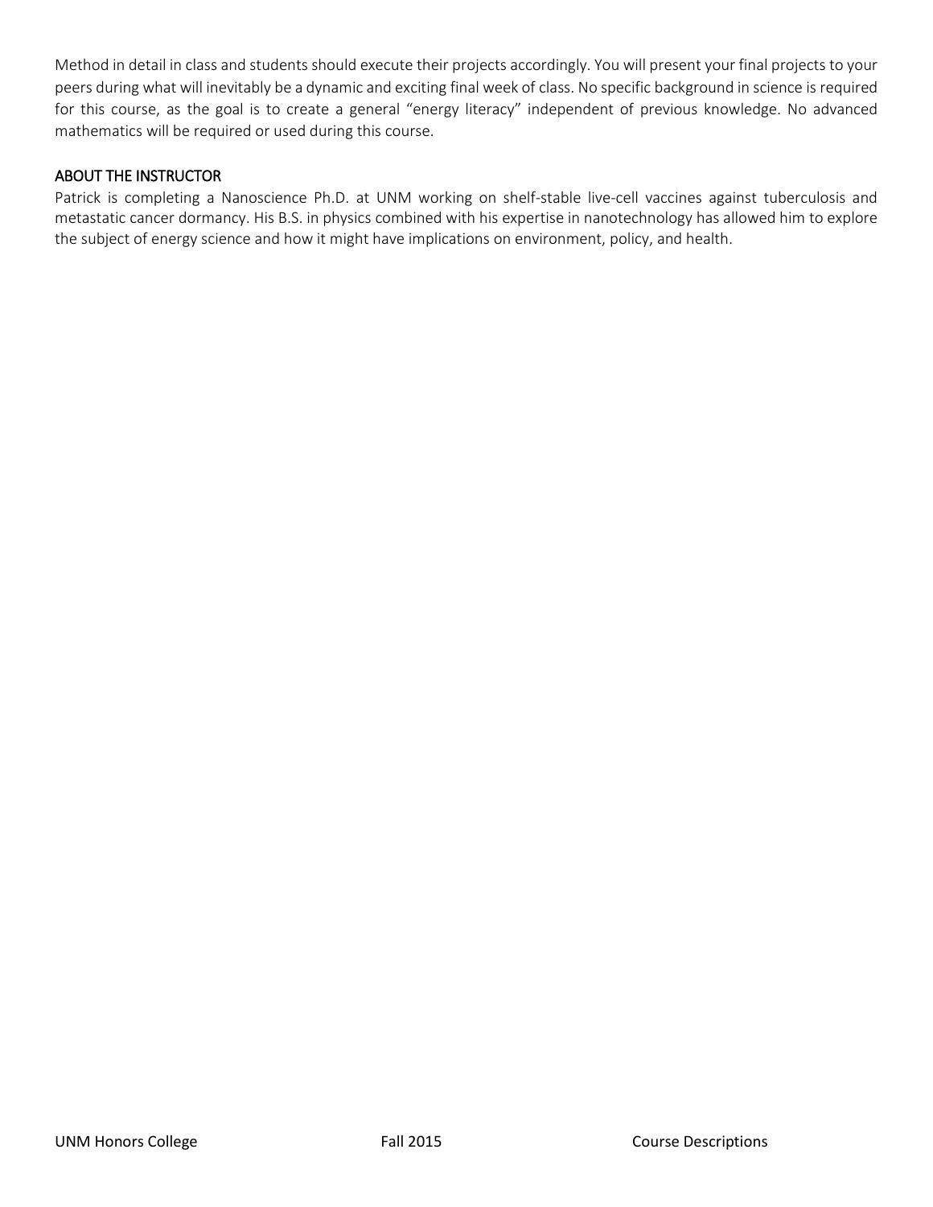Method in detail in class and students should execute their projects accordingly. You will present your final projects to your peers during what will inevitably be a dynamic and exciting final week of class. No specific background in science is required for this course, as the goal is to create a general "energy literacy" independent of previous knowledge. No advanced mathematics will be required or used during this course.

## ABOUT THE INSTRUCTOR

Patrick is completing a Nanoscience Ph.D. at UNM working on shelf-stable live-cell vaccines against tuberculosis and metastatic cancer dormancy. His B.S. in physics combined with his expertise in nanotechnology has allowed him to explore the subject of energy science and how it might have implications on environment, policy, and health.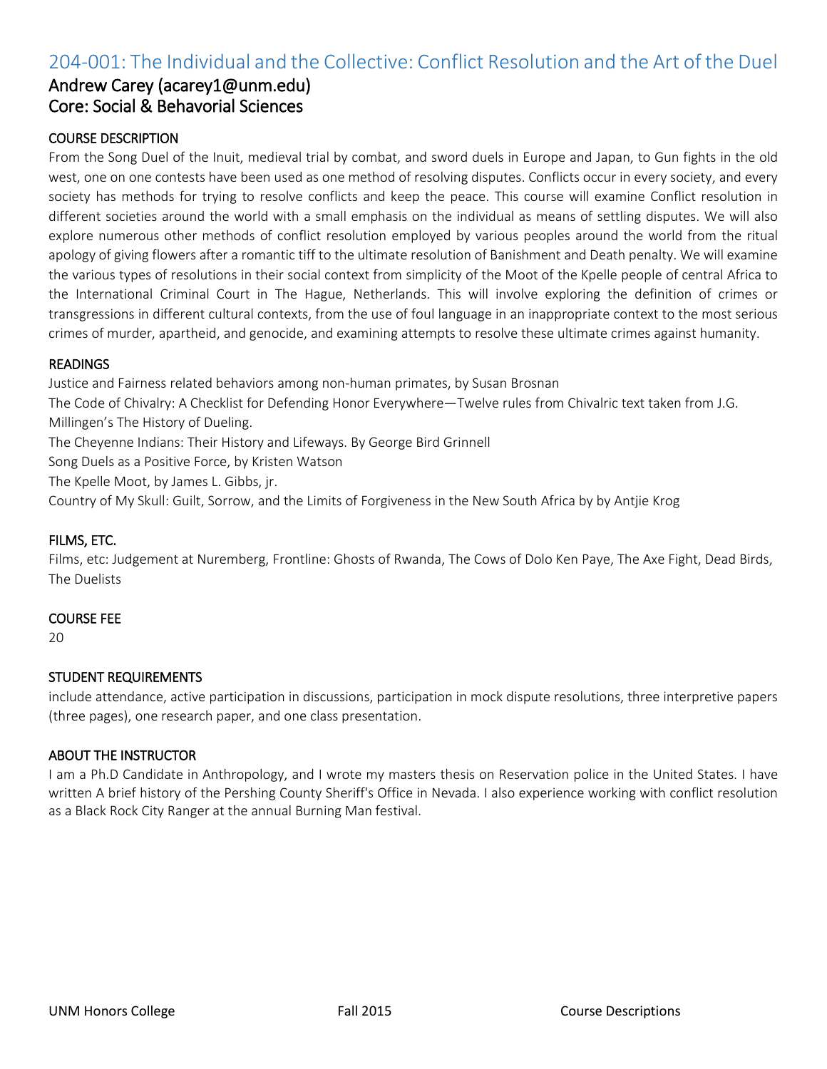## 204-001: The Individual and the Collective: Conflict Resolution and the Art of the Duel

### Andrew Carey (acarey1@unm.edu)
### Core: Social & Behavorial Sciences

#### COURSE DESCRIPTION

From the Song Duel of the Inuit, medieval trial by combat, and sword duels in Europe and Japan, to Gun fights in the old west, one on one contests have been used as one method of resolving disputes. Conflicts occur in every society, and every society has methods for trying to resolve conflicts and keep the peace. This course will examine Conflict resolution in different societies around the world with a small emphasis on the individual as means of settling disputes. We will also explore numerous other methods of conflict resolution employed by various peoples around the world from the ritual apology of giving flowers after a romantic tiff to the ultimate resolution of Banishment and Death penalty. We will examine the various types of resolutions in their social context from simplicity of the Moot of the Kpelle people of central Africa to the International Criminal Court in The Hague, Netherlands. This will involve exploring the definition of crimes or transgressions in different cultural contexts, from the use of foul language in an inappropriate context to the most serious crimes of murder, apartheid, and genocide, and examining attempts to resolve these ultimate crimes against humanity.

#### READINGS

Justice and Fairness related behaviors among non-human primates, by Susan Brosnan
The Code of Chivalry: A Checklist for Defending Honor Everywhere—Twelve rules from Chivalric text taken from J.G. Millingen's The History of Dueling.
The Cheyenne Indians: Their History and Lifeways. By George Bird Grinnell
Song Duels as a Positive Force, by Kristen Watson
The Kpelle Moot, by James L. Gibbs, jr.
Country of My Skull: Guilt, Sorrow, and the Limits of Forgiveness in the New South Africa by by Antjie Krog

#### FILMS, ETC.

Films, etc: Judgement at Nuremberg, Frontline: Ghosts of Rwanda, The Cows of Dolo Ken Paye, The Axe Fight, Dead Birds, The Duelists

#### COURSE FEE

20

#### STUDENT REQUIREMENTS

include attendance, active participation in discussions, participation in mock dispute resolutions, three interpretive papers (three pages), one research paper, and one class presentation.

#### ABOUT THE INSTRUCTOR

I am a Ph.D Candidate in Anthropology, and I wrote my masters thesis on Reservation police in the United States. I have written A brief history of the Pershing County Sheriff's Office in Nevada. I also experience working with conflict resolution as a Black Rock City Ranger at the annual Burning Man festival.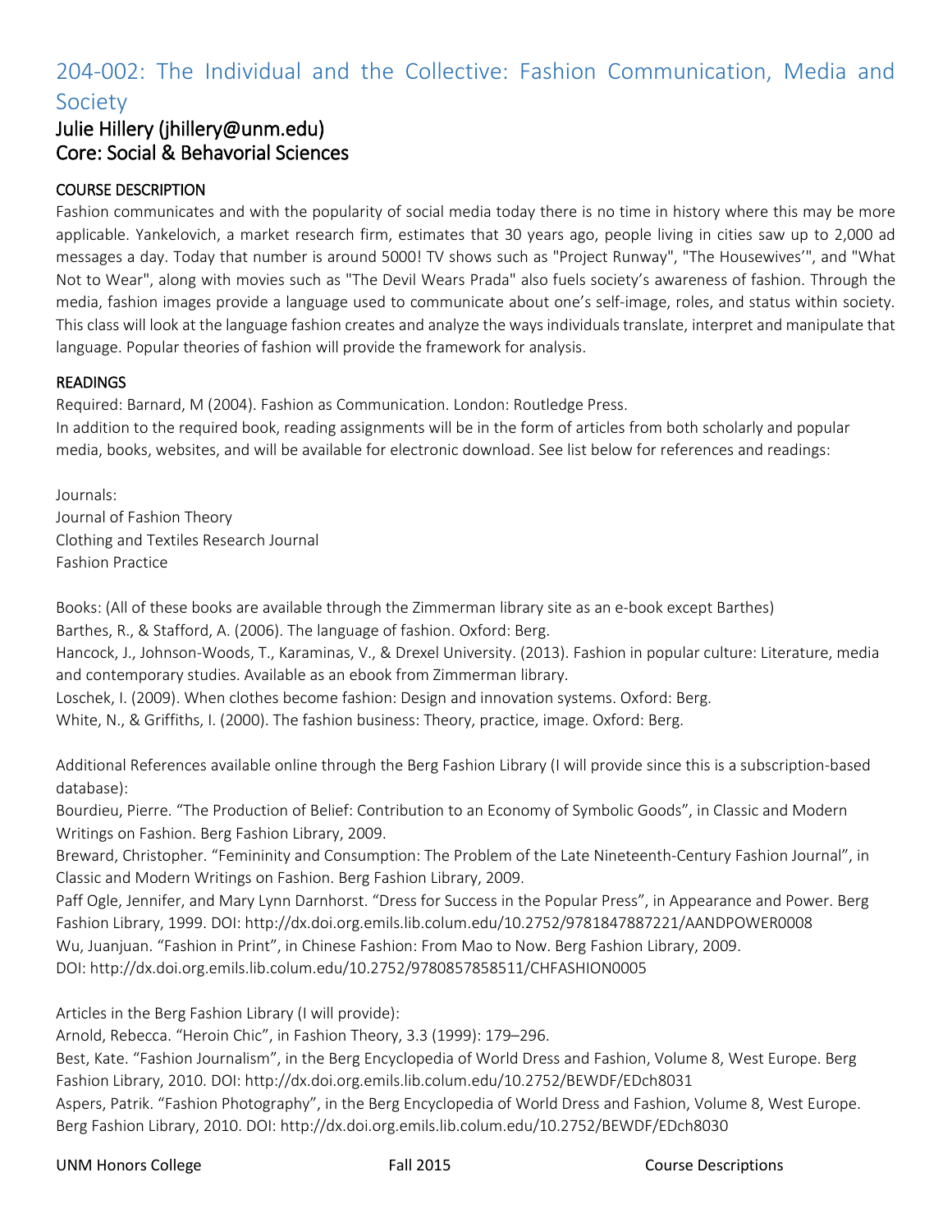## 204-002: The Individual and the Collective: Fashion Communication, Media and Society

### Julie Hillery (jhillery@unm.edu)
### Core: Social & Behavorial Sciences

**COURSE DESCRIPTION**

Fashion communicates and with the popularity of social media today there is no time in history where this may be more applicable. Yankelovich, a market research firm, estimates that 30 years ago, people living in cities saw up to 2,000 ad messages a day. Today that number is around 5000! TV shows such as "Project Runway", "The Housewives'", and "What Not to Wear", along with movies such as "The Devil Wears Prada" also fuels society's awareness of fashion. Through the media, fashion images provide a language used to communicate about one's self-image, roles, and status within society. This class will look at the language fashion creates and analyze the ways individuals translate, interpret and manipulate that language. Popular theories of fashion will provide the framework for analysis.

**READINGS**

Required: Barnard, M (2004). Fashion as Communication. London: Routledge Press.
In addition to the required book, reading assignments will be in the form of articles from both scholarly and popular media, books, websites, and will be available for electronic download. See list below for references and readings:

Journals:
Journal of Fashion Theory
Clothing and Textiles Research Journal
Fashion Practice

Books: (All of these books are available through the Zimmerman library site as an e-book except Barthes)
Barthes, R., & Stafford, A. (2006). The language of fashion. Oxford: Berg.
Hancock, J., Johnson-Woods, T., Karaminas, V., & Drexel University. (2013). Fashion in popular culture: Literature, media and contemporary studies. Available as an ebook from Zimmerman library.
Loschek, I. (2009). When clothes become fashion: Design and innovation systems. Oxford: Berg.
White, N., & Griffiths, I. (2000). The fashion business: Theory, practice, image. Oxford: Berg.

Additional References available online through the Berg Fashion Library (I will provide since this is a subscription-based database):
Bourdieu, Pierre. "The Production of Belief: Contribution to an Economy of Symbolic Goods", in Classic and Modern Writings on Fashion. Berg Fashion Library, 2009.
Breward, Christopher. "Femininity and Consumption: The Problem of the Late Nineteenth-Century Fashion Journal", in Classic and Modern Writings on Fashion. Berg Fashion Library, 2009.
Paff Ogle, Jennifer, and Mary Lynn Darnhorst. "Dress for Success in the Popular Press", in Appearance and Power. Berg Fashion Library, 1999. DOI: http://dx.doi.org.emils.lib.colum.edu/10.2752/9781847887221/AANDPOWER0008
Wu, Juanjuan. "Fashion in Print", in Chinese Fashion: From Mao to Now. Berg Fashion Library, 2009.
DOI: http://dx.doi.org.emils.lib.colum.edu/10.2752/9780857858511/CHFASHION0005

Articles in the Berg Fashion Library (I will provide):
Arnold, Rebecca. "Heroin Chic", in Fashion Theory, 3.3 (1999): 179–296.
Best, Kate. "Fashion Journalism", in the Berg Encyclopedia of World Dress and Fashion, Volume 8, West Europe. Berg Fashion Library, 2010. DOI: http://dx.doi.org.emils.lib.colum.edu/10.2752/BEWDF/EDch8031
Aspers, Patrik. "Fashion Photography", in the Berg Encyclopedia of World Dress and Fashion, Volume 8, West Europe. Berg Fashion Library, 2010. DOI: http://dx.doi.org.emils.lib.colum.edu/10.2752/BEWDF/EDch8030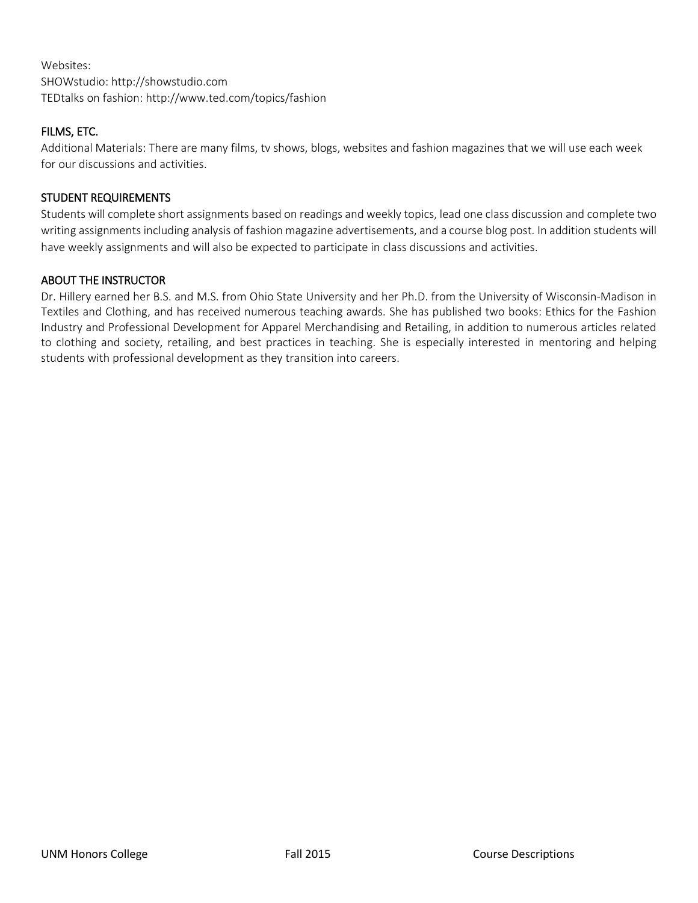Websites:
SHOWstudio: http://showstudio.com
TEDtalks on fashion: http://www.ted.com/topics/fashion

## FILMS, ETC.

Additional Materials: There are many films, tv shows, blogs, websites and fashion magazines that we will use each week for our discussions and activities.

## STUDENT REQUIREMENTS

Students will complete short assignments based on readings and weekly topics, lead one class discussion and complete two writing assignments including analysis of fashion magazine advertisements, and a course blog post. In addition students will have weekly assignments and will also be expected to participate in class discussions and activities.

## ABOUT THE INSTRUCTOR

Dr. Hillery earned her B.S. and M.S. from Ohio State University and her Ph.D. from the University of Wisconsin-Madison in Textiles and Clothing, and has received numerous teaching awards. She has published two books: Ethics for the Fashion Industry and Professional Development for Apparel Merchandising and Retailing, in addition to numerous articles related to clothing and society, retailing, and best practices in teaching. She is especially interested in mentoring and helping students with professional development as they transition into careers.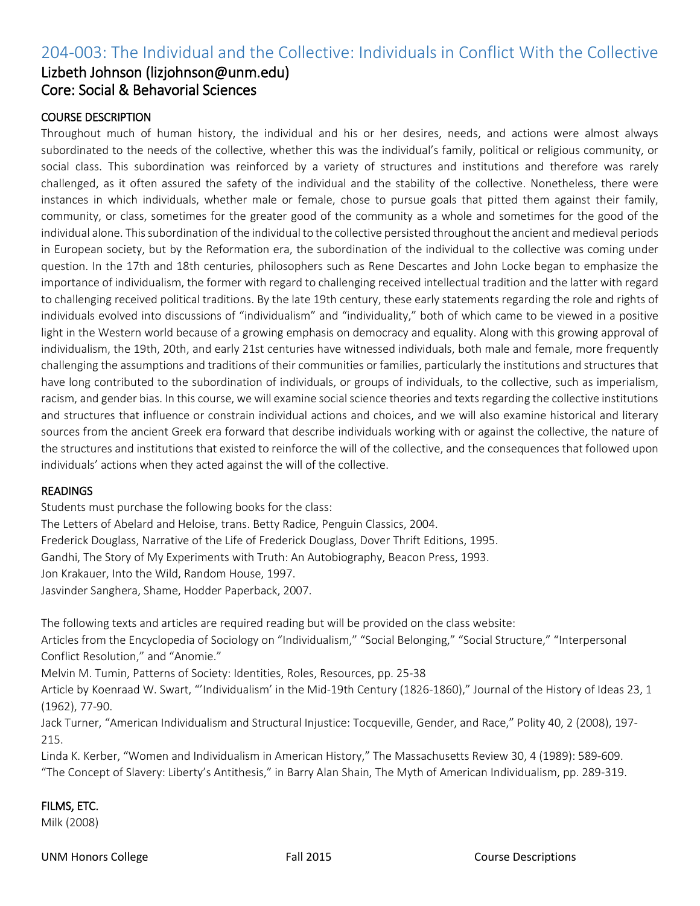## 204-003: The Individual and the Collective: Individuals in Conflict With the Collective

### Lizbeth Johnson (lizjohnson@unm.edu)
### Core: Social & Behavorial Sciences

**COURSE DESCRIPTION**

Throughout much of human history, the individual and his or her desires, needs, and actions were almost always subordinated to the needs of the collective, whether this was the individual's family, political or religious community, or social class. This subordination was reinforced by a variety of structures and institutions and therefore was rarely challenged, as it often assured the safety of the individual and the stability of the collective. Nonetheless, there were instances in which individuals, whether male or female, chose to pursue goals that pitted them against their family, community, or class, sometimes for the greater good of the community as a whole and sometimes for the good of the individual alone. This subordination of the individual to the collective persisted throughout the ancient and medieval periods in European society, but by the Reformation era, the subordination of the individual to the collective was coming under question. In the 17th and 18th centuries, philosophers such as Rene Descartes and John Locke began to emphasize the importance of individualism, the former with regard to challenging received intellectual tradition and the latter with regard to challenging received political traditions. By the late 19th century, these early statements regarding the role and rights of individuals evolved into discussions of "individualism" and "individuality," both of which came to be viewed in a positive light in the Western world because of a growing emphasis on democracy and equality. Along with this growing approval of individualism, the 19th, 20th, and early 21st centuries have witnessed individuals, both male and female, more frequently challenging the assumptions and traditions of their communities or families, particularly the institutions and structures that have long contributed to the subordination of individuals, or groups of individuals, to the collective, such as imperialism, racism, and gender bias. In this course, we will examine social science theories and texts regarding the collective institutions and structures that influence or constrain individual actions and choices, and we will also examine historical and literary sources from the ancient Greek era forward that describe individuals working with or against the collective, the nature of the structures and institutions that existed to reinforce the will of the collective, and the consequences that followed upon individuals' actions when they acted against the will of the collective.

**READINGS**

Students must purchase the following books for the class:
The Letters of Abelard and Heloise, trans. Betty Radice, Penguin Classics, 2004.
Frederick Douglass, Narrative of the Life of Frederick Douglass, Dover Thrift Editions, 1995.
Gandhi, The Story of My Experiments with Truth: An Autobiography, Beacon Press, 1993.
Jon Krakauer, Into the Wild, Random House, 1997.
Jasvinder Sanghera, Shame, Hodder Paperback, 2007.

The following texts and articles are required reading but will be provided on the class website:
Articles from the Encyclopedia of Sociology on "Individualism," "Social Belonging," "Social Structure," "Interpersonal Conflict Resolution," and "Anomie."
Melvin M. Tumin, Patterns of Society: Identities, Roles, Resources, pp. 25-38
Article by Koenraad W. Swart, "'Individualism' in the Mid-19th Century (1826-1860)," Journal of the History of Ideas 23, 1 (1962), 77-90.
Jack Turner, "American Individualism and Structural Injustice: Tocqueville, Gender, and Race," Polity 40, 2 (2008), 197-215.
Linda K. Kerber, "Women and Individualism in American History," The Massachusetts Review 30, 4 (1989): 589-609.
"The Concept of Slavery: Liberty's Antithesis," in Barry Alan Shain, The Myth of American Individualism, pp. 289-319.

**FILMS, ETC.**

Milk (2008)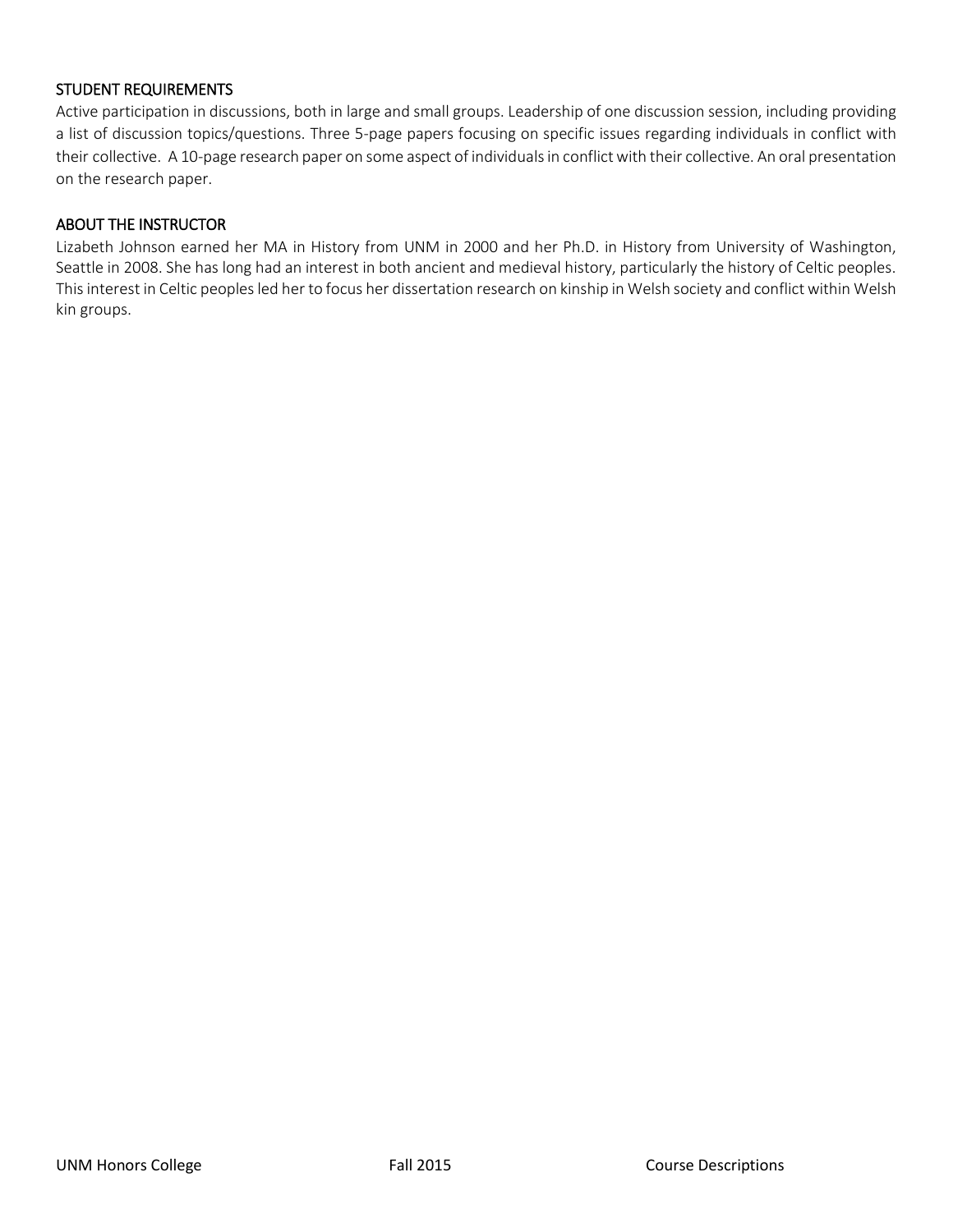### STUDENT REQUIREMENTS

Active participation in discussions, both in large and small groups. Leadership of one discussion session, including providing a list of discussion topics/questions. Three 5-page papers focusing on specific issues regarding individuals in conflict with their collective. A 10-page research paper on some aspect of individuals in conflict with their collective. An oral presentation on the research paper.

### ABOUT THE INSTRUCTOR

Lizabeth Johnson earned her MA in History from UNM in 2000 and her Ph.D. in History from University of Washington, Seattle in 2008. She has long had an interest in both ancient and medieval history, particularly the history of Celtic peoples. This interest in Celtic peoples led her to focus her dissertation research on kinship in Welsh society and conflict within Welsh kin groups.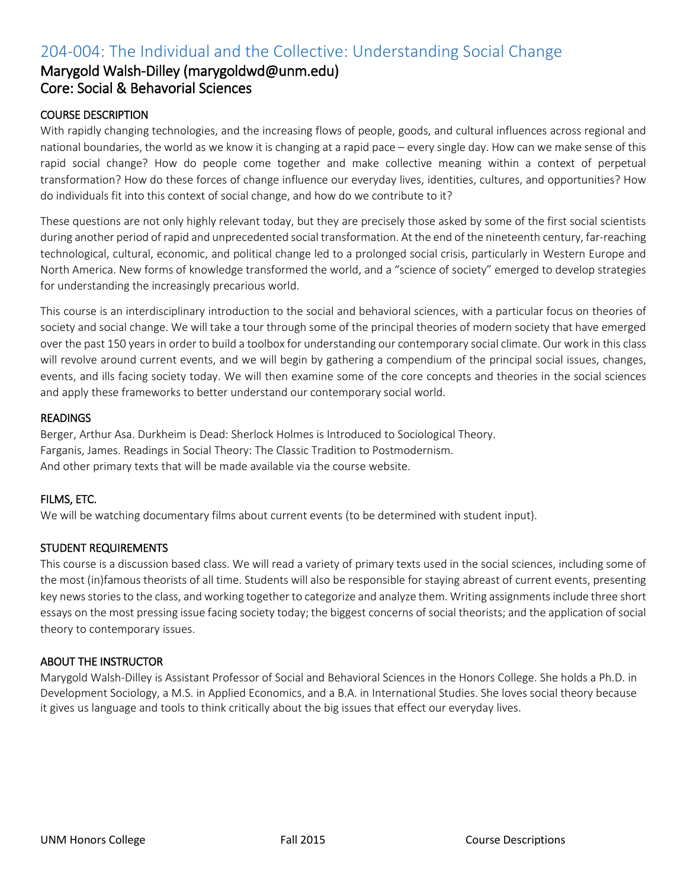## 204-004: The Individual and the Collective: Understanding Social Change

### Marygold Walsh-Dilley (marygoldwd@unm.edu)
### Core: Social & Behavorial Sciences

#### COURSE DESCRIPTION

With rapidly changing technologies, and the increasing flows of people, goods, and cultural influences across regional and national boundaries, the world as we know it is changing at a rapid pace – every single day. How can we make sense of this rapid social change? How do people come together and make collective meaning within a context of perpetual transformation? How do these forces of change influence our everyday lives, identities, cultures, and opportunities? How do individuals fit into this context of social change, and how do we contribute to it?

These questions are not only highly relevant today, but they are precisely those asked by some of the first social scientists during another period of rapid and unprecedented social transformation. At the end of the nineteenth century, far-reaching technological, cultural, economic, and political change led to a prolonged social crisis, particularly in Western Europe and North America. New forms of knowledge transformed the world, and a "science of society" emerged to develop strategies for understanding the increasingly precarious world.

This course is an interdisciplinary introduction to the social and behavioral sciences, with a particular focus on theories of society and social change. We will take a tour through some of the principal theories of modern society that have emerged over the past 150 years in order to build a toolbox for understanding our contemporary social climate. Our work in this class will revolve around current events, and we will begin by gathering a compendium of the principal social issues, changes, events, and ills facing society today. We will then examine some of the core concepts and theories in the social sciences and apply these frameworks to better understand our contemporary social world.

#### READINGS

Berger, Arthur Asa. Durkheim is Dead: Sherlock Holmes is Introduced to Sociological Theory.
Farganis, James. Readings in Social Theory: The Classic Tradition to Postmodernism.
And other primary texts that will be made available via the course website.

#### FILMS, ETC.

We will be watching documentary films about current events (to be determined with student input).

#### STUDENT REQUIREMENTS

This course is a discussion based class. We will read a variety of primary texts used in the social sciences, including some of the most (in)famous theorists of all time. Students will also be responsible for staying abreast of current events, presenting key news stories to the class, and working together to categorize and analyze them. Writing assignments include three short essays on the most pressing issue facing society today; the biggest concerns of social theorists; and the application of social theory to contemporary issues.

#### ABOUT THE INSTRUCTOR

Marygold Walsh-Dilley is Assistant Professor of Social and Behavioral Sciences in the Honors College. She holds a Ph.D. in Development Sociology, a M.S. in Applied Economics, and a B.A. in International Studies. She loves social theory because it gives us language and tools to think critically about the big issues that effect our everyday lives.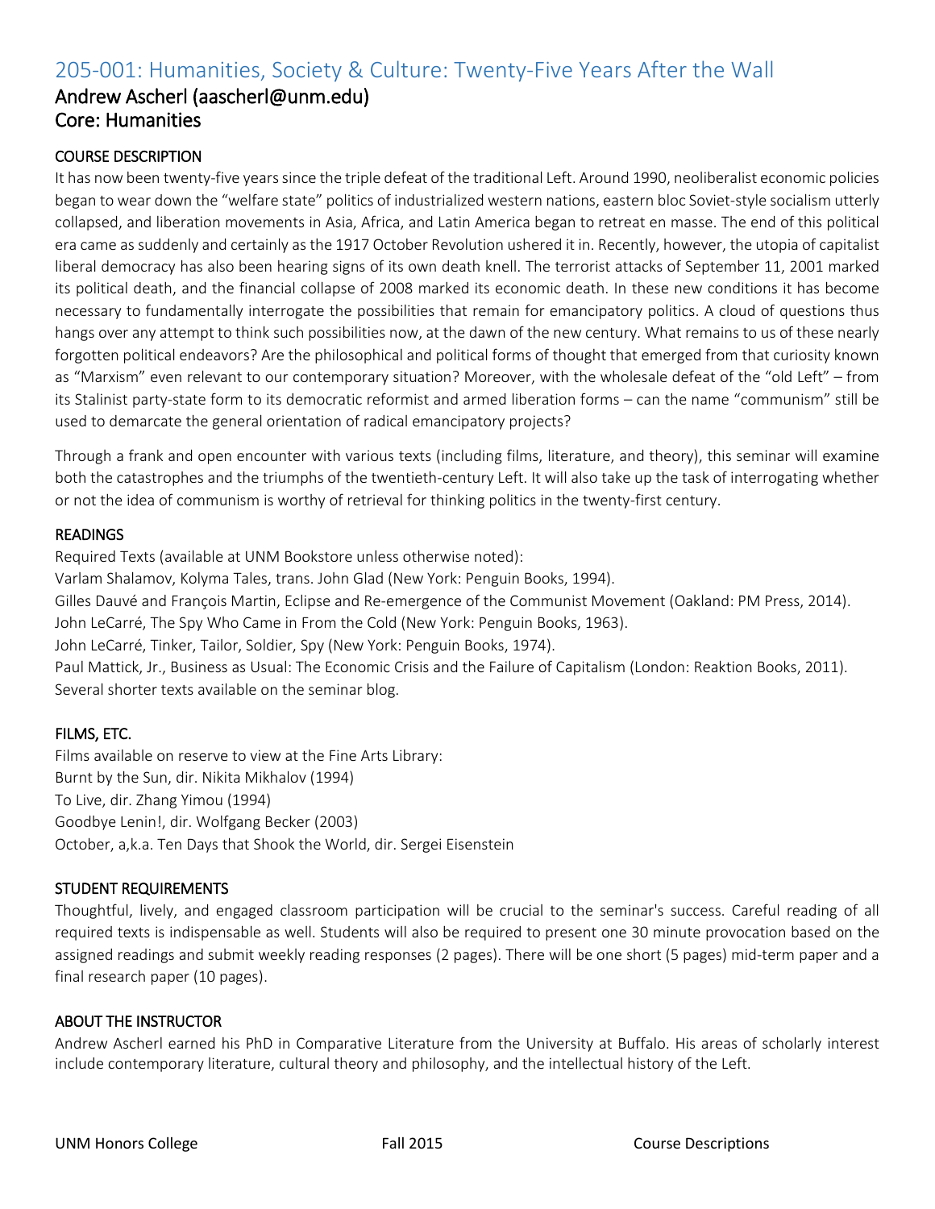# 205-001: Humanities, Society & Culture: Twenty-Five Years After the Wall

## Andrew Ascherl (aascherl@unm.edu)

## Core: Humanities

### COURSE DESCRIPTION

It has now been twenty-five years since the triple defeat of the traditional Left. Around 1990, neoliberalist economic policies began to wear down the "welfare state" politics of industrialized western nations, eastern bloc Soviet-style socialism utterly collapsed, and liberation movements in Asia, Africa, and Latin America began to retreat en masse. The end of this political era came as suddenly and certainly as the 1917 October Revolution ushered it in. Recently, however, the utopia of capitalist liberal democracy has also been hearing signs of its own death knell. The terrorist attacks of September 11, 2001 marked its political death, and the financial collapse of 2008 marked its economic death. In these new conditions it has become necessary to fundamentally interrogate the possibilities that remain for emancipatory politics. A cloud of questions thus hangs over any attempt to think such possibilities now, at the dawn of the new century. What remains to us of these nearly forgotten political endeavors? Are the philosophical and political forms of thought that emerged from that curiosity known as "Marxism" even relevant to our contemporary situation? Moreover, with the wholesale defeat of the "old Left" – from its Stalinist party-state form to its democratic reformist and armed liberation forms – can the name "communism" still be used to demarcate the general orientation of radical emancipatory projects?

Through a frank and open encounter with various texts (including films, literature, and theory), this seminar will examine both the catastrophes and the triumphs of the twentieth-century Left. It will also take up the task of interrogating whether or not the idea of communism is worthy of retrieval for thinking politics in the twenty-first century.

### READINGS

Required Texts (available at UNM Bookstore unless otherwise noted):
Varlam Shalamov, Kolyma Tales, trans. John Glad (New York: Penguin Books, 1994).
Gilles Dauvé and François Martin, Eclipse and Re-emergence of the Communist Movement (Oakland: PM Press, 2014).
John LeCarré, The Spy Who Came in From the Cold (New York: Penguin Books, 1963).
John LeCarré, Tinker, Tailor, Soldier, Spy (New York: Penguin Books, 1974).
Paul Mattick, Jr., Business as Usual: The Economic Crisis and the Failure of Capitalism (London: Reaktion Books, 2011).
Several shorter texts available on the seminar blog.

### FILMS, ETC.

Films available on reserve to view at the Fine Arts Library:
Burnt by the Sun, dir. Nikita Mikhalov (1994)
To Live, dir. Zhang Yimou (1994)
Goodbye Lenin!, dir. Wolfgang Becker (2003)
October, a,k.a. Ten Days that Shook the World, dir. Sergei Eisenstein

### STUDENT REQUIREMENTS

Thoughtful, lively, and engaged classroom participation will be crucial to the seminar's success. Careful reading of all required texts is indispensable as well. Students will also be required to present one 30 minute provocation based on the assigned readings and submit weekly reading responses (2 pages). There will be one short (5 pages) mid-term paper and a final research paper (10 pages).

### ABOUT THE INSTRUCTOR

Andrew Ascherl earned his PhD in Comparative Literature from the University at Buffalo. His areas of scholarly interest include contemporary literature, cultural theory and philosophy, and the intellectual history of the Left.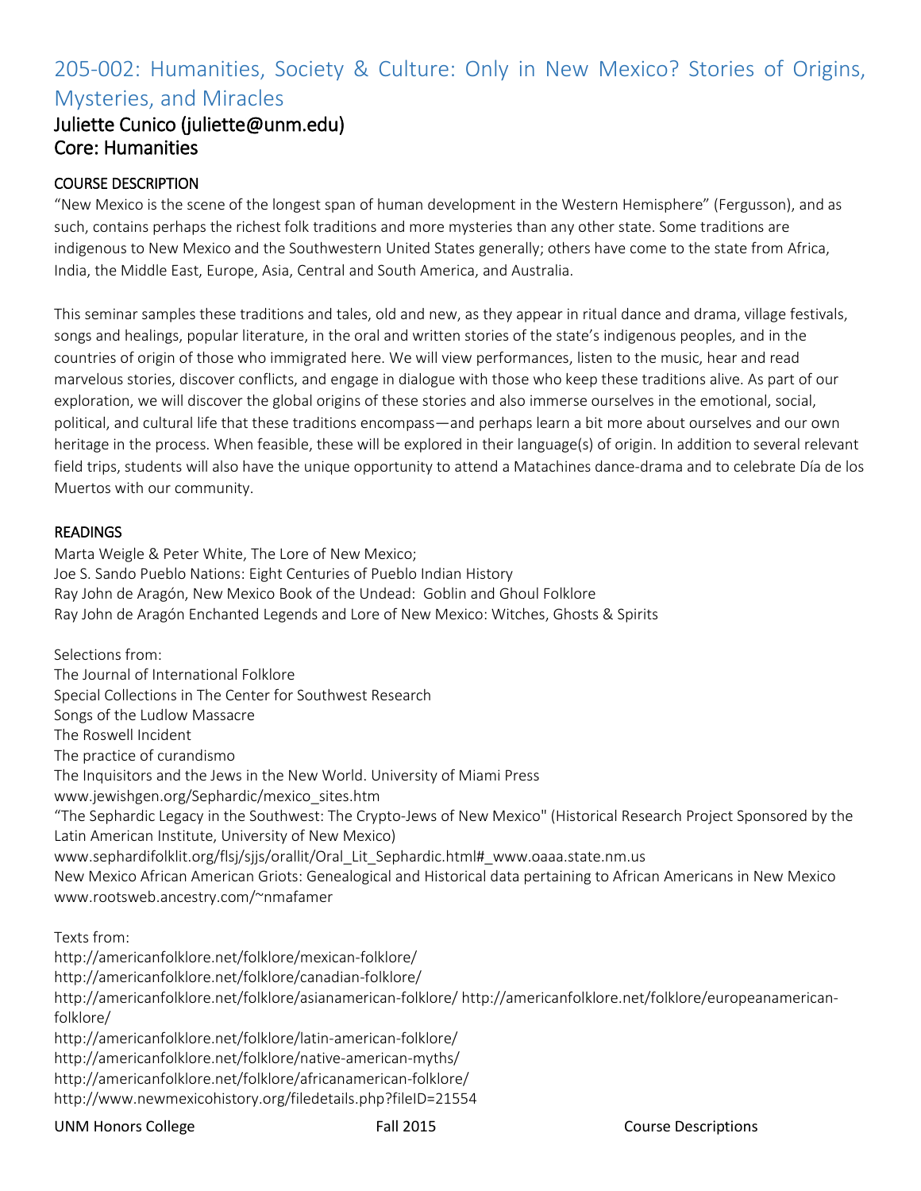## 205-002: Humanities, Society & Culture: Only in New Mexico? Stories of Origins, Mysteries, and Miracles

### Juliette Cunico (juliette@unm.edu)
### Core: Humanities

**COURSE DESCRIPTION**

"New Mexico is the scene of the longest span of human development in the Western Hemisphere" (Fergusson), and as such, contains perhaps the richest folk traditions and more mysteries than any other state. Some traditions are indigenous to New Mexico and the Southwestern United States generally; others have come to the state from Africa, India, the Middle East, Europe, Asia, Central and South America, and Australia.

This seminar samples these traditions and tales, old and new, as they appear in ritual dance and drama, village festivals, songs and healings, popular literature, in the oral and written stories of the state's indigenous peoples, and in the countries of origin of those who immigrated here. We will view performances, listen to the music, hear and read marvelous stories, discover conflicts, and engage in dialogue with those who keep these traditions alive. As part of our exploration, we will discover the global origins of these stories and also immerse ourselves in the emotional, social, political, and cultural life that these traditions encompass—and perhaps learn a bit more about ourselves and our own heritage in the process. When feasible, these will be explored in their language(s) of origin. In addition to several relevant field trips, students will also have the unique opportunity to attend a Matachines dance-drama and to celebrate Día de los Muertos with our community.

**READINGS**

Marta Weigle & Peter White, The Lore of New Mexico;
Joe S. Sando Pueblo Nations: Eight Centuries of Pueblo Indian History
Ray John de Aragón, New Mexico Book of the Undead: Goblin and Ghoul Folklore
Ray John de Aragón Enchanted Legends and Lore of New Mexico: Witches, Ghosts & Spirits

Selections from:
The Journal of International Folklore
Special Collections in The Center for Southwest Research
Songs of the Ludlow Massacre
The Roswell Incident
The practice of curandismo
The Inquisitors and the Jews in the New World. University of Miami Press
www.jewishgen.org/Sephardic/mexico_sites.htm
"The Sephardic Legacy in the Southwest: The Crypto-Jews of New Mexico" (Historical Research Project Sponsored by the Latin American Institute, University of New Mexico)
www.sephardifolklit.org/flsj/sjjs/orallit/Oral_Lit_Sephardic.html#_www.oaaa.state.nm.us
New Mexico African American Griots: Genealogical and Historical data pertaining to African Americans in New Mexico
www.rootsweb.ancestry.com/~nmafamer

Texts from:
http://americanfolklore.net/folklore/mexican-folklore/
http://americanfolklore.net/folklore/canadian-folklore/
http://americanfolklore.net/folklore/asianamerican-folklore/ http://americanfolklore.net/folklore/europeanamerican-folklore/
http://americanfolklore.net/folklore/latin-american-folklore/
http://americanfolklore.net/folklore/native-american-myths/
http://americanfolklore.net/folklore/africanamerican-folklore/
http://www.newmexicohistory.org/filedetails.php?fileID=21554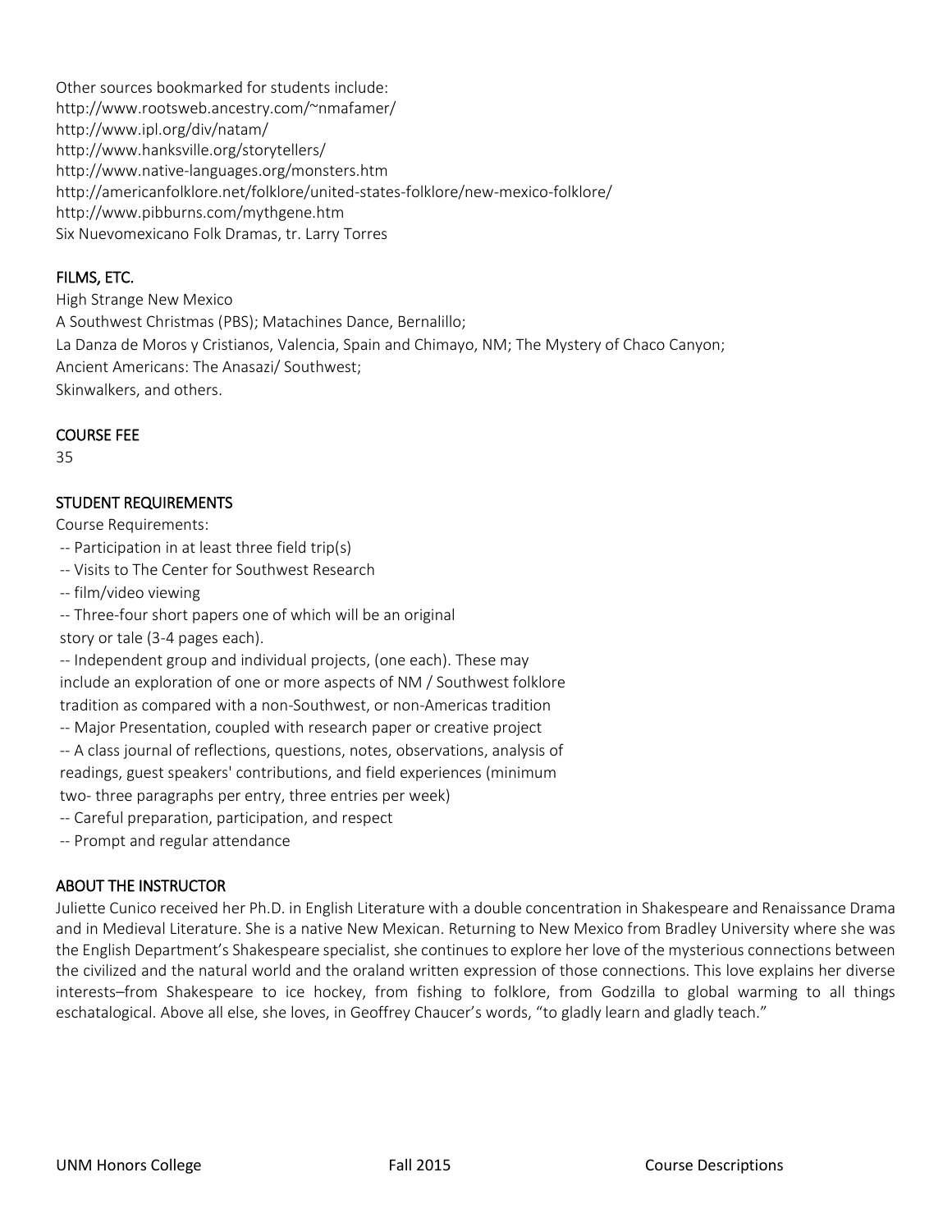Other sources bookmarked for students include:
http://www.rootsweb.ancestry.com/~nmafamer/
http://www.ipl.org/div/natam/
http://www.hanksville.org/storytellers/
http://www.native-languages.org/monsters.htm
http://americanfolklore.net/folklore/united-states-folklore/new-mexico-folklore/
http://www.pibburns.com/mythgene.htm
Six Nuevomexicano Folk Dramas, tr. Larry Torres

## FILMS, ETC.

High Strange New Mexico
A Southwest Christmas (PBS); Matachines Dance, Bernalillo;
La Danza de Moros y Cristianos, Valencia, Spain and Chimayo, NM; The Mystery of Chaco Canyon;
Ancient Americans: The Anasazi/ Southwest;
Skinwalkers, and others.

## COURSE FEE

35

## STUDENT REQUIREMENTS

Course Requirements:

-- Participation in at least three field trip(s)
-- Visits to The Center for Southwest Research
-- film/video viewing
-- Three-four short papers one of which will be an original story or tale (3-4 pages each).
-- Independent group and individual projects, (one each). These may include an exploration of one or more aspects of NM / Southwest folklore tradition as compared with a non-Southwest, or non-Americas tradition
-- Major Presentation, coupled with research paper or creative project
-- A class journal of reflections, questions, notes, observations, analysis of readings, guest speakers' contributions, and field experiences (minimum two- three paragraphs per entry, three entries per week)
-- Careful preparation, participation, and respect
-- Prompt and regular attendance

## ABOUT THE INSTRUCTOR

Juliette Cunico received her Ph.D. in English Literature with a double concentration in Shakespeare and Renaissance Drama and in Medieval Literature. She is a native New Mexican. Returning to New Mexico from Bradley University where she was the English Department's Shakespeare specialist, she continues to explore her love of the mysterious connections between the civilized and the natural world and the oraland written expression of those connections. This love explains her diverse interests–from Shakespeare to ice hockey, from fishing to folklore, from Godzilla to global warming to all things eschatalogical. Above all else, she loves, in Geoffrey Chaucer's words, "to gladly learn and gladly teach."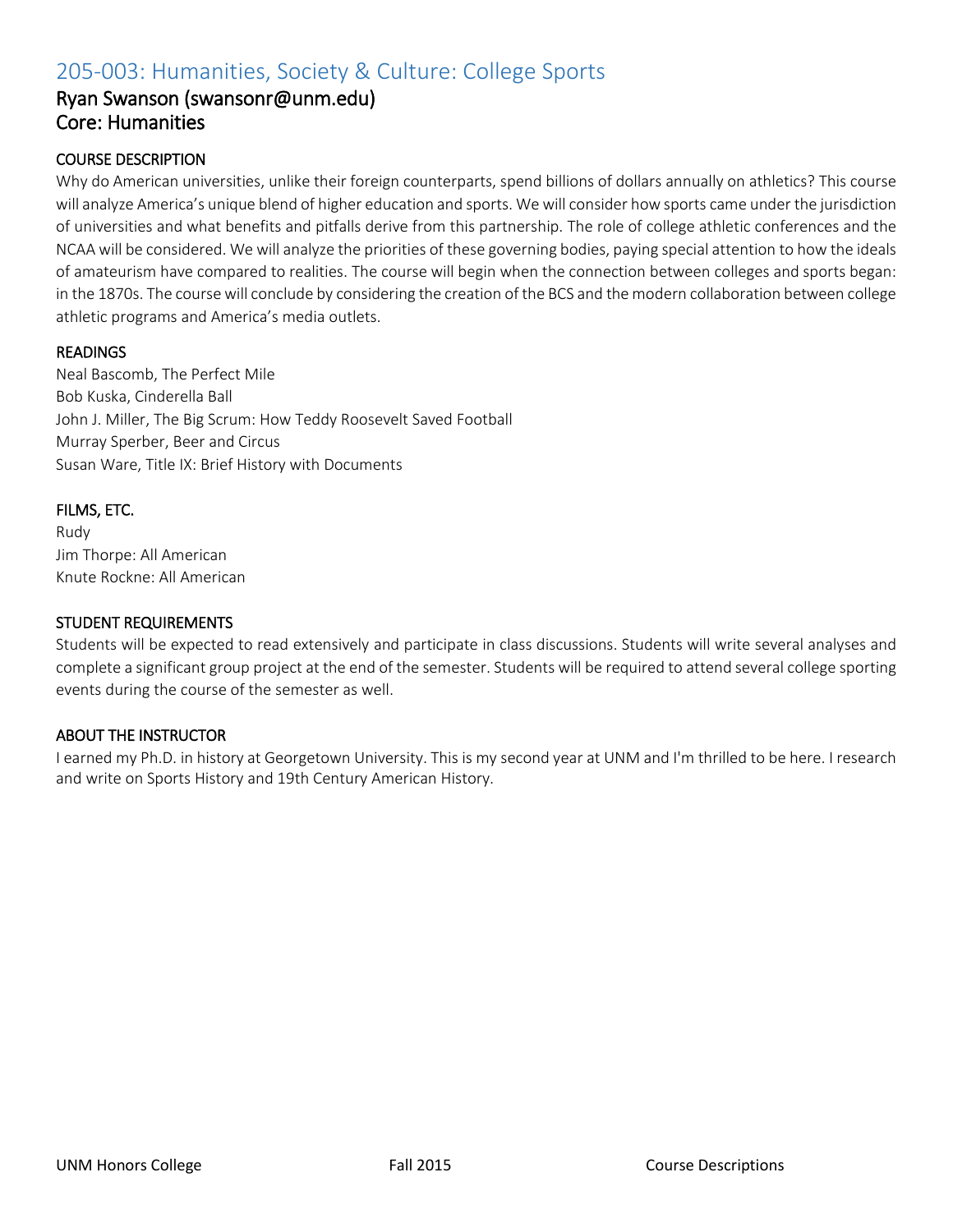## 205-003: Humanities, Society & Culture: College Sports

### Ryan Swanson (swansonr@unm.edu)
### Core: Humanities

#### COURSE DESCRIPTION

Why do American universities, unlike their foreign counterparts, spend billions of dollars annually on athletics? This course will analyze America's unique blend of higher education and sports. We will consider how sports came under the jurisdiction of universities and what benefits and pitfalls derive from this partnership. The role of college athletic conferences and the NCAA will be considered. We will analyze the priorities of these governing bodies, paying special attention to how the ideals of amateurism have compared to realities. The course will begin when the connection between colleges and sports began: in the 1870s. The course will conclude by considering the creation of the BCS and the modern collaboration between college athletic programs and America's media outlets.

#### READINGS

Neal Bascomb, The Perfect Mile
Bob Kuska, Cinderella Ball
John J. Miller, The Big Scrum: How Teddy Roosevelt Saved Football
Murray Sperber, Beer and Circus
Susan Ware, Title IX: Brief History with Documents

#### FILMS, ETC.

Rudy
Jim Thorpe: All American
Knute Rockne: All American

#### STUDENT REQUIREMENTS

Students will be expected to read extensively and participate in class discussions. Students will write several analyses and complete a significant group project at the end of the semester. Students will be required to attend several college sporting events during the course of the semester as well.

#### ABOUT THE INSTRUCTOR

I earned my Ph.D. in history at Georgetown University. This is my second year at UNM and I'm thrilled to be here. I research and write on Sports History and 19th Century American History.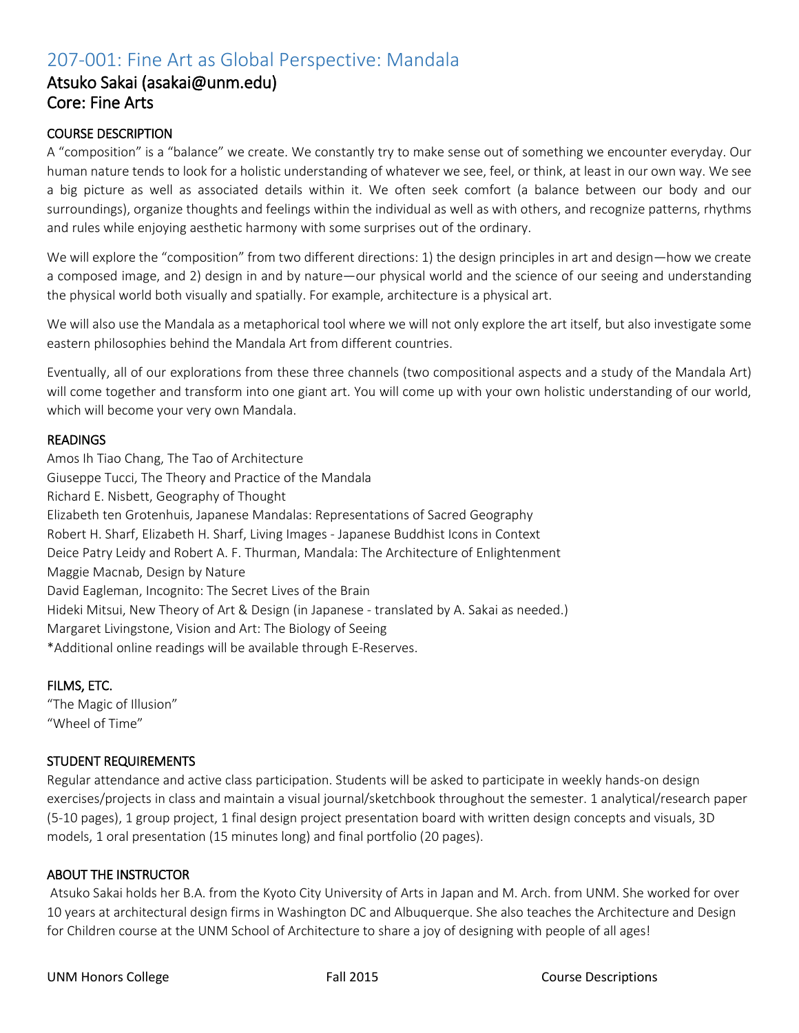# 207-001: Fine Art as Global Perspective: Mandala

## Atsuko Sakai (asakai@unm.edu)

## Core: Fine Arts

### COURSE DESCRIPTION

A "composition" is a "balance" we create. We constantly try to make sense out of something we encounter everyday. Our human nature tends to look for a holistic understanding of whatever we see, feel, or think, at least in our own way. We see a big picture as well as associated details within it. We often seek comfort (a balance between our body and our surroundings), organize thoughts and feelings within the individual as well as with others, and recognize patterns, rhythms and rules while enjoying aesthetic harmony with some surprises out of the ordinary.

We will explore the "composition" from two different directions: 1) the design principles in art and design—how we create a composed image, and 2) design in and by nature—our physical world and the science of our seeing and understanding the physical world both visually and spatially. For example, architecture is a physical art.

We will also use the Mandala as a metaphorical tool where we will not only explore the art itself, but also investigate some eastern philosophies behind the Mandala Art from different countries.

Eventually, all of our explorations from these three channels (two compositional aspects and a study of the Mandala Art) will come together and transform into one giant art. You will come up with your own holistic understanding of our world, which will become your very own Mandala.

### READINGS

Amos Ih Tiao Chang, The Tao of Architecture
Giuseppe Tucci, The Theory and Practice of the Mandala
Richard E. Nisbett, Geography of Thought
Elizabeth ten Grotenhuis, Japanese Mandalas: Representations of Sacred Geography
Robert H. Sharf, Elizabeth H. Sharf, Living Images - Japanese Buddhist Icons in Context
Deice Patry Leidy and Robert A. F. Thurman, Mandala: The Architecture of Enlightenment
Maggie Macnab, Design by Nature
David Eagleman, Incognito: The Secret Lives of the Brain
Hideki Mitsui, New Theory of Art & Design (in Japanese - translated by A. Sakai as needed.)
Margaret Livingstone, Vision and Art: The Biology of Seeing
*Additional online readings will be available through E-Reserves.

### FILMS, ETC.

"The Magic of Illusion"
"Wheel of Time"

### STUDENT REQUIREMENTS

Regular attendance and active class participation. Students will be asked to participate in weekly hands-on design exercises/projects in class and maintain a visual journal/sketchbook throughout the semester. 1 analytical/research paper (5-10 pages), 1 group project, 1 final design project presentation board with written design concepts and visuals, 3D models, 1 oral presentation (15 minutes long) and final portfolio (20 pages).

### ABOUT THE INSTRUCTOR

Atsuko Sakai holds her B.A. from the Kyoto City University of Arts in Japan and M. Arch. from UNM. She worked for over 10 years at architectural design firms in Washington DC and Albuquerque. She also teaches the Architecture and Design for Children course at the UNM School of Architecture to share a joy of designing with people of all ages!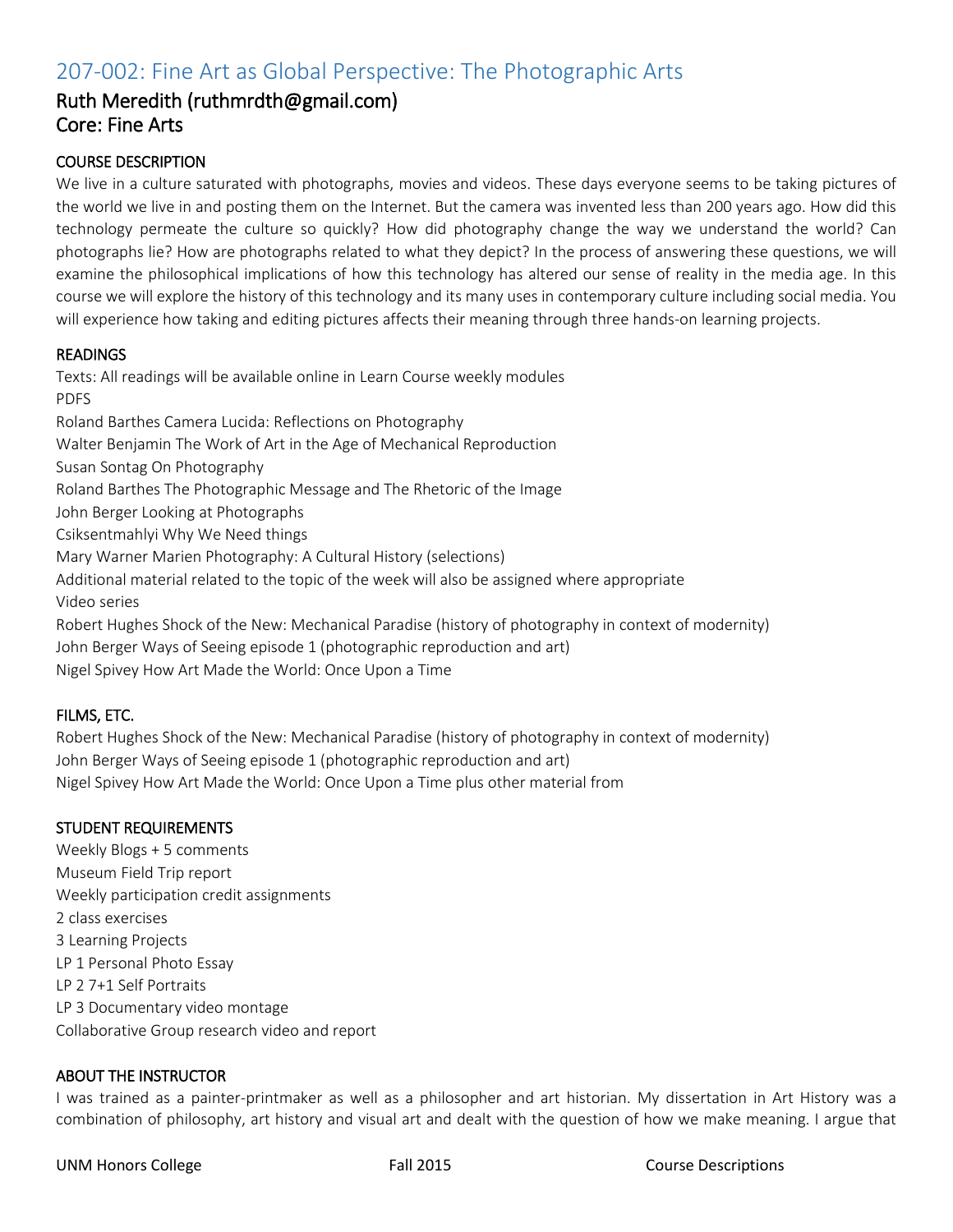## 207-002: Fine Art as Global Perspective: The Photographic Arts

### Ruth Meredith (ruthmrdth@gmail.com)
### Core: Fine Arts

COURSE DESCRIPTION

We live in a culture saturated with photographs, movies and videos. These days everyone seems to be taking pictures of the world we live in and posting them on the Internet. But the camera was invented less than 200 years ago. How did this technology permeate the culture so quickly? How did photography change the way we understand the world? Can photographs lie? How are photographs related to what they depict? In the process of answering these questions, we will examine the philosophical implications of how this technology has altered our sense of reality in the media age. In this course we will explore the history of this technology and its many uses in contemporary culture including social media. You will experience how taking and editing pictures affects their meaning through three hands-on learning projects.

READINGS

Texts: All readings will be available online in Learn Course weekly modules
PDFS
Roland Barthes Camera Lucida: Reflections on Photography
Walter Benjamin The Work of Art in the Age of Mechanical Reproduction
Susan Sontag On Photography
Roland Barthes The Photographic Message and The Rhetoric of the Image
John Berger Looking at Photographs
Csiksentmahlyi Why We Need things
Mary Warner Marien Photography: A Cultural History (selections)
Additional material related to the topic of the week will also be assigned where appropriate
Video series
Robert Hughes Shock of the New: Mechanical Paradise (history of photography in context of modernity)
John Berger Ways of Seeing episode 1 (photographic reproduction and art)
Nigel Spivey How Art Made the World: Once Upon a Time

FILMS, ETC.

Robert Hughes Shock of the New: Mechanical Paradise (history of photography in context of modernity)
John Berger Ways of Seeing episode 1 (photographic reproduction and art)
Nigel Spivey How Art Made the World: Once Upon a Time plus other material from

STUDENT REQUIREMENTS

Weekly Blogs + 5 comments
Museum Field Trip report
Weekly participation credit assignments
2 class exercises
3 Learning Projects
LP 1 Personal Photo Essay
LP 2 7+1 Self Portraits
LP 3 Documentary video montage
Collaborative Group research video and report

ABOUT THE INSTRUCTOR

I was trained as a painter-printmaker as well as a philosopher and art historian. My dissertation in Art History was a combination of philosophy, art history and visual art and dealt with the question of how we make meaning. I argue that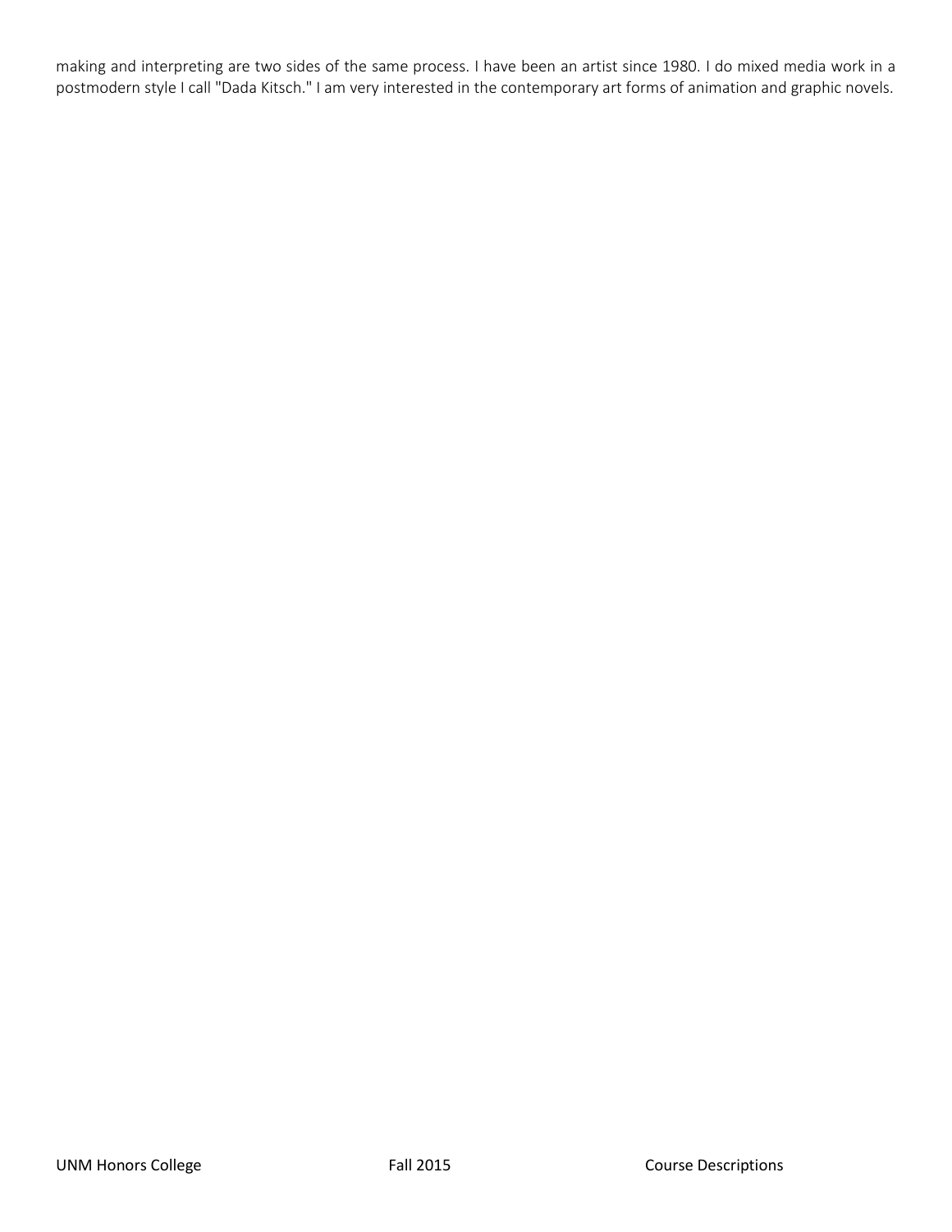making and interpreting are two sides of the same process. I have been an artist since 1980. I do mixed media work in a postmodern style I call "Dada Kitsch." I am very interested in the contemporary art forms of animation and graphic novels.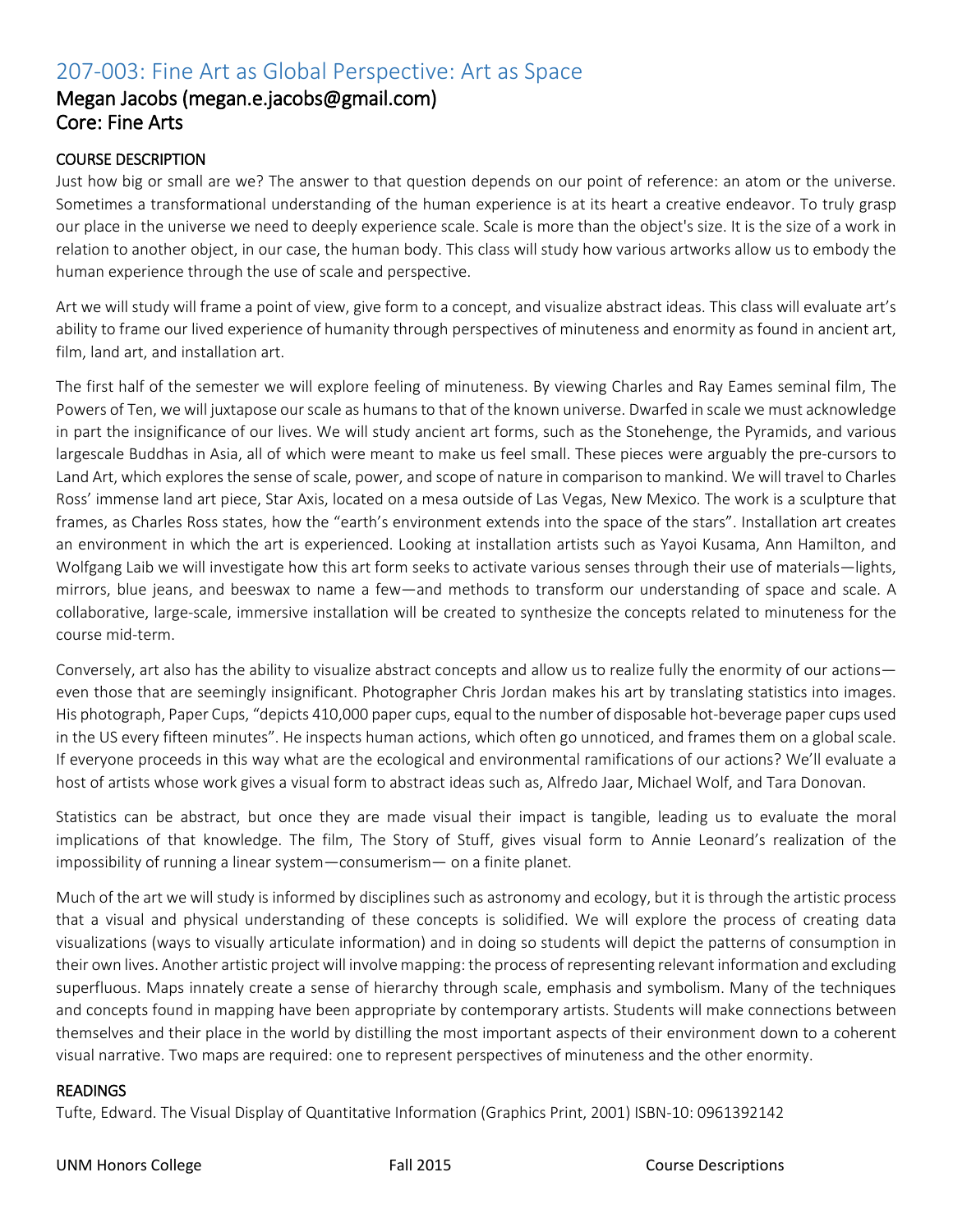## 207-003: Fine Art as Global Perspective: Art as Space

### Megan Jacobs (megan.e.jacobs@gmail.com)
### Core: Fine Arts

#### COURSE DESCRIPTION

Just how big or small are we? The answer to that question depends on our point of reference: an atom or the universe. Sometimes a transformational understanding of the human experience is at its heart a creative endeavor. To truly grasp our place in the universe we need to deeply experience scale. Scale is more than the object's size. It is the size of a work in relation to another object, in our case, the human body. This class will study how various artworks allow us to embody the human experience through the use of scale and perspective.

Art we will study will frame a point of view, give form to a concept, and visualize abstract ideas. This class will evaluate art's ability to frame our lived experience of humanity through perspectives of minuteness and enormity as found in ancient art, film, land art, and installation art.

The first half of the semester we will explore feeling of minuteness. By viewing Charles and Ray Eames seminal film, The Powers of Ten, we will juxtapose our scale as humans to that of the known universe. Dwarfed in scale we must acknowledge in part the insignificance of our lives. We will study ancient art forms, such as the Stonehenge, the Pyramids, and various largescale Buddhas in Asia, all of which were meant to make us feel small. These pieces were arguably the pre-cursors to Land Art, which explores the sense of scale, power, and scope of nature in comparison to mankind. We will travel to Charles Ross' immense land art piece, Star Axis, located on a mesa outside of Las Vegas, New Mexico. The work is a sculpture that frames, as Charles Ross states, how the "earth's environment extends into the space of the stars". Installation art creates an environment in which the art is experienced. Looking at installation artists such as Yayoi Kusama, Ann Hamilton, and Wolfgang Laib we will investigate how this art form seeks to activate various senses through their use of materials—lights, mirrors, blue jeans, and beeswax to name a few—and methods to transform our understanding of space and scale. A collaborative, large-scale, immersive installation will be created to synthesize the concepts related to minuteness for the course mid-term.

Conversely, art also has the ability to visualize abstract concepts and allow us to realize fully the enormity of our actions—even those that are seemingly insignificant. Photographer Chris Jordan makes his art by translating statistics into images. His photograph, Paper Cups, "depicts 410,000 paper cups, equal to the number of disposable hot-beverage paper cups used in the US every fifteen minutes". He inspects human actions, which often go unnoticed, and frames them on a global scale. If everyone proceeds in this way what are the ecological and environmental ramifications of our actions? We'll evaluate a host of artists whose work gives a visual form to abstract ideas such as, Alfredo Jaar, Michael Wolf, and Tara Donovan.

Statistics can be abstract, but once they are made visual their impact is tangible, leading us to evaluate the moral implications of that knowledge. The film, The Story of Stuff, gives visual form to Annie Leonard's realization of the impossibility of running a linear system—consumerism— on a finite planet.

Much of the art we will study is informed by disciplines such as astronomy and ecology, but it is through the artistic process that a visual and physical understanding of these concepts is solidified. We will explore the process of creating data visualizations (ways to visually articulate information) and in doing so students will depict the patterns of consumption in their own lives. Another artistic project will involve mapping: the process of representing relevant information and excluding superfluous. Maps innately create a sense of hierarchy through scale, emphasis and symbolism. Many of the techniques and concepts found in mapping have been appropriate by contemporary artists. Students will make connections between themselves and their place in the world by distilling the most important aspects of their environment down to a coherent visual narrative. Two maps are required: one to represent perspectives of minuteness and the other enormity.

#### READINGS

Tufte, Edward. The Visual Display of Quantitative Information (Graphics Print, 2001) ISBN-10: 0961392142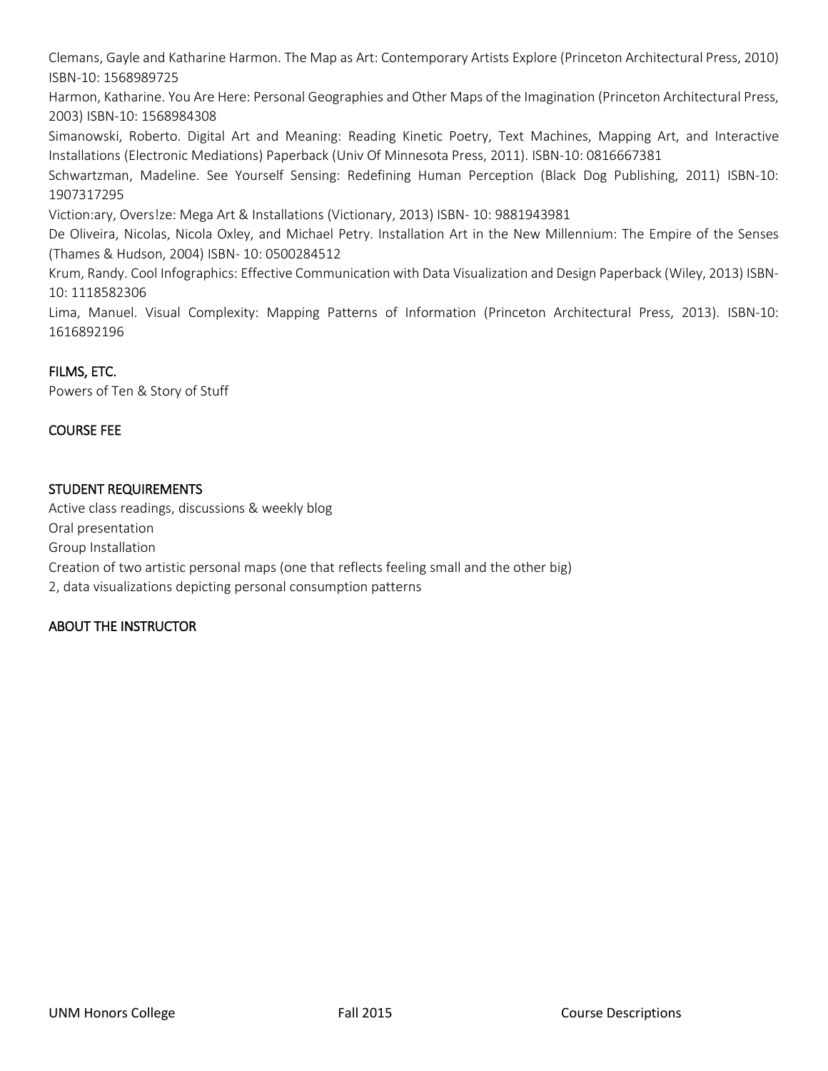Clemans, Gayle and Katharine Harmon. The Map as Art: Contemporary Artists Explore (Princeton Architectural Press, 2010) ISBN-10: 1568989725

Harmon, Katharine. You Are Here: Personal Geographies and Other Maps of the Imagination (Princeton Architectural Press, 2003) ISBN-10: 1568984308

Simanowski, Roberto. Digital Art and Meaning: Reading Kinetic Poetry, Text Machines, Mapping Art, and Interactive Installations (Electronic Mediations) Paperback (Univ Of Minnesota Press, 2011). ISBN-10: 0816667381

Schwartzman, Madeline. See Yourself Sensing: Redefining Human Perception (Black Dog Publishing, 2011) ISBN-10: 1907317295

Viction:ary, Overs!ze: Mega Art & Installations (Victionary, 2013) ISBN- 10: 9881943981

De Oliveira, Nicolas, Nicola Oxley, and Michael Petry. Installation Art in the New Millennium: The Empire of the Senses (Thames & Hudson, 2004) ISBN- 10: 0500284512

Krum, Randy. Cool Infographics: Effective Communication with Data Visualization and Design Paperback (Wiley, 2013) ISBN-10: 1118582306

Lima, Manuel. Visual Complexity: Mapping Patterns of Information (Princeton Architectural Press, 2013). ISBN-10: 1616892196

## FILMS, ETC.

Powers of Ten & Story of Stuff

## COURSE FEE

## STUDENT REQUIREMENTS

Active class readings, discussions & weekly blog
Oral presentation
Group Installation
Creation of two artistic personal maps (one that reflects feeling small and the other big)
2, data visualizations depicting personal consumption patterns

## ABOUT THE INSTRUCTOR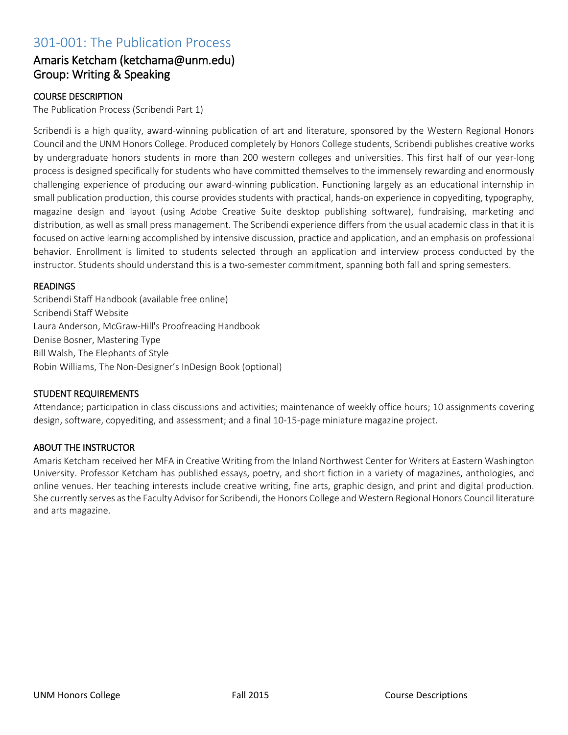## 301-001: The Publication Process

### Amaris Ketcham (ketchama@unm.edu)
### Group: Writing & Speaking

#### COURSE DESCRIPTION

The Publication Process (Scribendi Part 1)

Scribendi is a high quality, award-winning publication of art and literature, sponsored by the Western Regional Honors Council and the UNM Honors College. Produced completely by Honors College students, Scribendi publishes creative works by undergraduate honors students in more than 200 western colleges and universities. This first half of our year-long process is designed specifically for students who have committed themselves to the immensely rewarding and enormously challenging experience of producing our award-winning publication. Functioning largely as an educational internship in small publication production, this course provides students with practical, hands-on experience in copyediting, typography, magazine design and layout (using Adobe Creative Suite desktop publishing software), fundraising, marketing and distribution, as well as small press management. The Scribendi experience differs from the usual academic class in that it is focused on active learning accomplished by intensive discussion, practice and application, and an emphasis on professional behavior. Enrollment is limited to students selected through an application and interview process conducted by the instructor. Students should understand this is a two-semester commitment, spanning both fall and spring semesters.

#### READINGS

Scribendi Staff Handbook (available free online)
Scribendi Staff Website
Laura Anderson, McGraw-Hill's Proofreading Handbook
Denise Bosner, Mastering Type
Bill Walsh, The Elephants of Style
Robin Williams, The Non-Designer's InDesign Book (optional)

#### STUDENT REQUIREMENTS

Attendance; participation in class discussions and activities; maintenance of weekly office hours; 10 assignments covering design, software, copyediting, and assessment; and a final 10-15-page miniature magazine project.

#### ABOUT THE INSTRUCTOR

Amaris Ketcham received her MFA in Creative Writing from the Inland Northwest Center for Writers at Eastern Washington University. Professor Ketcham has published essays, poetry, and short fiction in a variety of magazines, anthologies, and online venues. Her teaching interests include creative writing, fine arts, graphic design, and print and digital production. She currently serves as the Faculty Advisor for Scribendi, the Honors College and Western Regional Honors Council literature and arts magazine.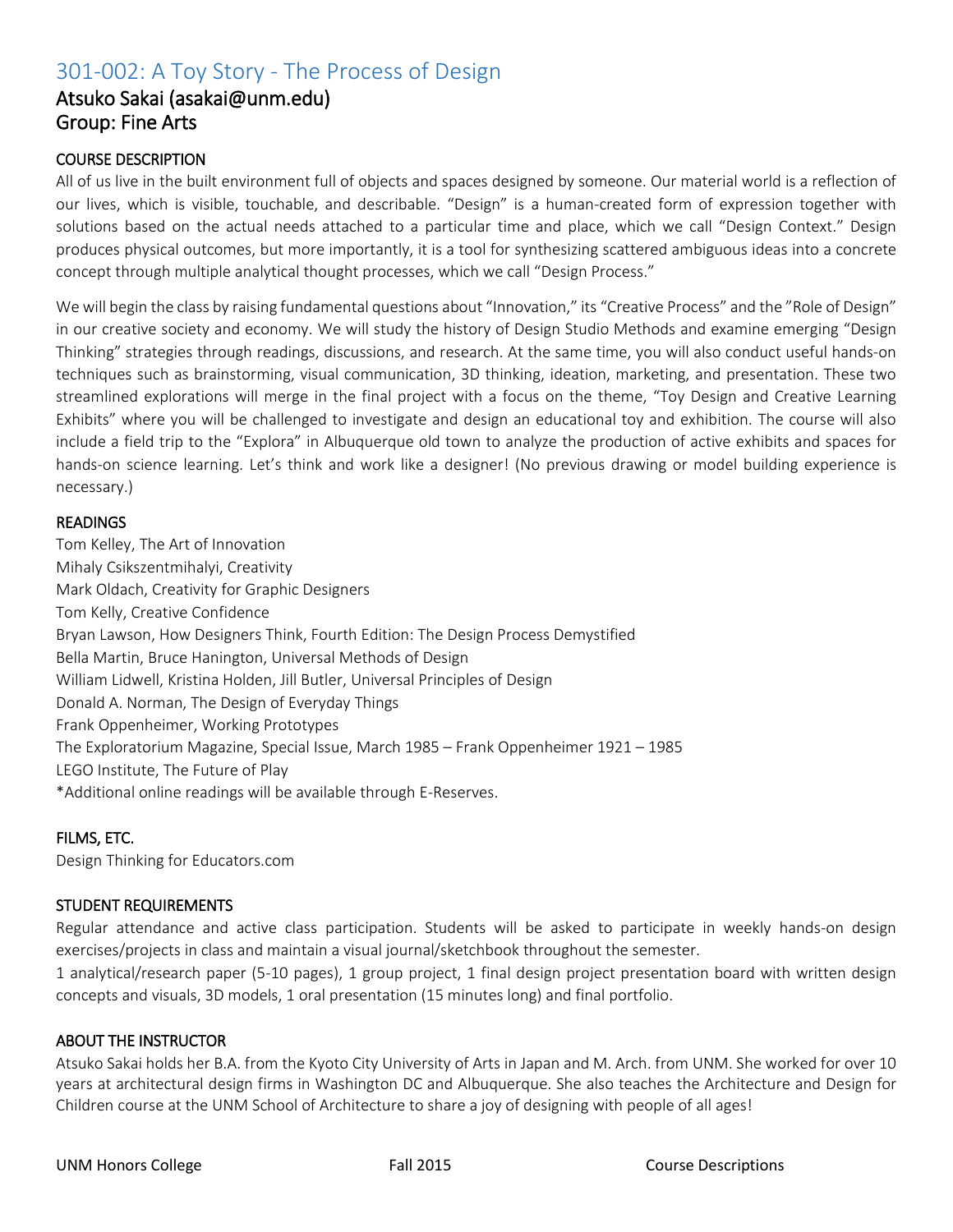# 301-002: A Toy Story - The Process of Design

## Atsuko Sakai (asakai@unm.edu)
## Group: Fine Arts

### COURSE DESCRIPTION

All of us live in the built environment full of objects and spaces designed by someone. Our material world is a reflection of our lives, which is visible, touchable, and describable. “Design” is a human-created form of expression together with solutions based on the actual needs attached to a particular time and place, which we call “Design Context.” Design produces physical outcomes, but more importantly, it is a tool for synthesizing scattered ambiguous ideas into a concrete concept through multiple analytical thought processes, which we call “Design Process.”

We will begin the class by raising fundamental questions about “Innovation,” its “Creative Process” and the ”Role of Design” in our creative society and economy. We will study the history of Design Studio Methods and examine emerging “Design Thinking” strategies through readings, discussions, and research. At the same time, you will also conduct useful hands-on techniques such as brainstorming, visual communication, 3D thinking, ideation, marketing, and presentation. These two streamlined explorations will merge in the final project with a focus on the theme, “Toy Design and Creative Learning Exhibits” where you will be challenged to investigate and design an educational toy and exhibition. The course will also include a field trip to the “Explora” in Albuquerque old town to analyze the production of active exhibits and spaces for hands-on science learning. Let’s think and work like a designer! (No previous drawing or model building experience is necessary.)

### READINGS

Tom Kelley, The Art of Innovation
Mihaly Csikszentmihalyi, Creativity
Mark Oldach, Creativity for Graphic Designers
Tom Kelly, Creative Confidence
Bryan Lawson, How Designers Think, Fourth Edition: The Design Process Demystified
Bella Martin, Bruce Hanington, Universal Methods of Design
William Lidwell, Kristina Holden, Jill Butler, Universal Principles of Design
Donald A. Norman, The Design of Everyday Things
Frank Oppenheimer, Working Prototypes
The Exploratorium Magazine, Special Issue, March 1985 – Frank Oppenheimer 1921 – 1985
LEGO Institute, The Future of Play
*Additional online readings will be available through E-Reserves.

### FILMS, ETC.

Design Thinking for Educators.com

### STUDENT REQUIREMENTS

Regular attendance and active class participation. Students will be asked to participate in weekly hands-on design exercises/projects in class and maintain a visual journal/sketchbook throughout the semester.
1 analytical/research paper (5-10 pages), 1 group project, 1 final design project presentation board with written design concepts and visuals, 3D models, 1 oral presentation (15 minutes long) and final portfolio.

### ABOUT THE INSTRUCTOR

Atsuko Sakai holds her B.A. from the Kyoto City University of Arts in Japan and M. Arch. from UNM. She worked for over 10 years at architectural design firms in Washington DC and Albuquerque. She also teaches the Architecture and Design for Children course at the UNM School of Architecture to share a joy of designing with people of all ages!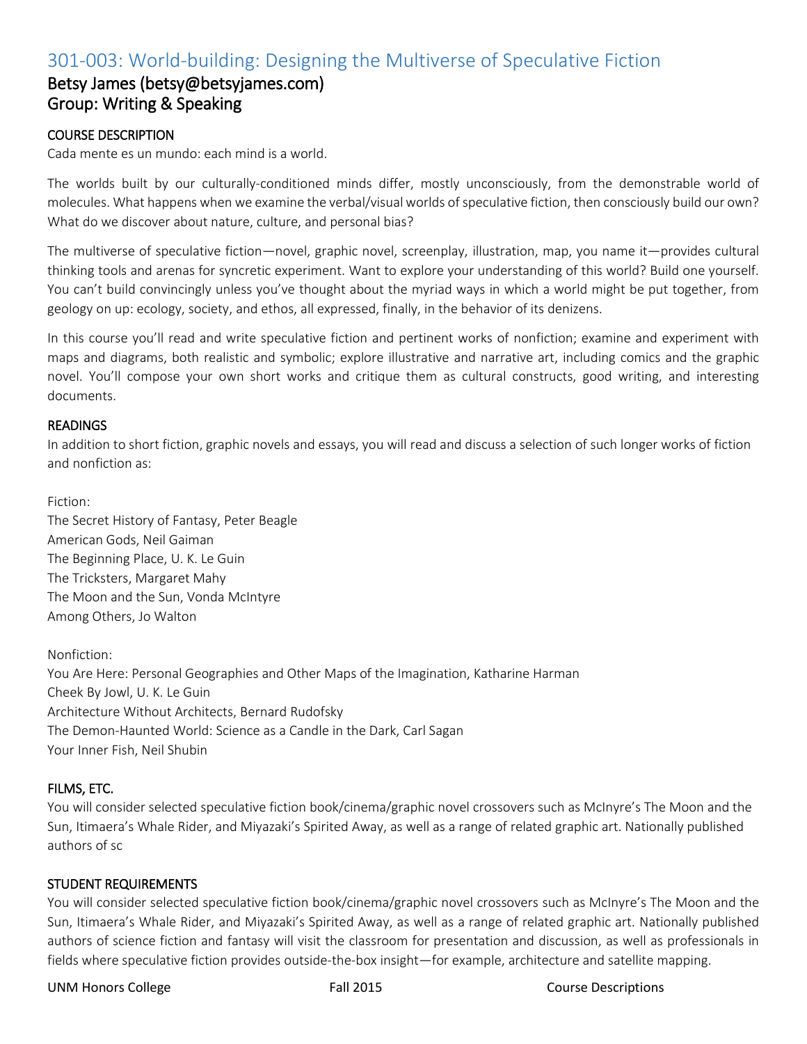# 301-003: World-building: Designing the Multiverse of Speculative Fiction

## Betsy James (betsy@betsyjames.com)
## Group: Writing & Speaking

### COURSE DESCRIPTION

Cada mente es un mundo: each mind is a world.

The worlds built by our culturally-conditioned minds differ, mostly unconsciously, from the demonstrable world of molecules. What happens when we examine the verbal/visual worlds of speculative fiction, then consciously build our own? What do we discover about nature, culture, and personal bias?

The multiverse of speculative fiction—novel, graphic novel, screenplay, illustration, map, you name it—provides cultural thinking tools and arenas for syncretic experiment. Want to explore your understanding of this world? Build one yourself. You can't build convincingly unless you've thought about the myriad ways in which a world might be put together, from geology on up: ecology, society, and ethos, all expressed, finally, in the behavior of its denizens.

In this course you'll read and write speculative fiction and pertinent works of nonfiction; examine and experiment with maps and diagrams, both realistic and symbolic; explore illustrative and narrative art, including comics and the graphic novel. You'll compose your own short works and critique them as cultural constructs, good writing, and interesting documents.

### READINGS

In addition to short fiction, graphic novels and essays, you will read and discuss a selection of such longer works of fiction and nonfiction as:

Fiction:
The Secret History of Fantasy, Peter Beagle
American Gods, Neil Gaiman
The Beginning Place, U. K. Le Guin
The Tricksters, Margaret Mahy
The Moon and the Sun, Vonda McIntyre
Among Others, Jo Walton

Nonfiction:
You Are Here: Personal Geographies and Other Maps of the Imagination, Katharine Harman
Cheek By Jowl, U. K. Le Guin
Architecture Without Architects, Bernard Rudofsky
The Demon-Haunted World: Science as a Candle in the Dark, Carl Sagan
Your Inner Fish, Neil Shubin

### FILMS, ETC.

You will consider selected speculative fiction book/cinema/graphic novel crossovers such as McInyre's The Moon and the Sun, Itimaera's Whale Rider, and Miyazaki's Spirited Away, as well as a range of related graphic art. Nationally published authors of sc

### STUDENT REQUIREMENTS

You will consider selected speculative fiction book/cinema/graphic novel crossovers such as McInyre's The Moon and the Sun, Itimaera's Whale Rider, and Miyazaki's Spirited Away, as well as a range of related graphic art. Nationally published authors of science fiction and fantasy will visit the classroom for presentation and discussion, as well as professionals in fields where speculative fiction provides outside-the-box insight—for example, architecture and satellite mapping.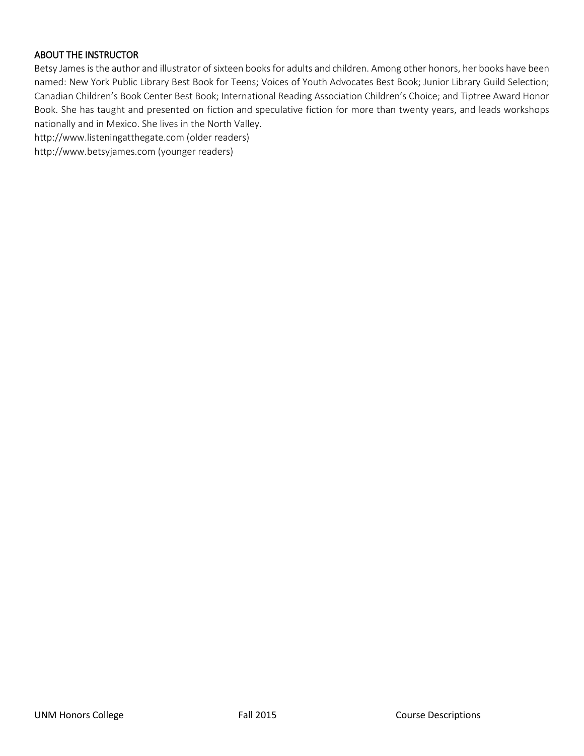## ABOUT THE INSTRUCTOR

Betsy James is the author and illustrator of sixteen books for adults and children. Among other honors, her books have been named: New York Public Library Best Book for Teens; Voices of Youth Advocates Best Book; Junior Library Guild Selection; Canadian Children's Book Center Best Book; International Reading Association Children's Choice; and Tiptree Award Honor Book. She has taught and presented on fiction and speculative fiction for more than twenty years, and leads workshops nationally and in Mexico. She lives in the North Valley.

http://www.listeningatthegate.com (older readers)

http://www.betsyjames.com (younger readers)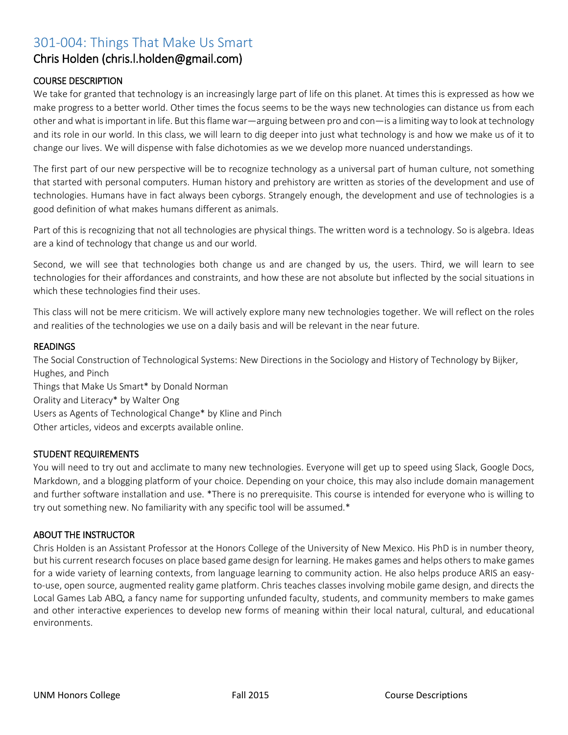# 301-004: Things That Make Us Smart

## Chris Holden (chris.l.holden@gmail.com)

### COURSE DESCRIPTION

We take for granted that technology is an increasingly large part of life on this planet. At times this is expressed as how we make progress to a better world. Other times the focus seems to be the ways new technologies can distance us from each other and what is important in life. But this flame war—arguing between pro and con—is a limiting way to look at technology and its role in our world. In this class, we will learn to dig deeper into just what technology is and how we make us of it to change our lives. We will dispense with false dichotomies as we we develop more nuanced understandings.

The first part of our new perspective will be to recognize technology as a universal part of human culture, not something that started with personal computers. Human history and prehistory are written as stories of the development and use of technologies. Humans have in fact always been cyborgs. Strangely enough, the development and use of technologies is a good definition of what makes humans different as animals.

Part of this is recognizing that not all technologies are physical things. The written word is a technology. So is algebra. Ideas are a kind of technology that change us and our world.

Second, we will see that technologies both change us and are changed by us, the users. Third, we will learn to see technologies for their affordances and constraints, and how these are not absolute but inflected by the social situations in which these technologies find their uses.

This class will not be mere criticism. We will actively explore many new technologies together. We will reflect on the roles and realities of the technologies we use on a daily basis and will be relevant in the near future.

### READINGS

The Social Construction of Technological Systems: New Directions in the Sociology and History of Technology by Bijker, Hughes, and Pinch  
Things that Make Us Smart* by Donald Norman  
Orality and Literacy* by Walter Ong  
Users as Agents of Technological Change* by Kline and Pinch  
Other articles, videos and excerpts available online.

### STUDENT REQUIREMENTS

You will need to try out and acclimate to many new technologies. Everyone will get up to speed using Slack, Google Docs, Markdown, and a blogging platform of your choice. Depending on your choice, this may also include domain management and further software installation and use. *There is no prerequisite. This course is intended for everyone who is willing to try out something new. No familiarity with any specific tool will be assumed.*

### ABOUT THE INSTRUCTOR

Chris Holden is an Assistant Professor at the Honors College of the University of New Mexico. His PhD is in number theory, but his current research focuses on place based game design for learning. He makes games and helps others to make games for a wide variety of learning contexts, from language learning to community action. He also helps produce ARIS an easy-to-use, open source, augmented reality game platform. Chris teaches classes involving mobile game design, and directs the Local Games Lab ABQ, a fancy name for supporting unfunded faculty, students, and community members to make games and other interactive experiences to develop new forms of meaning within their local natural, cultural, and educational environments.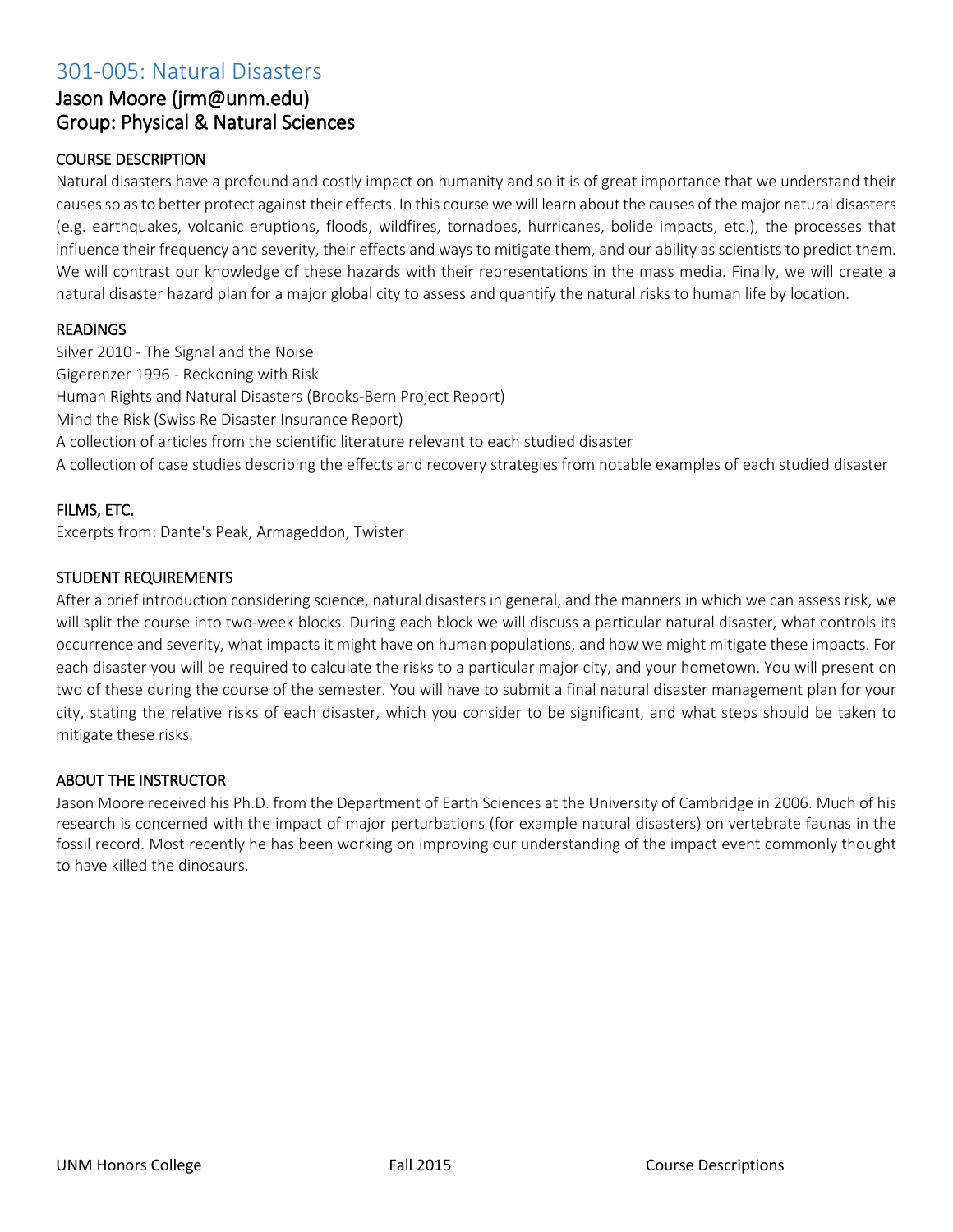# 301-005: Natural Disasters

## Jason Moore (jrm@unm.edu)
## Group: Physical & Natural Sciences

### COURSE DESCRIPTION

Natural disasters have a profound and costly impact on humanity and so it is of great importance that we understand their causes so as to better protect against their effects. In this course we will learn about the causes of the major natural disasters (e.g. earthquakes, volcanic eruptions, floods, wildfires, tornadoes, hurricanes, bolide impacts, etc.), the processes that influence their frequency and severity, their effects and ways to mitigate them, and our ability as scientists to predict them. We will contrast our knowledge of these hazards with their representations in the mass media. Finally, we will create a natural disaster hazard plan for a major global city to assess and quantify the natural risks to human life by location.

### READINGS

Silver 2010 - The Signal and the Noise
Gigerenzer 1996 - Reckoning with Risk
Human Rights and Natural Disasters (Brooks-Bern Project Report)
Mind the Risk (Swiss Re Disaster Insurance Report)
A collection of articles from the scientific literature relevant to each studied disaster
A collection of case studies describing the effects and recovery strategies from notable examples of each studied disaster

### FILMS, ETC.

Excerpts from: Dante's Peak, Armageddon, Twister

### STUDENT REQUIREMENTS

After a brief introduction considering science, natural disasters in general, and the manners in which we can assess risk, we will split the course into two-week blocks. During each block we will discuss a particular natural disaster, what controls its occurrence and severity, what impacts it might have on human populations, and how we might mitigate these impacts. For each disaster you will be required to calculate the risks to a particular major city, and your hometown. You will present on two of these during the course of the semester. You will have to submit a final natural disaster management plan for your city, stating the relative risks of each disaster, which you consider to be significant, and what steps should be taken to mitigate these risks.

### ABOUT THE INSTRUCTOR

Jason Moore received his Ph.D. from the Department of Earth Sciences at the University of Cambridge in 2006. Much of his research is concerned with the impact of major perturbations (for example natural disasters) on vertebrate faunas in the fossil record. Most recently he has been working on improving our understanding of the impact event commonly thought to have killed the dinosaurs.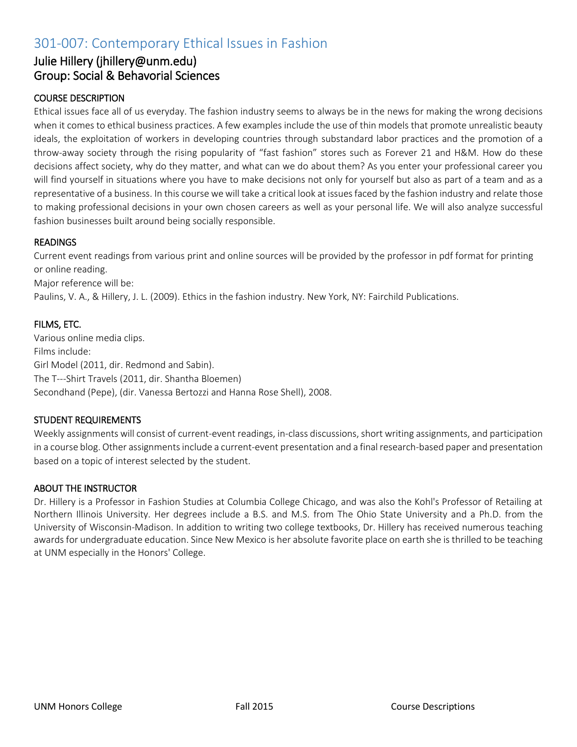# 301-007: Contemporary Ethical Issues in Fashion

## Julie Hillery (jhillery@unm.edu)
## Group: Social & Behavorial Sciences

### COURSE DESCRIPTION

Ethical issues face all of us everyday. The fashion industry seems to always be in the news for making the wrong decisions when it comes to ethical business practices. A few examples include the use of thin models that promote unrealistic beauty ideals, the exploitation of workers in developing countries through substandard labor practices and the promotion of a throw-away society through the rising popularity of "fast fashion" stores such as Forever 21 and H&M. How do these decisions affect society, why do they matter, and what can we do about them? As you enter your professional career you will find yourself in situations where you have to make decisions not only for yourself but also as part of a team and as a representative of a business. In this course we will take a critical look at issues faced by the fashion industry and relate those to making professional decisions in your own chosen careers as well as your personal life. We will also analyze successful fashion businesses built around being socially responsible.

### READINGS

Current event readings from various print and online sources will be provided by the professor in pdf format for printing or online reading.

Major reference will be:

Paulins, V. A., & Hillery, J. L. (2009). Ethics in the fashion industry. New York, NY: Fairchild Publications.

### FILMS, ETC.

Various online media clips.

Films include:

Girl Model (2011, dir. Redmond and Sabin).

The T---Shirt Travels (2011, dir. Shantha Bloemen)

Secondhand (Pepe), (dir. Vanessa Bertozzi and Hanna Rose Shell), 2008.

### STUDENT REQUIREMENTS

Weekly assignments will consist of current-event readings, in-class discussions, short writing assignments, and participation in a course blog. Other assignments include a current-event presentation and a final research-based paper and presentation based on a topic of interest selected by the student.

### ABOUT THE INSTRUCTOR

Dr. Hillery is a Professor in Fashion Studies at Columbia College Chicago, and was also the Kohl's Professor of Retailing at Northern Illinois University. Her degrees include a B.S. and M.S. from The Ohio State University and a Ph.D. from the University of Wisconsin-Madison. In addition to writing two college textbooks, Dr. Hillery has received numerous teaching awards for undergraduate education. Since New Mexico is her absolute favorite place on earth she is thrilled to be teaching at UNM especially in the Honors' College.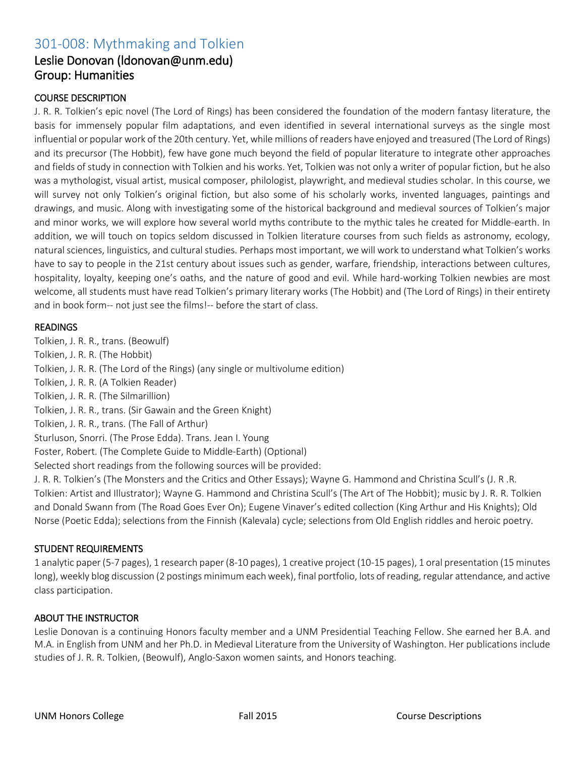## 301-008: Mythmaking and Tolkien

### Leslie Donovan (ldonovan@unm.edu)
### Group: Humanities

#### COURSE DESCRIPTION

J. R. R. Tolkien's epic novel (The Lord of Rings) has been considered the foundation of the modern fantasy literature, the basis for immensely popular film adaptations, and even identified in several international surveys as the single most influential or popular work of the 20th century. Yet, while millions of readers have enjoyed and treasured (The Lord of Rings) and its precursor (The Hobbit), few have gone much beyond the field of popular literature to integrate other approaches and fields of study in connection with Tolkien and his works. Yet, Tolkien was not only a writer of popular fiction, but he also was a mythologist, visual artist, musical composer, philologist, playwright, and medieval studies scholar. In this course, we will survey not only Tolkien's original fiction, but also some of his scholarly works, invented languages, paintings and drawings, and music. Along with investigating some of the historical background and medieval sources of Tolkien's major and minor works, we will explore how several world myths contribute to the mythic tales he created for Middle-earth. In addition, we will touch on topics seldom discussed in Tolkien literature courses from such fields as astronomy, ecology, natural sciences, linguistics, and cultural studies. Perhaps most important, we will work to understand what Tolkien's works have to say to people in the 21st century about issues such as gender, warfare, friendship, interactions between cultures, hospitality, loyalty, keeping one's oaths, and the nature of good and evil. While hard-working Tolkien newbies are most welcome, all students must have read Tolkien's primary literary works (The Hobbit) and (The Lord of Rings) in their entirety and in book form-- not just see the films!-- before the start of class.

#### READINGS

Tolkien, J. R. R., trans. (Beowulf)
Tolkien, J. R. R. (The Hobbit)
Tolkien, J. R. R. (The Lord of the Rings) (any single or multivolume edition)
Tolkien, J. R. R. (A Tolkien Reader)
Tolkien, J. R. R. (The Silmarillion)
Tolkien, J. R. R., trans. (Sir Gawain and the Green Knight)
Tolkien, J. R. R., trans. (The Fall of Arthur)
Sturluson, Snorri. (The Prose Edda). Trans. Jean I. Young
Foster, Robert. (The Complete Guide to Middle-Earth) (Optional)
Selected short readings from the following sources will be provided:
J. R. R. Tolkien's (The Monsters and the Critics and Other Essays); Wayne G. Hammond and Christina Scull's (J. R .R. Tolkien: Artist and Illustrator); Wayne G. Hammond and Christina Scull's (The Art of The Hobbit); music by J. R. R. Tolkien and Donald Swann from (The Road Goes Ever On); Eugene Vinaver's edited collection (King Arthur and His Knights); Old Norse (Poetic Edda); selections from the Finnish (Kalevala) cycle; selections from Old English riddles and heroic poetry.

#### STUDENT REQUIREMENTS

1 analytic paper (5-7 pages), 1 research paper (8-10 pages), 1 creative project (10-15 pages), 1 oral presentation (15 minutes long), weekly blog discussion (2 postings minimum each week), final portfolio, lots of reading, regular attendance, and active class participation.

#### ABOUT THE INSTRUCTOR

Leslie Donovan is a continuing Honors faculty member and a UNM Presidential Teaching Fellow. She earned her B.A. and M.A. in English from UNM and her Ph.D. in Medieval Literature from the University of Washington. Her publications include studies of J. R. R. Tolkien, (Beowulf), Anglo-Saxon women saints, and Honors teaching.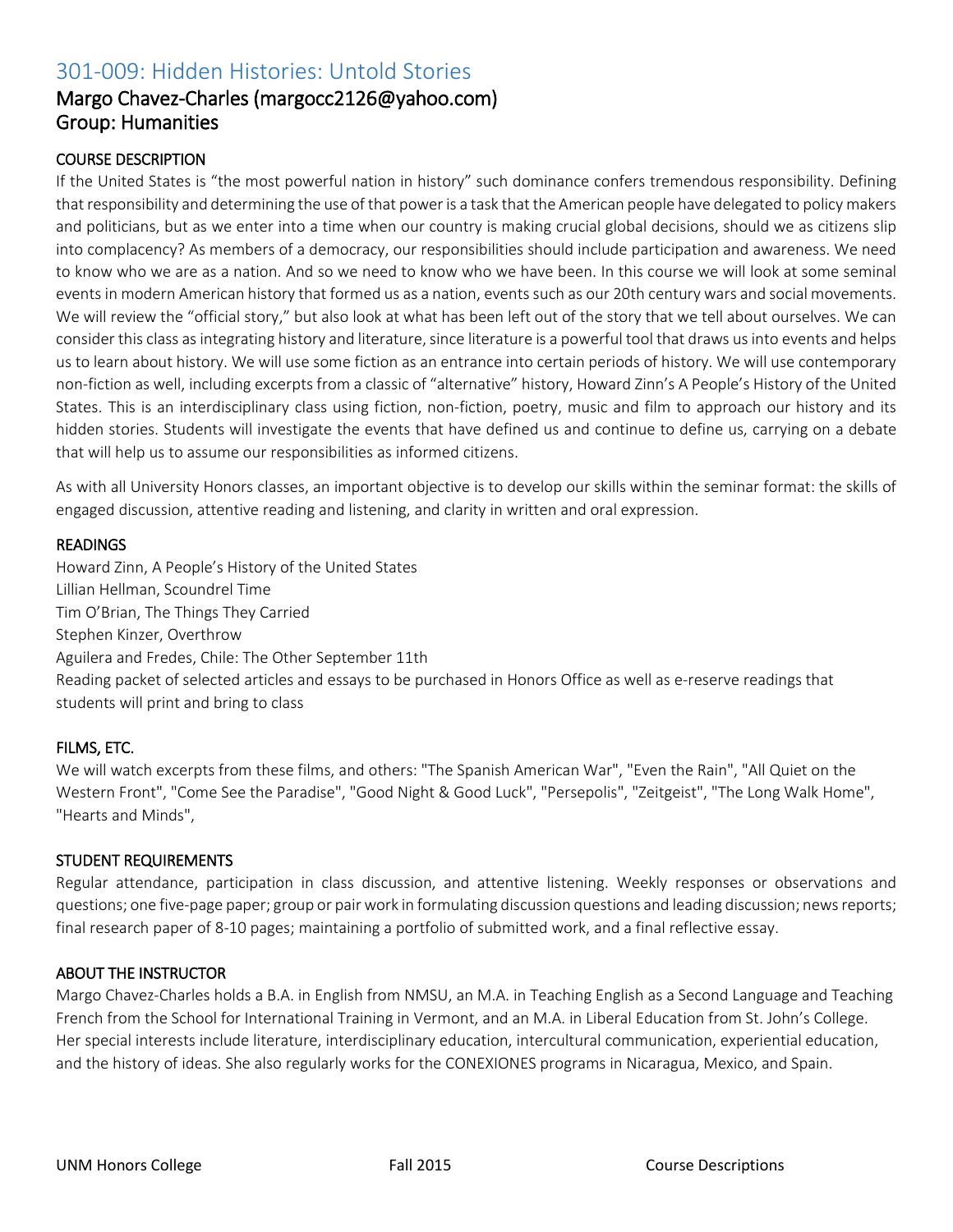# 301-009: Hidden Histories: Untold Stories

## Margo Chavez-Charles (margocc2126@yahoo.com)
## Group: Humanities

### COURSE DESCRIPTION

If the United States is "the most powerful nation in history" such dominance confers tremendous responsibility. Defining that responsibility and determining the use of that power is a task that the American people have delegated to policy makers and politicians, but as we enter into a time when our country is making crucial global decisions, should we as citizens slip into complacency? As members of a democracy, our responsibilities should include participation and awareness. We need to know who we are as a nation. And so we need to know who we have been. In this course we will look at some seminal events in modern American history that formed us as a nation, events such as our 20th century wars and social movements. We will review the "official story," but also look at what has been left out of the story that we tell about ourselves. We can consider this class as integrating history and literature, since literature is a powerful tool that draws us into events and helps us to learn about history. We will use some fiction as an entrance into certain periods of history. We will use contemporary non-fiction as well, including excerpts from a classic of "alternative" history, Howard Zinn's A People's History of the United States. This is an interdisciplinary class using fiction, non-fiction, poetry, music and film to approach our history and its hidden stories. Students will investigate the events that have defined us and continue to define us, carrying on a debate that will help us to assume our responsibilities as informed citizens.

As with all University Honors classes, an important objective is to develop our skills within the seminar format: the skills of engaged discussion, attentive reading and listening, and clarity in written and oral expression.

### READINGS

Howard Zinn, A People's History of the United States
Lillian Hellman, Scoundrel Time
Tim O'Brian, The Things They Carried
Stephen Kinzer, Overthrow
Aguilera and Fredes, Chile: The Other September 11th
Reading packet of selected articles and essays to be purchased in Honors Office as well as e-reserve readings that students will print and bring to class

### FILMS, ETC.

We will watch excerpts from these films, and others: "The Spanish American War", "Even the Rain", "All Quiet on the Western Front", "Come See the Paradise", "Good Night & Good Luck", "Persepolis", "Zeitgeist", "The Long Walk Home", "Hearts and Minds",

### STUDENT REQUIREMENTS

Regular attendance, participation in class discussion, and attentive listening. Weekly responses or observations and questions; one five-page paper; group or pair work in formulating discussion questions and leading discussion; news reports; final research paper of 8-10 pages; maintaining a portfolio of submitted work, and a final reflective essay.

### ABOUT THE INSTRUCTOR

Margo Chavez-Charles holds a B.A. in English from NMSU, an M.A. in Teaching English as a Second Language and Teaching French from the School for International Training in Vermont, and an M.A. in Liberal Education from St. John's College. Her special interests include literature, interdisciplinary education, intercultural communication, experiential education, and the history of ideas. She also regularly works for the CONEXIONES programs in Nicaragua, Mexico, and Spain.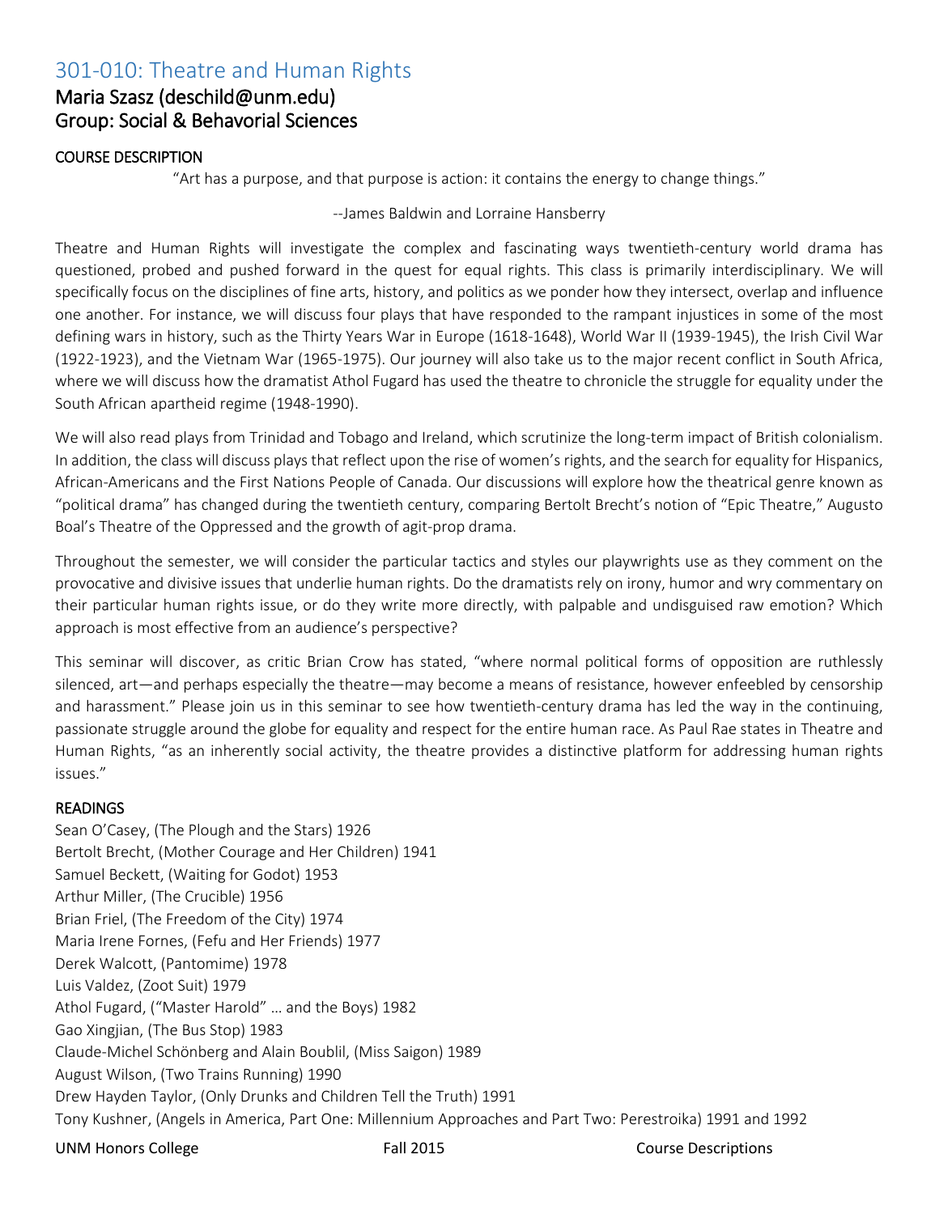## 301-010: Theatre and Human Rights

### Maria Szasz (deschild@unm.edu)
### Group: Social & Behavorial Sciences

**COURSE DESCRIPTION**

"Art has a purpose, and that purpose is action: it contains the energy to change things."

--James Baldwin and Lorraine Hansberry

Theatre and Human Rights will investigate the complex and fascinating ways twentieth-century world drama has questioned, probed and pushed forward in the quest for equal rights. This class is primarily interdisciplinary. We will specifically focus on the disciplines of fine arts, history, and politics as we ponder how they intersect, overlap and influence one another. For instance, we will discuss four plays that have responded to the rampant injustices in some of the most defining wars in history, such as the Thirty Years War in Europe (1618-1648), World War II (1939-1945), the Irish Civil War (1922-1923), and the Vietnam War (1965-1975). Our journey will also take us to the major recent conflict in South Africa, where we will discuss how the dramatist Athol Fugard has used the theatre to chronicle the struggle for equality under the South African apartheid regime (1948-1990).

We will also read plays from Trinidad and Tobago and Ireland, which scrutinize the long-term impact of British colonialism. In addition, the class will discuss plays that reflect upon the rise of women's rights, and the search for equality for Hispanics, African-Americans and the First Nations People of Canada. Our discussions will explore how the theatrical genre known as "political drama" has changed during the twentieth century, comparing Bertolt Brecht's notion of "Epic Theatre," Augusto Boal's Theatre of the Oppressed and the growth of agit-prop drama.

Throughout the semester, we will consider the particular tactics and styles our playwrights use as they comment on the provocative and divisive issues that underlie human rights. Do the dramatists rely on irony, humor and wry commentary on their particular human rights issue, or do they write more directly, with palpable and undisguised raw emotion? Which approach is most effective from an audience's perspective?

This seminar will discover, as critic Brian Crow has stated, "where normal political forms of opposition are ruthlessly silenced, art—and perhaps especially the theatre—may become a means of resistance, however enfeebled by censorship and harassment." Please join us in this seminar to see how twentieth-century drama has led the way in the continuing, passionate struggle around the globe for equality and respect for the entire human race. As Paul Rae states in Theatre and Human Rights, "as an inherently social activity, the theatre provides a distinctive platform for addressing human rights issues."

**READINGS**

Sean O'Casey, (The Plough and the Stars) 1926
Bertolt Brecht, (Mother Courage and Her Children) 1941
Samuel Beckett, (Waiting for Godot) 1953
Arthur Miller, (The Crucible) 1956
Brian Friel, (The Freedom of the City) 1974
Maria Irene Fornes, (Fefu and Her Friends) 1977
Derek Walcott, (Pantomime) 1978
Luis Valdez, (Zoot Suit) 1979
Athol Fugard, ("Master Harold" … and the Boys) 1982
Gao Xingjian, (The Bus Stop) 1983
Claude-Michel Schönberg and Alain Boublil, (Miss Saigon) 1989
August Wilson, (Two Trains Running) 1990
Drew Hayden Taylor, (Only Drunks and Children Tell the Truth) 1991
Tony Kushner, (Angels in America, Part One: Millennium Approaches and Part Two: Perestroika) 1991 and 1992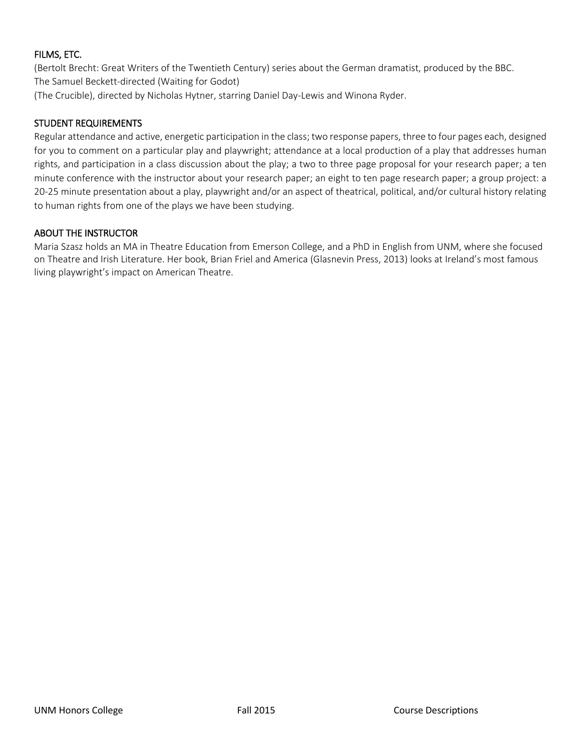## FILMS, ETC.

(Bertolt Brecht: Great Writers of the Twentieth Century) series about the German dramatist, produced by the BBC.
The Samuel Beckett-directed (Waiting for Godot)
(The Crucible), directed by Nicholas Hytner, starring Daniel Day-Lewis and Winona Ryder.

## STUDENT REQUIREMENTS

Regular attendance and active, energetic participation in the class; two response papers, three to four pages each, designed for you to comment on a particular play and playwright; attendance at a local production of a play that addresses human rights, and participation in a class discussion about the play; a two to three page proposal for your research paper; a ten minute conference with the instructor about your research paper; an eight to ten page research paper; a group project: a 20-25 minute presentation about a play, playwright and/or an aspect of theatrical, political, and/or cultural history relating to human rights from one of the plays we have been studying.

## ABOUT THE INSTRUCTOR

Maria Szasz holds an MA in Theatre Education from Emerson College, and a PhD in English from UNM, where she focused on Theatre and Irish Literature. Her book, Brian Friel and America (Glasnevin Press, 2013) looks at Ireland's most famous living playwright's impact on American Theatre.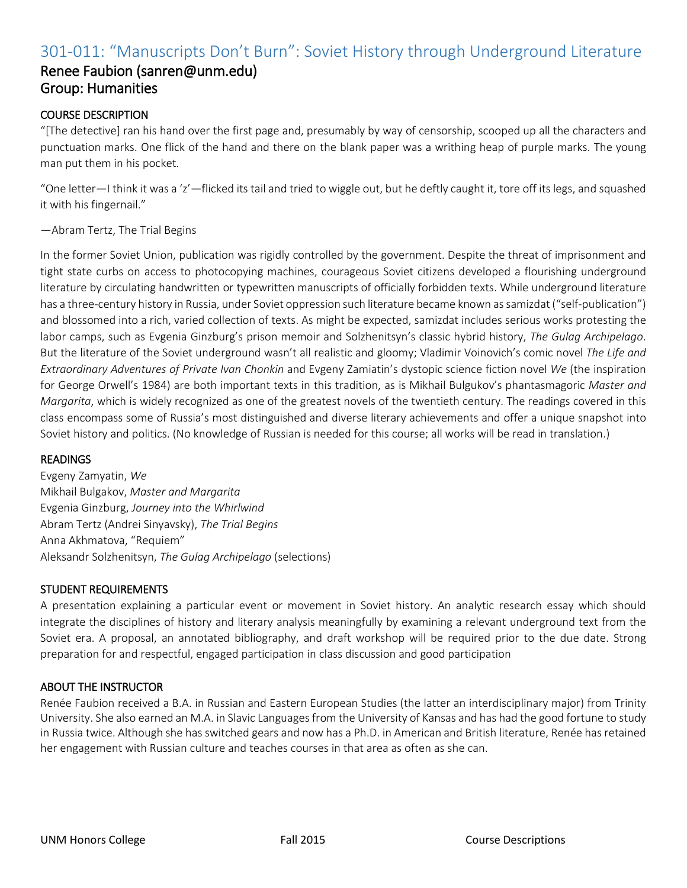## 301-011: "Manuscripts Don't Burn": Soviet History through Underground Literature

### Renee Faubion (sanren@unm.edu)
### Group: Humanities

#### COURSE DESCRIPTION

"[The detective] ran his hand over the first page and, presumably by way of censorship, scooped up all the characters and punctuation marks. One flick of the hand and there on the blank paper was a writhing heap of purple marks. The young man put them in his pocket.

"One letter—I think it was a 'z'—flicked its tail and tried to wiggle out, but he deftly caught it, tore off its legs, and squashed it with his fingernail."

—Abram Tertz, The Trial Begins

In the former Soviet Union, publication was rigidly controlled by the government. Despite the threat of imprisonment and tight state curbs on access to photocopying machines, courageous Soviet citizens developed a flourishing underground literature by circulating handwritten or typewritten manuscripts of officially forbidden texts. While underground literature has a three-century history in Russia, under Soviet oppression such literature became known as samizdat ("self-publication") and blossomed into a rich, varied collection of texts. As might be expected, samizdat includes serious works protesting the labor camps, such as Evgenia Ginzburg's prison memoir and Solzhenitsyn's classic hybrid history, *The Gulag Archipelago*. But the literature of the Soviet underground wasn't all realistic and gloomy; Vladimir Voinovich's comic novel *The Life and Extraordinary Adventures of Private Ivan Chonkin* and Evgeny Zamiatin's dystopic science fiction novel *We* (the inspiration for George Orwell's 1984) are both important texts in this tradition, as is Mikhail Bulgakov's phantasmagoric *Master and Margarita*, which is widely recognized as one of the greatest novels of the twentieth century. The readings covered in this class encompass some of Russia's most distinguished and diverse literary achievements and offer a unique snapshot into Soviet history and politics. (No knowledge of Russian is needed for this course; all works will be read in translation.)

#### READINGS

Evgeny Zamyatin, *We*
Mikhail Bulgakov, *Master and Margarita*
Evgenia Ginzburg, *Journey into the Whirlwind*
Abram Tertz (Andrei Sinyavsky), *The Trial Begins*
Anna Akhmatova, "Requiem"
Aleksandr Solzhenitsyn, *The Gulag Archipelago* (selections)

#### STUDENT REQUIREMENTS

A presentation explaining a particular event or movement in Soviet history. An analytic research essay which should integrate the disciplines of history and literary analysis meaningfully by examining a relevant underground text from the Soviet era. A proposal, an annotated bibliography, and draft workshop will be required prior to the due date. Strong preparation for and respectful, engaged participation in class discussion and good participation

#### ABOUT THE INSTRUCTOR

Renée Faubion received a B.A. in Russian and Eastern European Studies (the latter an interdisciplinary major) from Trinity University. She also earned an M.A. in Slavic Languages from the University of Kansas and has had the good fortune to study in Russia twice. Although she has switched gears and now has a Ph.D. in American and British literature, Renée has retained her engagement with Russian culture and teaches courses in that area as often as she can.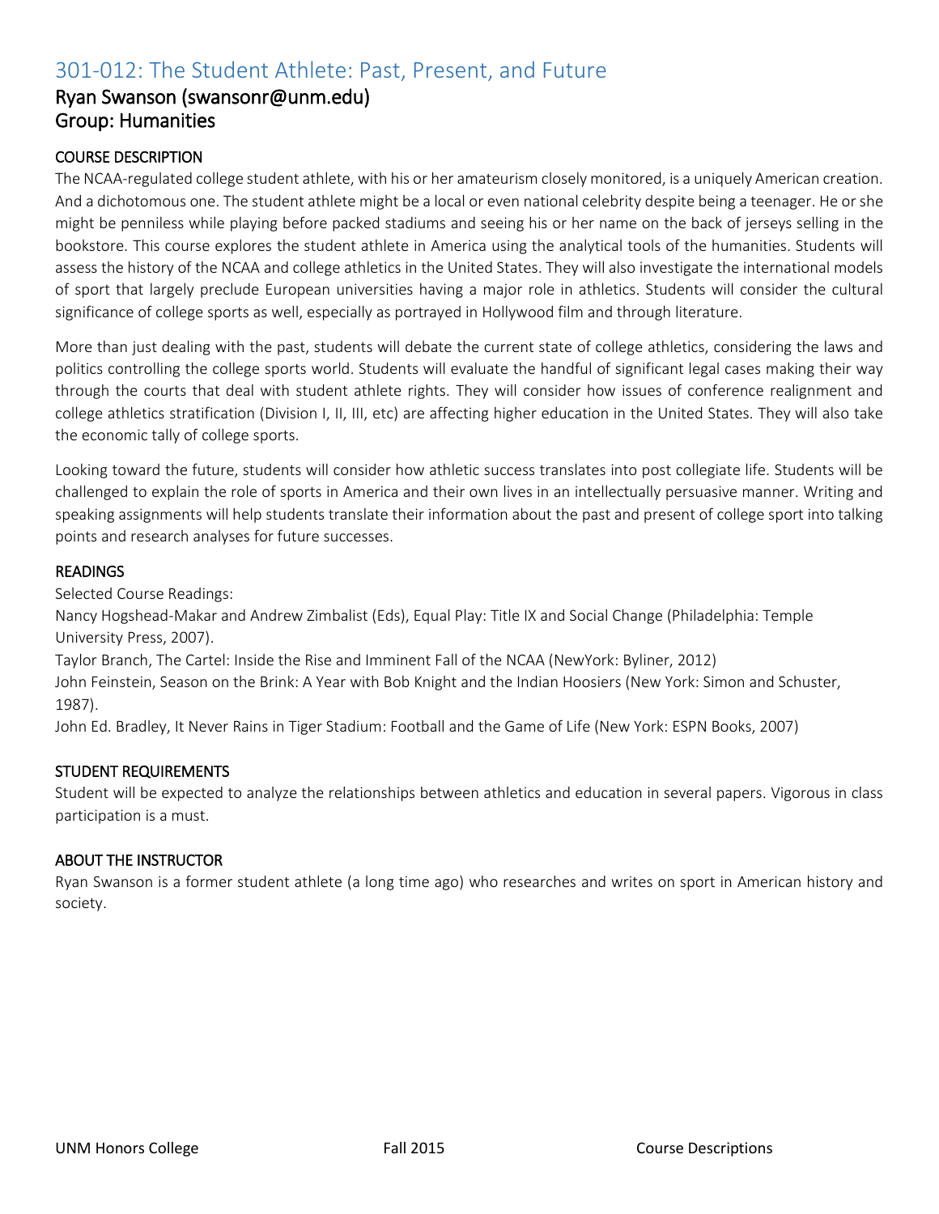## 301-012: The Student Athlete: Past, Present, and Future

### Ryan Swanson (swansonr@unm.edu)
### Group: Humanities

#### COURSE DESCRIPTION

The NCAA-regulated college student athlete, with his or her amateurism closely monitored, is a uniquely American creation. And a dichotomous one. The student athlete might be a local or even national celebrity despite being a teenager. He or she might be penniless while playing before packed stadiums and seeing his or her name on the back of jerseys selling in the bookstore. This course explores the student athlete in America using the analytical tools of the humanities. Students will assess the history of the NCAA and college athletics in the United States. They will also investigate the international models of sport that largely preclude European universities having a major role in athletics. Students will consider the cultural significance of college sports as well, especially as portrayed in Hollywood film and through literature.

More than just dealing with the past, students will debate the current state of college athletics, considering the laws and politics controlling the college sports world. Students will evaluate the handful of significant legal cases making their way through the courts that deal with student athlete rights. They will consider how issues of conference realignment and college athletics stratification (Division I, II, III, etc) are affecting higher education in the United States. They will also take the economic tally of college sports.

Looking toward the future, students will consider how athletic success translates into post collegiate life. Students will be challenged to explain the role of sports in America and their own lives in an intellectually persuasive manner. Writing and speaking assignments will help students translate their information about the past and present of college sport into talking points and research analyses for future successes.

#### READINGS

Selected Course Readings:

Nancy Hogshead-Makar and Andrew Zimbalist (Eds), Equal Play: Title IX and Social Change (Philadelphia: Temple University Press, 2007).

Taylor Branch, The Cartel: Inside the Rise and Imminent Fall of the NCAA (NewYork: Byliner, 2012)

John Feinstein, Season on the Brink: A Year with Bob Knight and the Indian Hoosiers (New York: Simon and Schuster, 1987).

John Ed. Bradley, It Never Rains in Tiger Stadium: Football and the Game of Life (New York: ESPN Books, 2007)

#### STUDENT REQUIREMENTS

Student will be expected to analyze the relationships between athletics and education in several papers. Vigorous in class participation is a must.

#### ABOUT THE INSTRUCTOR

Ryan Swanson is a former student athlete (a long time ago) who researches and writes on sport in American history and society.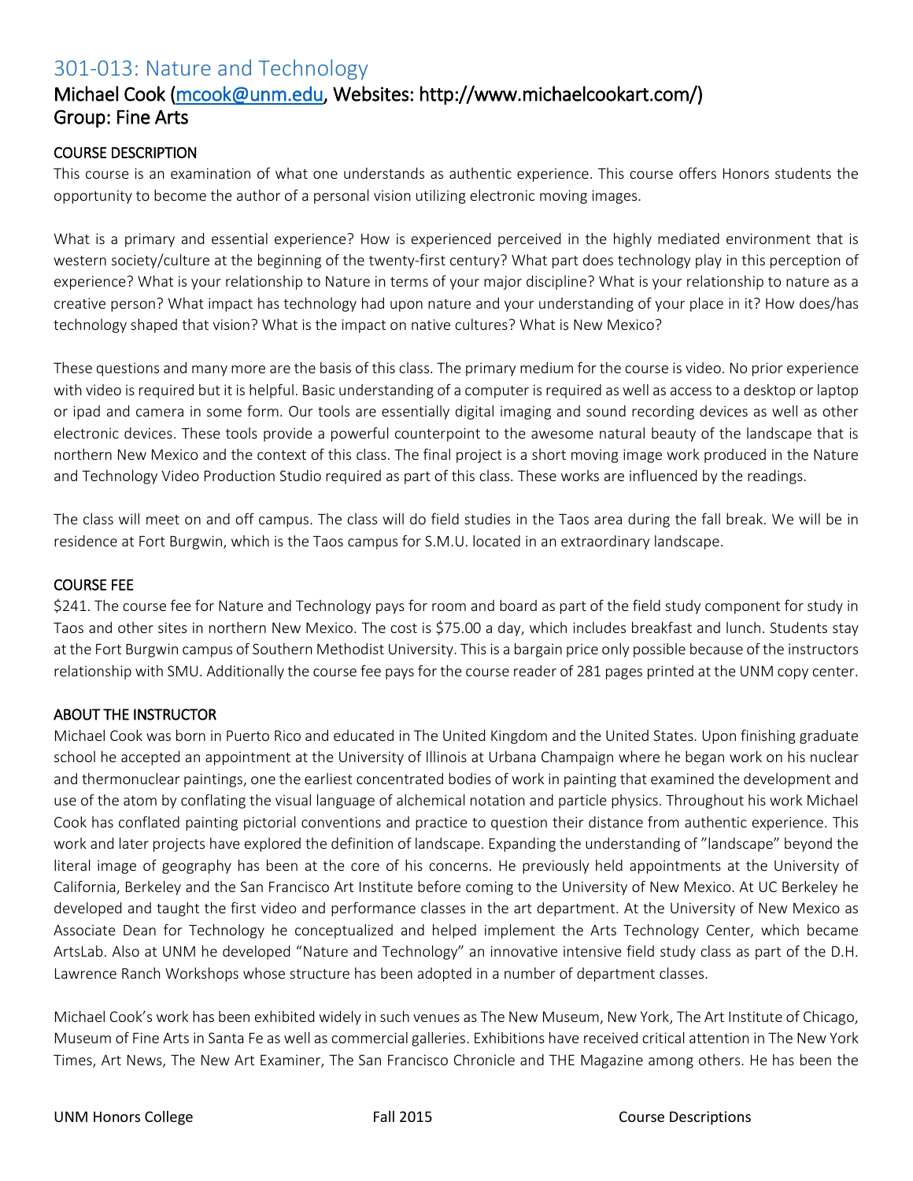## 301-013: Nature and Technology

### Michael Cook (mcook@unm.edu, Websites: http://www.michaelcookart.com/)
### Group: Fine Arts

#### COURSE DESCRIPTION

This course is an examination of what one understands as authentic experience. This course offers Honors students the opportunity to become the author of a personal vision utilizing electronic moving images.

What is a primary and essential experience? How is experienced perceived in the highly mediated environment that is western society/culture at the beginning of the twenty-first century? What part does technology play in this perception of experience? What is your relationship to Nature in terms of your major discipline? What is your relationship to nature as a creative person? What impact has technology had upon nature and your understanding of your place in it? How does/has technology shaped that vision? What is the impact on native cultures? What is New Mexico?

These questions and many more are the basis of this class. The primary medium for the course is video. No prior experience with video is required but it is helpful. Basic understanding of a computer is required as well as access to a desktop or laptop or ipad and camera in some form. Our tools are essentially digital imaging and sound recording devices as well as other electronic devices. These tools provide a powerful counterpoint to the awesome natural beauty of the landscape that is northern New Mexico and the context of this class. The final project is a short moving image work produced in the Nature and Technology Video Production Studio required as part of this class. These works are influenced by the readings.

The class will meet on and off campus. The class will do field studies in the Taos area during the fall break. We will be in residence at Fort Burgwin, which is the Taos campus for S.M.U. located in an extraordinary landscape.

#### COURSE FEE

$241. The course fee for Nature and Technology pays for room and board as part of the field study component for study in Taos and other sites in northern New Mexico. The cost is $75.00 a day, which includes breakfast and lunch. Students stay at the Fort Burgwin campus of Southern Methodist University. This is a bargain price only possible because of the instructors relationship with SMU. Additionally the course fee pays for the course reader of 281 pages printed at the UNM copy center.

#### ABOUT THE INSTRUCTOR

Michael Cook was born in Puerto Rico and educated in The United Kingdom and the United States. Upon finishing graduate school he accepted an appointment at the University of Illinois at Urbana Champaign where he began work on his nuclear and thermonuclear paintings, one the earliest concentrated bodies of work in painting that examined the development and use of the atom by conflating the visual language of alchemical notation and particle physics. Throughout his work Michael Cook has conflated painting pictorial conventions and practice to question their distance from authentic experience. This work and later projects have explored the definition of landscape. Expanding the understanding of "landscape" beyond the literal image of geography has been at the core of his concerns. He previously held appointments at the University of California, Berkeley and the San Francisco Art Institute before coming to the University of New Mexico. At UC Berkeley he developed and taught the first video and performance classes in the art department. At the University of New Mexico as Associate Dean for Technology he conceptualized and helped implement the Arts Technology Center, which became ArtsLab. Also at UNM he developed "Nature and Technology" an innovative intensive field study class as part of the D.H. Lawrence Ranch Workshops whose structure has been adopted in a number of department classes.

Michael Cook's work has been exhibited widely in such venues as The New Museum, New York, The Art Institute of Chicago, Museum of Fine Arts in Santa Fe as well as commercial galleries. Exhibitions have received critical attention in The New York Times, Art News, The New Art Examiner, The San Francisco Chronicle and THE Magazine among others. He has been the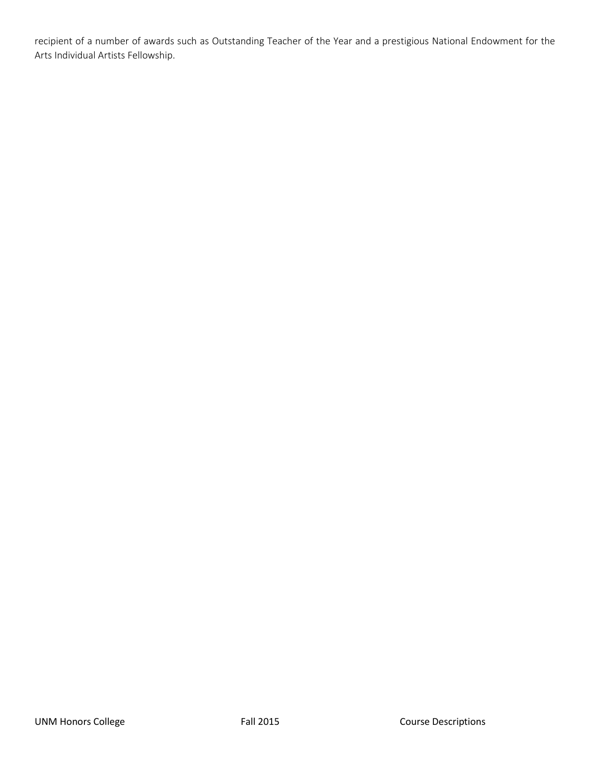recipient of a number of awards such as Outstanding Teacher of the Year and a prestigious National Endowment for the Arts Individual Artists Fellowship.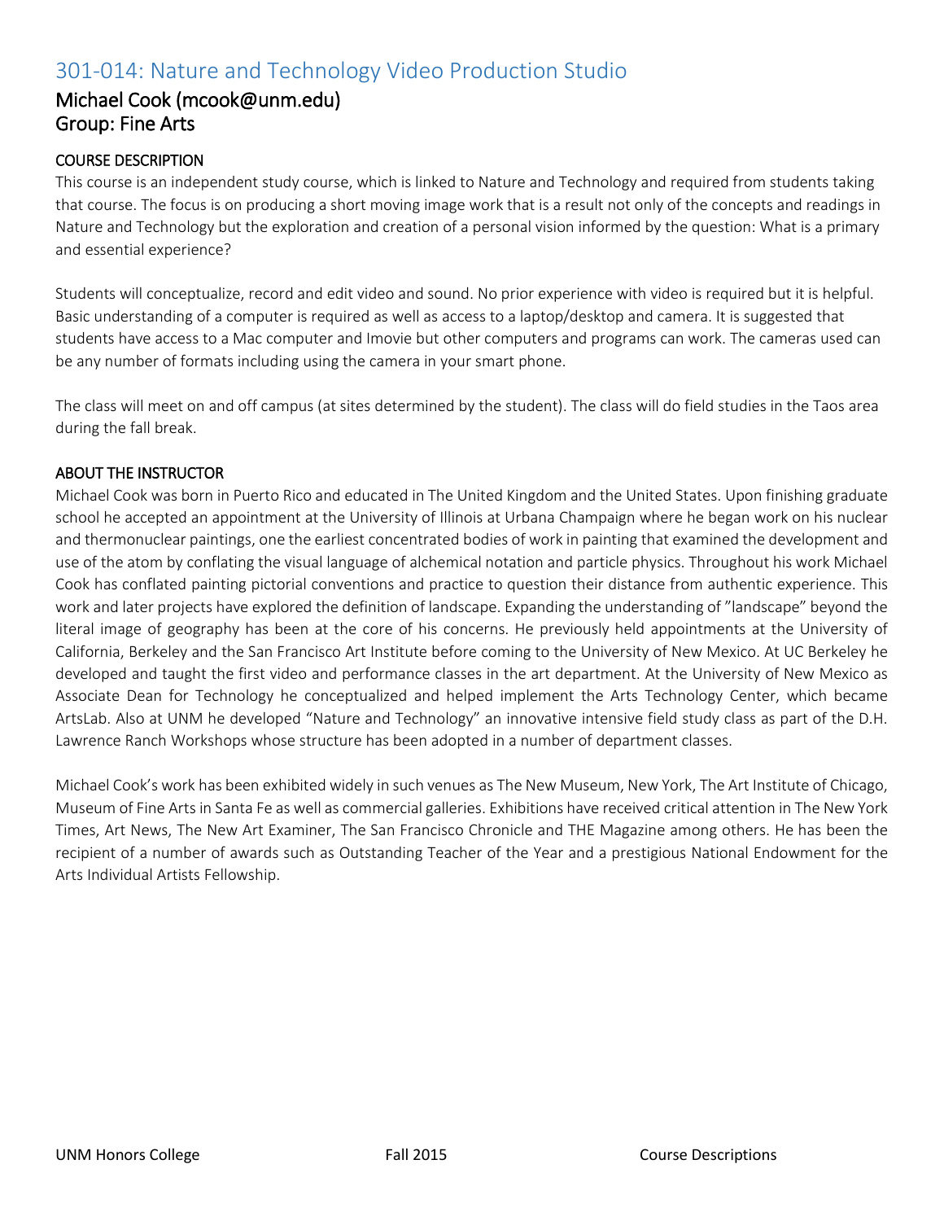# 301-014: Nature and Technology Video Production Studio

## Michael Cook (mcook@unm.edu)
## Group: Fine Arts

### COURSE DESCRIPTION

This course is an independent study course, which is linked to Nature and Technology and required from students taking that course. The focus is on producing a short moving image work that is a result not only of the concepts and readings in Nature and Technology but the exploration and creation of a personal vision informed by the question: What is a primary and essential experience?

Students will conceptualize, record and edit video and sound. No prior experience with video is required but it is helpful. Basic understanding of a computer is required as well as access to a laptop/desktop and camera. It is suggested that students have access to a Mac computer and Imovie but other computers and programs can work. The cameras used can be any number of formats including using the camera in your smart phone.

The class will meet on and off campus (at sites determined by the student). The class will do field studies in the Taos area during the fall break.

### ABOUT THE INSTRUCTOR

Michael Cook was born in Puerto Rico and educated in The United Kingdom and the United States. Upon finishing graduate school he accepted an appointment at the University of Illinois at Urbana Champaign where he began work on his nuclear and thermonuclear paintings, one the earliest concentrated bodies of work in painting that examined the development and use of the atom by conflating the visual language of alchemical notation and particle physics. Throughout his work Michael Cook has conflated painting pictorial conventions and practice to question their distance from authentic experience. This work and later projects have explored the definition of landscape. Expanding the understanding of "landscape" beyond the literal image of geography has been at the core of his concerns. He previously held appointments at the University of California, Berkeley and the San Francisco Art Institute before coming to the University of New Mexico. At UC Berkeley he developed and taught the first video and performance classes in the art department. At the University of New Mexico as Associate Dean for Technology he conceptualized and helped implement the Arts Technology Center, which became ArtsLab. Also at UNM he developed "Nature and Technology" an innovative intensive field study class as part of the D.H. Lawrence Ranch Workshops whose structure has been adopted in a number of department classes.

Michael Cook's work has been exhibited widely in such venues as The New Museum, New York, The Art Institute of Chicago, Museum of Fine Arts in Santa Fe as well as commercial galleries. Exhibitions have received critical attention in The New York Times, Art News, The New Art Examiner, The San Francisco Chronicle and THE Magazine among others. He has been the recipient of a number of awards such as Outstanding Teacher of the Year and a prestigious National Endowment for the Arts Individual Artists Fellowship.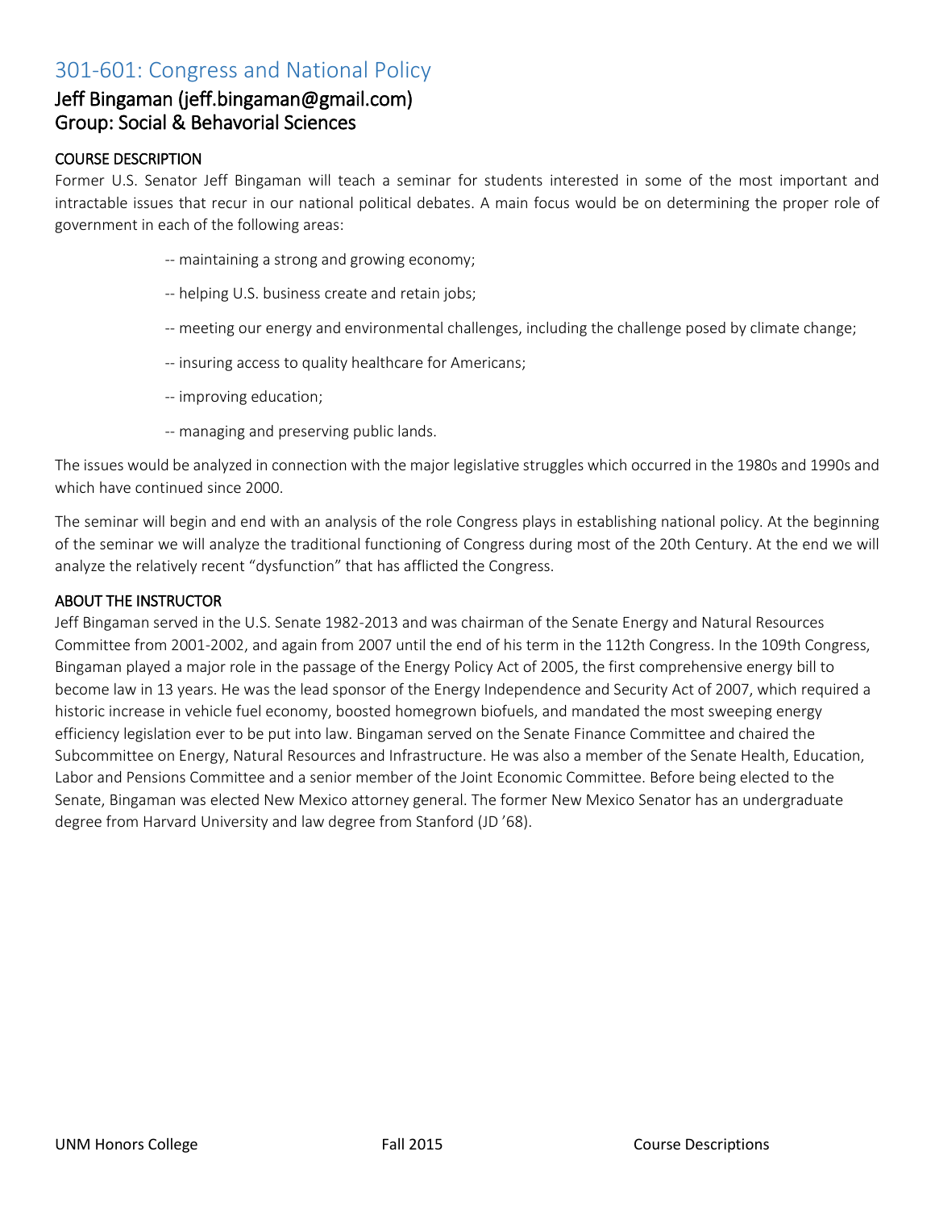## 301-601: Congress and National Policy

### Jeff Bingaman (jeff.bingaman@gmail.com)
### Group: Social & Behavorial Sciences

**COURSE DESCRIPTION**

Former U.S. Senator Jeff Bingaman will teach a seminar for students interested in some of the most important and intractable issues that recur in our national political debates. A main focus would be on determining the proper role of government in each of the following areas:

-- maintaining a strong and growing economy;

-- helping U.S. business create and retain jobs;

-- meeting our energy and environmental challenges, including the challenge posed by climate change;

-- insuring access to quality healthcare for Americans;

-- improving education;

-- managing and preserving public lands.

The issues would be analyzed in connection with the major legislative struggles which occurred in the 1980s and 1990s and which have continued since 2000.

The seminar will begin and end with an analysis of the role Congress plays in establishing national policy. At the beginning of the seminar we will analyze the traditional functioning of Congress during most of the 20th Century. At the end we will analyze the relatively recent "dysfunction" that has afflicted the Congress.

**ABOUT THE INSTRUCTOR**

Jeff Bingaman served in the U.S. Senate 1982-2013 and was chairman of the Senate Energy and Natural Resources Committee from 2001-2002, and again from 2007 until the end of his term in the 112th Congress. In the 109th Congress, Bingaman played a major role in the passage of the Energy Policy Act of 2005, the first comprehensive energy bill to become law in 13 years. He was the lead sponsor of the Energy Independence and Security Act of 2007, which required a historic increase in vehicle fuel economy, boosted homegrown biofuels, and mandated the most sweeping energy efficiency legislation ever to be put into law. Bingaman served on the Senate Finance Committee and chaired the Subcommittee on Energy, Natural Resources and Infrastructure. He was also a member of the Senate Health, Education, Labor and Pensions Committee and a senior member of the Joint Economic Committee. Before being elected to the Senate, Bingaman was elected New Mexico attorney general. The former New Mexico Senator has an undergraduate degree from Harvard University and law degree from Stanford (JD '68).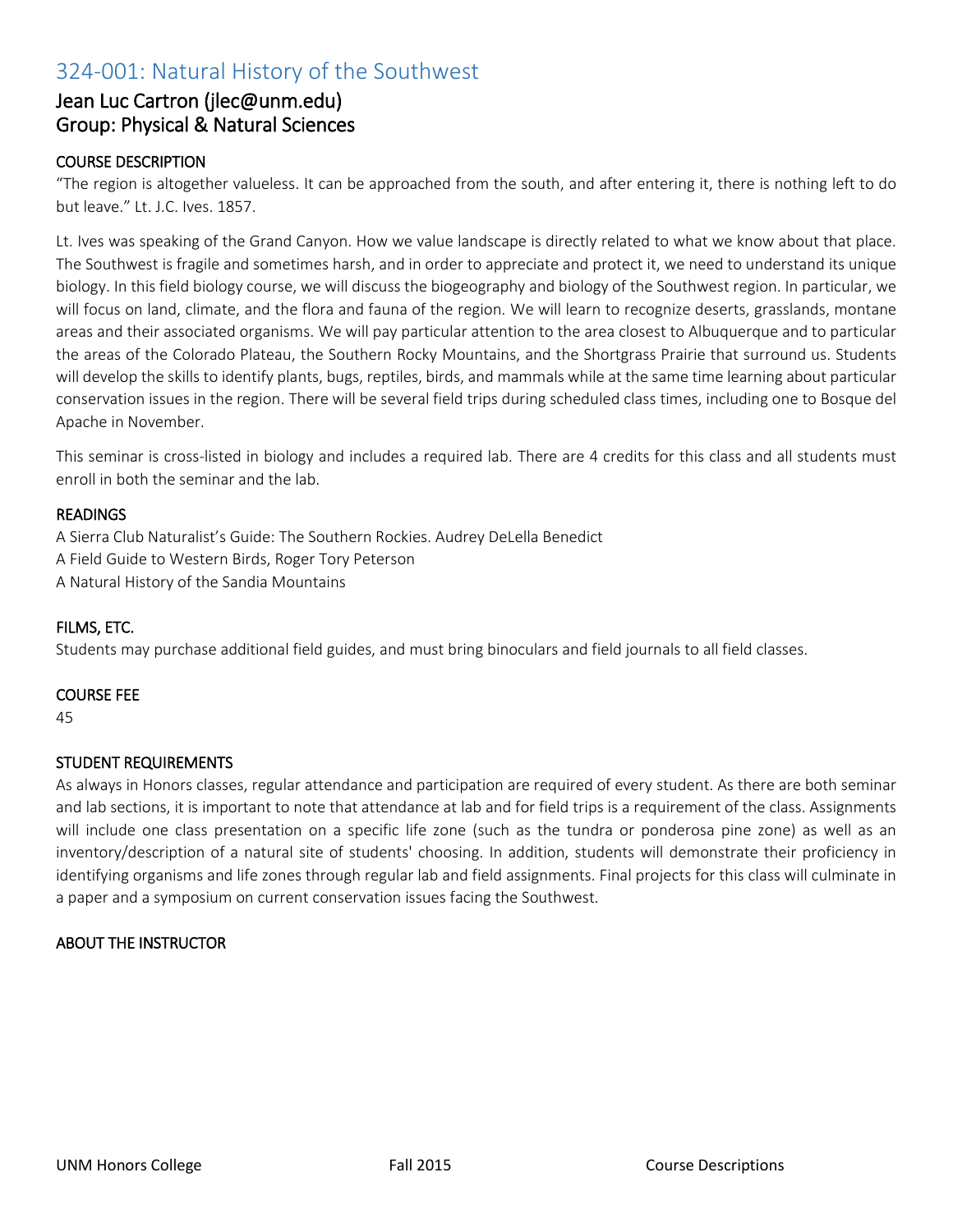# 324-001: Natural History of the Southwest

## Jean Luc Cartron (jlec@unm.edu)
## Group: Physical & Natural Sciences

### COURSE DESCRIPTION

"The region is altogether valueless. It can be approached from the south, and after entering it, there is nothing left to do but leave." Lt. J.C. Ives. 1857.

Lt. Ives was speaking of the Grand Canyon. How we value landscape is directly related to what we know about that place. The Southwest is fragile and sometimes harsh, and in order to appreciate and protect it, we need to understand its unique biology. In this field biology course, we will discuss the biogeography and biology of the Southwest region. In particular, we will focus on land, climate, and the flora and fauna of the region. We will learn to recognize deserts, grasslands, montane areas and their associated organisms. We will pay particular attention to the area closest to Albuquerque and to particular the areas of the Colorado Plateau, the Southern Rocky Mountains, and the Shortgrass Prairie that surround us. Students will develop the skills to identify plants, bugs, reptiles, birds, and mammals while at the same time learning about particular conservation issues in the region. There will be several field trips during scheduled class times, including one to Bosque del Apache in November.

This seminar is cross-listed in biology and includes a required lab. There are 4 credits for this class and all students must enroll in both the seminar and the lab.

### READINGS

A Sierra Club Naturalist's Guide: The Southern Rockies. Audrey DeLella Benedict
A Field Guide to Western Birds, Roger Tory Peterson
A Natural History of the Sandia Mountains

### FILMS, ETC.

Students may purchase additional field guides, and must bring binoculars and field journals to all field classes.

### COURSE FEE

45

### STUDENT REQUIREMENTS

As always in Honors classes, regular attendance and participation are required of every student. As there are both seminar and lab sections, it is important to note that attendance at lab and for field trips is a requirement of the class. Assignments will include one class presentation on a specific life zone (such as the tundra or ponderosa pine zone) as well as an inventory/description of a natural site of students' choosing. In addition, students will demonstrate their proficiency in identifying organisms and life zones through regular lab and field assignments. Final projects for this class will culminate in a paper and a symposium on current conservation issues facing the Southwest.

### ABOUT THE INSTRUCTOR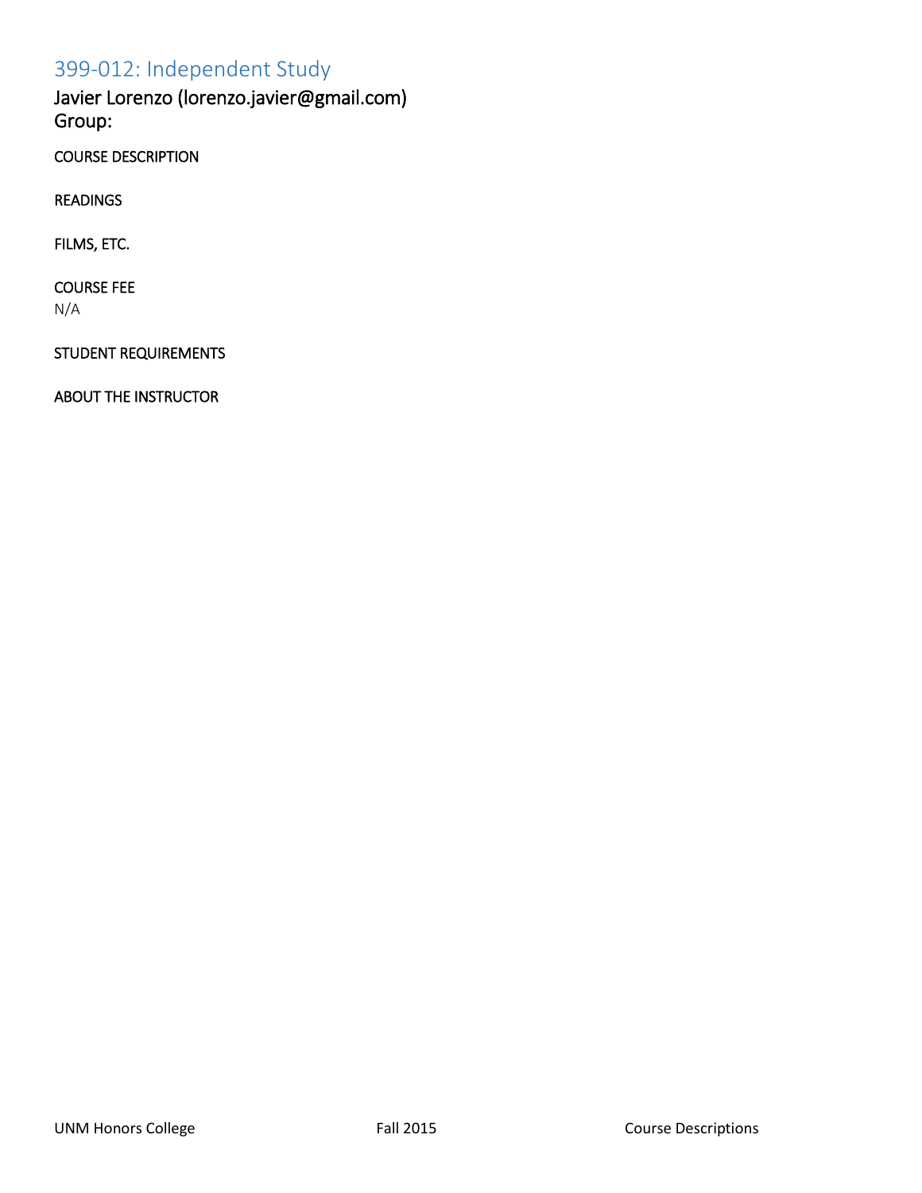## 399-012: Independent Study

Javier Lorenzo (lorenzo.javier@gmail.com)
Group:

COURSE DESCRIPTION

READINGS

FILMS, ETC.

COURSE FEE
N/A

STUDENT REQUIREMENTS

ABOUT THE INSTRUCTOR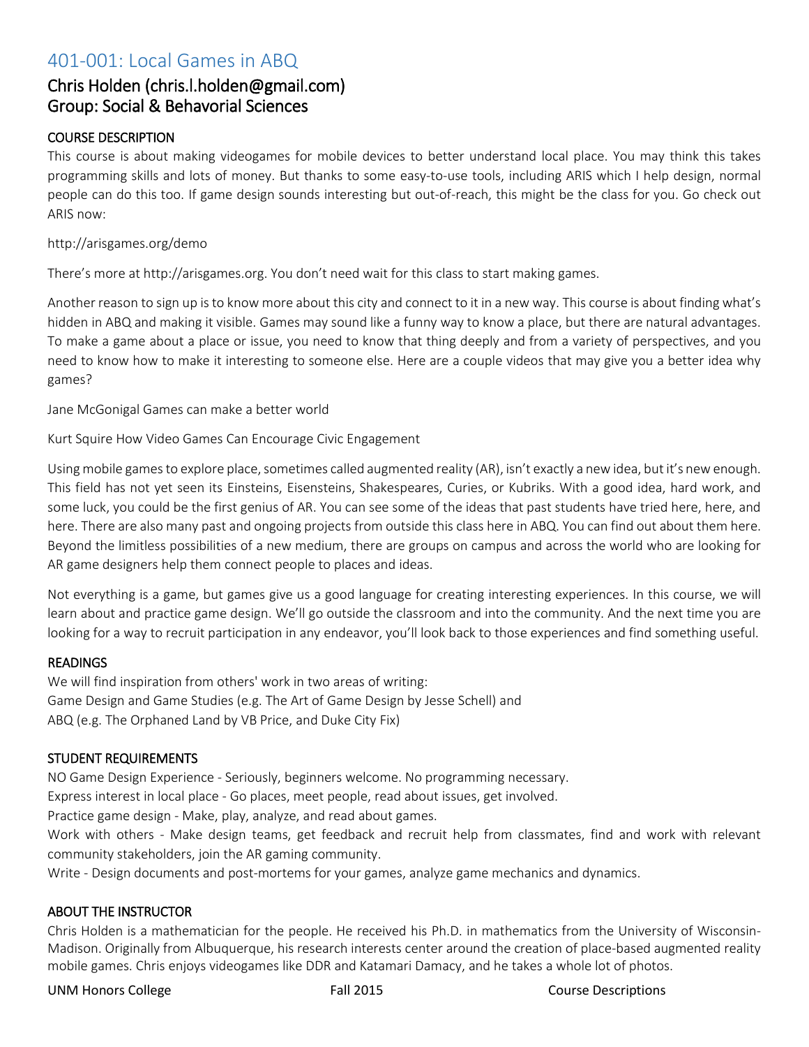# 401-001: Local Games in ABQ

## Chris Holden (chris.l.holden@gmail.com)
## Group: Social & Behavorial Sciences

### COURSE DESCRIPTION

This course is about making videogames for mobile devices to better understand local place. You may think this takes programming skills and lots of money. But thanks to some easy-to-use tools, including ARIS which I help design, normal people can do this too. If game design sounds interesting but out-of-reach, this might be the class for you. Go check out ARIS now:

http://arisgames.org/demo

There's more at http://arisgames.org. You don't need wait for this class to start making games.

Another reason to sign up is to know more about this city and connect to it in a new way. This course is about finding what's hidden in ABQ and making it visible. Games may sound like a funny way to know a place, but there are natural advantages. To make a game about a place or issue, you need to know that thing deeply and from a variety of perspectives, and you need to know how to make it interesting to someone else. Here are a couple videos that may give you a better idea why games?

Jane McGonigal Games can make a better world

Kurt Squire How Video Games Can Encourage Civic Engagement

Using mobile games to explore place, sometimes called augmented reality (AR), isn't exactly a new idea, but it's new enough. This field has not yet seen its Einsteins, Eisensteins, Shakespeares, Curies, or Kubriks. With a good idea, hard work, and some luck, you could be the first genius of AR. You can see some of the ideas that past students have tried here, here, and here. There are also many past and ongoing projects from outside this class here in ABQ. You can find out about them here. Beyond the limitless possibilities of a new medium, there are groups on campus and across the world who are looking for AR game designers help them connect people to places and ideas.

Not everything is a game, but games give us a good language for creating interesting experiences. In this course, we will learn about and practice game design. We'll go outside the classroom and into the community. And the next time you are looking for a way to recruit participation in any endeavor, you'll look back to those experiences and find something useful.

### READINGS

We will find inspiration from others' work in two areas of writing:
Game Design and Game Studies (e.g. The Art of Game Design by Jesse Schell) and
ABQ (e.g. The Orphaned Land by VB Price, and Duke City Fix)

### STUDENT REQUIREMENTS

NO Game Design Experience - Seriously, beginners welcome. No programming necessary.
Express interest in local place - Go places, meet people, read about issues, get involved.
Practice game design - Make, play, analyze, and read about games.
Work with others - Make design teams, get feedback and recruit help from classmates, find and work with relevant community stakeholders, join the AR gaming community.
Write - Design documents and post-mortems for your games, analyze game mechanics and dynamics.

### ABOUT THE INSTRUCTOR

Chris Holden is a mathematician for the people. He received his Ph.D. in mathematics from the University of Wisconsin-Madison. Originally from Albuquerque, his research interests center around the creation of place-based augmented reality mobile games. Chris enjoys videogames like DDR and Katamari Damacy, and he takes a whole lot of photos.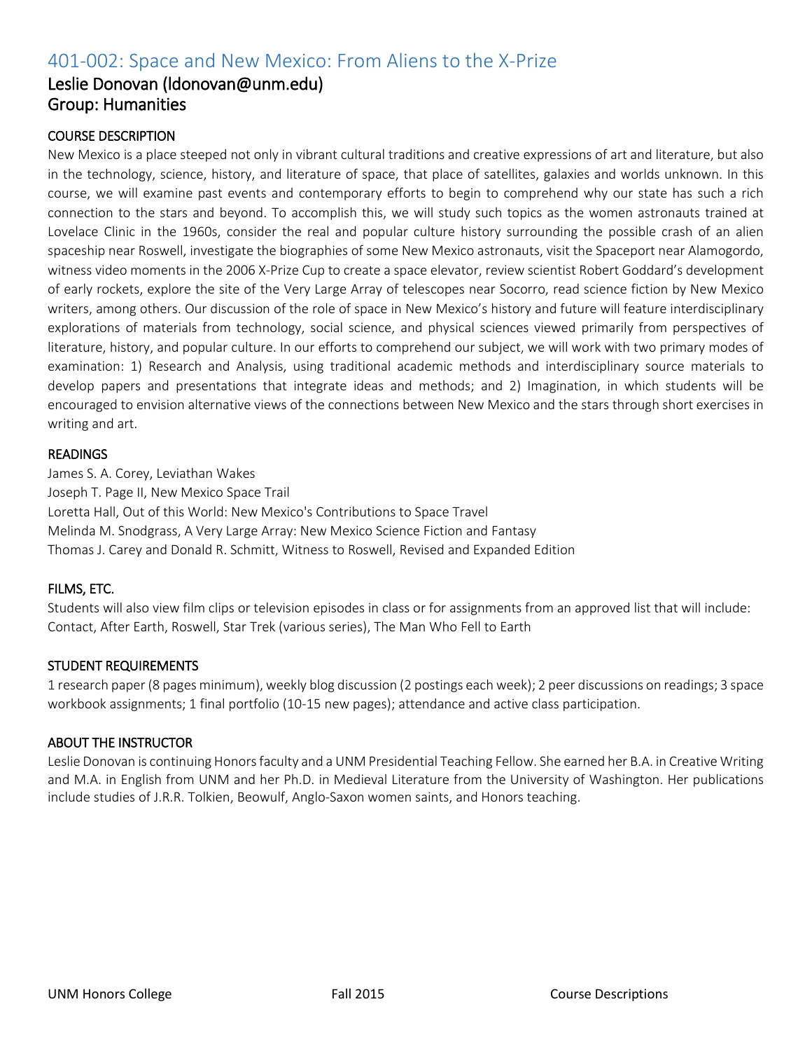## 401-002: Space and New Mexico: From Aliens to the X-Prize

### Leslie Donovan (ldonovan@unm.edu)
### Group: Humanities

#### COURSE DESCRIPTION

New Mexico is a place steeped not only in vibrant cultural traditions and creative expressions of art and literature, but also in the technology, science, history, and literature of space, that place of satellites, galaxies and worlds unknown. In this course, we will examine past events and contemporary efforts to begin to comprehend why our state has such a rich connection to the stars and beyond. To accomplish this, we will study such topics as the women astronauts trained at Lovelace Clinic in the 1960s, consider the real and popular culture history surrounding the possible crash of an alien spaceship near Roswell, investigate the biographies of some New Mexico astronauts, visit the Spaceport near Alamogordo, witness video moments in the 2006 X-Prize Cup to create a space elevator, review scientist Robert Goddard's development of early rockets, explore the site of the Very Large Array of telescopes near Socorro, read science fiction by New Mexico writers, among others. Our discussion of the role of space in New Mexico's history and future will feature interdisciplinary explorations of materials from technology, social science, and physical sciences viewed primarily from perspectives of literature, history, and popular culture. In our efforts to comprehend our subject, we will work with two primary modes of examination: 1) Research and Analysis, using traditional academic methods and interdisciplinary source materials to develop papers and presentations that integrate ideas and methods; and 2) Imagination, in which students will be encouraged to envision alternative views of the connections between New Mexico and the stars through short exercises in writing and art.

#### READINGS

James S. A. Corey, Leviathan Wakes
Joseph T. Page II, New Mexico Space Trail
Loretta Hall, Out of this World: New Mexico's Contributions to Space Travel
Melinda M. Snodgrass, A Very Large Array: New Mexico Science Fiction and Fantasy
Thomas J. Carey and Donald R. Schmitt, Witness to Roswell, Revised and Expanded Edition

#### FILMS, ETC.

Students will also view film clips or television episodes in class or for assignments from an approved list that will include: Contact, After Earth, Roswell, Star Trek (various series), The Man Who Fell to Earth

#### STUDENT REQUIREMENTS

1 research paper (8 pages minimum), weekly blog discussion (2 postings each week); 2 peer discussions on readings; 3 space workbook assignments; 1 final portfolio (10-15 new pages); attendance and active class participation.

#### ABOUT THE INSTRUCTOR

Leslie Donovan is continuing Honors faculty and a UNM Presidential Teaching Fellow. She earned her B.A. in Creative Writing and M.A. in English from UNM and her Ph.D. in Medieval Literature from the University of Washington. Her publications include studies of J.R.R. Tolkien, Beowulf, Anglo-Saxon women saints, and Honors teaching.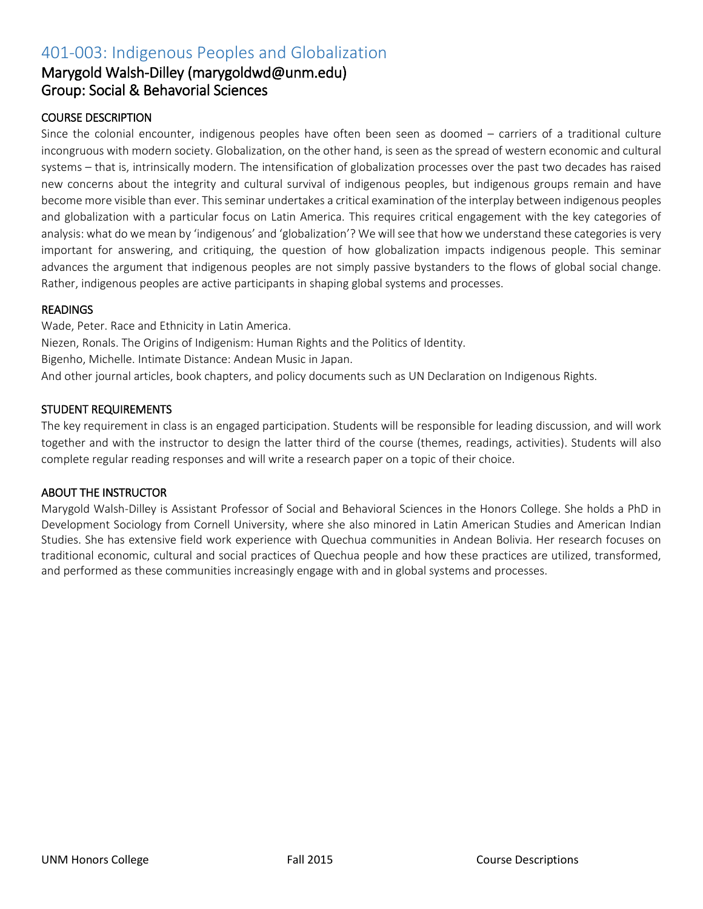# 401-003: Indigenous Peoples and Globalization

## Marygold Walsh-Dilley (marygoldwd@unm.edu)
## Group: Social & Behavorial Sciences

### COURSE DESCRIPTION

Since the colonial encounter, indigenous peoples have often been seen as doomed – carriers of a traditional culture incongruous with modern society. Globalization, on the other hand, is seen as the spread of western economic and cultural systems – that is, intrinsically modern. The intensification of globalization processes over the past two decades has raised new concerns about the integrity and cultural survival of indigenous peoples, but indigenous groups remain and have become more visible than ever. This seminar undertakes a critical examination of the interplay between indigenous peoples and globalization with a particular focus on Latin America. This requires critical engagement with the key categories of analysis: what do we mean by 'indigenous' and 'globalization'? We will see that how we understand these categories is very important for answering, and critiquing, the question of how globalization impacts indigenous people. This seminar advances the argument that indigenous peoples are not simply passive bystanders to the flows of global social change. Rather, indigenous peoples are active participants in shaping global systems and processes.

### READINGS

Wade, Peter. Race and Ethnicity in Latin America.
Niezen, Ronals. The Origins of Indigenism: Human Rights and the Politics of Identity.
Bigenho, Michelle. Intimate Distance: Andean Music in Japan.
And other journal articles, book chapters, and policy documents such as UN Declaration on Indigenous Rights.

### STUDENT REQUIREMENTS

The key requirement in class is an engaged participation. Students will be responsible for leading discussion, and will work together and with the instructor to design the latter third of the course (themes, readings, activities). Students will also complete regular reading responses and will write a research paper on a topic of their choice.

### ABOUT THE INSTRUCTOR

Marygold Walsh-Dilley is Assistant Professor of Social and Behavioral Sciences in the Honors College. She holds a PhD in Development Sociology from Cornell University, where she also minored in Latin American Studies and American Indian Studies. She has extensive field work experience with Quechua communities in Andean Bolivia. Her research focuses on traditional economic, cultural and social practices of Quechua people and how these practices are utilized, transformed, and performed as these communities increasingly engage with and in global systems and processes.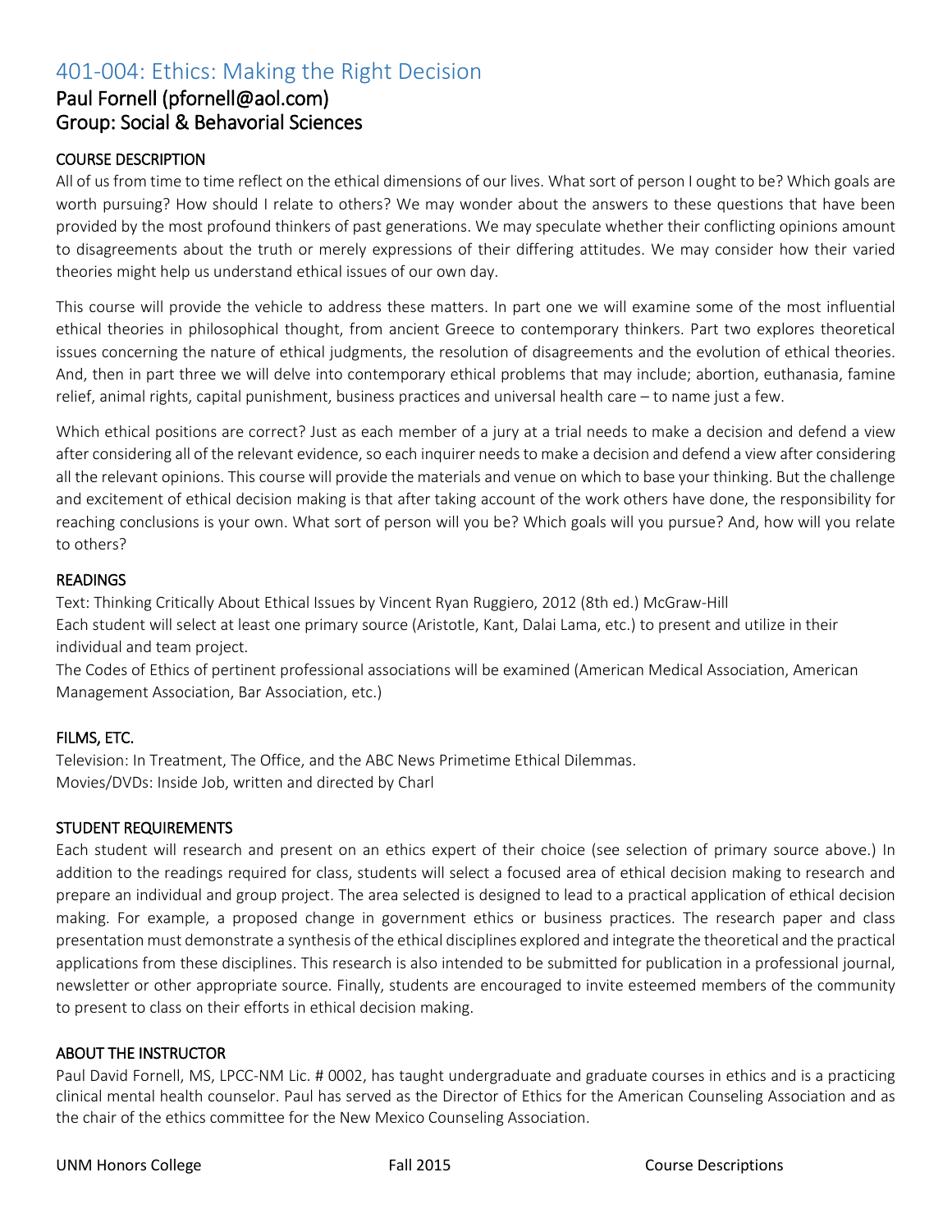# 401-004: Ethics: Making the Right Decision

## Paul Fornell (pfornell@aol.com)
## Group: Social & Behavorial Sciences

### COURSE DESCRIPTION

All of us from time to time reflect on the ethical dimensions of our lives. What sort of person I ought to be? Which goals are worth pursuing? How should I relate to others? We may wonder about the answers to these questions that have been provided by the most profound thinkers of past generations. We may speculate whether their conflicting opinions amount to disagreements about the truth or merely expressions of their differing attitudes. We may consider how their varied theories might help us understand ethical issues of our own day.

This course will provide the vehicle to address these matters. In part one we will examine some of the most influential ethical theories in philosophical thought, from ancient Greece to contemporary thinkers. Part two explores theoretical issues concerning the nature of ethical judgments, the resolution of disagreements and the evolution of ethical theories. And, then in part three we will delve into contemporary ethical problems that may include; abortion, euthanasia, famine relief, animal rights, capital punishment, business practices and universal health care – to name just a few.

Which ethical positions are correct? Just as each member of a jury at a trial needs to make a decision and defend a view after considering all of the relevant evidence, so each inquirer needs to make a decision and defend a view after considering all the relevant opinions. This course will provide the materials and venue on which to base your thinking. But the challenge and excitement of ethical decision making is that after taking account of the work others have done, the responsibility for reaching conclusions is your own. What sort of person will you be? Which goals will you pursue? And, how will you relate to others?

### READINGS

Text: Thinking Critically About Ethical Issues by Vincent Ryan Ruggiero, 2012 (8th ed.) McGraw-Hill
Each student will select at least one primary source (Aristotle, Kant, Dalai Lama, etc.) to present and utilize in their individual and team project.
The Codes of Ethics of pertinent professional associations will be examined (American Medical Association, American Management Association, Bar Association, etc.)

### FILMS, ETC.

Television: In Treatment, The Office, and the ABC News Primetime Ethical Dilemmas.
Movies/DVDs: Inside Job, written and directed by Charl

### STUDENT REQUIREMENTS

Each student will research and present on an ethics expert of their choice (see selection of primary source above.) In addition to the readings required for class, students will select a focused area of ethical decision making to research and prepare an individual and group project. The area selected is designed to lead to a practical application of ethical decision making. For example, a proposed change in government ethics or business practices. The research paper and class presentation must demonstrate a synthesis of the ethical disciplines explored and integrate the theoretical and the practical applications from these disciplines. This research is also intended to be submitted for publication in a professional journal, newsletter or other appropriate source. Finally, students are encouraged to invite esteemed members of the community to present to class on their efforts in ethical decision making.

### ABOUT THE INSTRUCTOR

Paul David Fornell, MS, LPCC-NM Lic. # 0002, has taught undergraduate and graduate courses in ethics and is a practicing clinical mental health counselor. Paul has served as the Director of Ethics for the American Counseling Association and as the chair of the ethics committee for the New Mexico Counseling Association.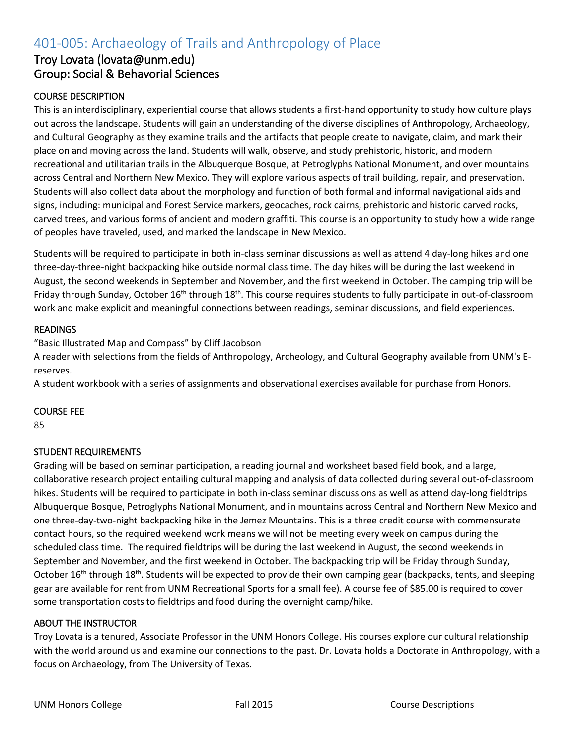## 401-005: Archaeology of Trails and Anthropology of Place

### Troy Lovata (lovata@unm.edu)
### Group: Social & Behavorial Sciences

#### COURSE DESCRIPTION

This is an interdisciplinary, experiential course that allows students a first-hand opportunity to study how culture plays out across the landscape. Students will gain an understanding of the diverse disciplines of Anthropology, Archaeology, and Cultural Geography as they examine trails and the artifacts that people create to navigate, claim, and mark their place on and moving across the land. Students will walk, observe, and study prehistoric, historic, and modern recreational and utilitarian trails in the Albuquerque Bosque, at Petroglyphs National Monument, and over mountains across Central and Northern New Mexico. They will explore various aspects of trail building, repair, and preservation. Students will also collect data about the morphology and function of both formal and informal navigational aids and signs, including: municipal and Forest Service markers, geocaches, rock cairns, prehistoric and historic carved rocks, carved trees, and various forms of ancient and modern graffiti. This course is an opportunity to study how a wide range of peoples have traveled, used, and marked the landscape in New Mexico.

Students will be required to participate in both in-class seminar discussions as well as attend 4 day-long hikes and one three-day-three-night backpacking hike outside normal class time. The day hikes will be during the last weekend in August, the second weekends in September and November, and the first weekend in October. The camping trip will be Friday through Sunday, October 16th through 18th. This course requires students to fully participate in out-of-classroom work and make explicit and meaningful connections between readings, seminar discussions, and field experiences.

#### READINGS

"Basic Illustrated Map and Compass" by Cliff Jacobson
A reader with selections from the fields of Anthropology, Archeology, and Cultural Geography available from UNM's E-reserves.
A student workbook with a series of assignments and observational exercises available for purchase from Honors.

#### COURSE FEE

85

#### STUDENT REQUIREMENTS

Grading will be based on seminar participation, a reading journal and worksheet based field book, and a large, collaborative research project entailing cultural mapping and analysis of data collected during several out-of-classroom hikes. Students will be required to participate in both in-class seminar discussions as well as attend day-long fieldtrips Albuquerque Bosque, Petroglyphs National Monument, and in mountains across Central and Northern New Mexico and one three-day-two-night backpacking hike in the Jemez Mountains. This is a three credit course with commensurate contact hours, so the required weekend work means we will not be meeting every week on campus during the scheduled class time. The required fieldtrips will be during the last weekend in August, the second weekends in September and November, and the first weekend in October. The backpacking trip will be Friday through Sunday, October 16th through 18th. Students will be expected to provide their own camping gear (backpacks, tents, and sleeping gear are available for rent from UNM Recreational Sports for a small fee). A course fee of $85.00 is required to cover some transportation costs to fieldtrips and food during the overnight camp/hike.

#### ABOUT THE INSTRUCTOR

Troy Lovata is a tenured, Associate Professor in the UNM Honors College. His courses explore our cultural relationship with the world around us and examine our connections to the past. Dr. Lovata holds a Doctorate in Anthropology, with a focus on Archaeology, from The University of Texas.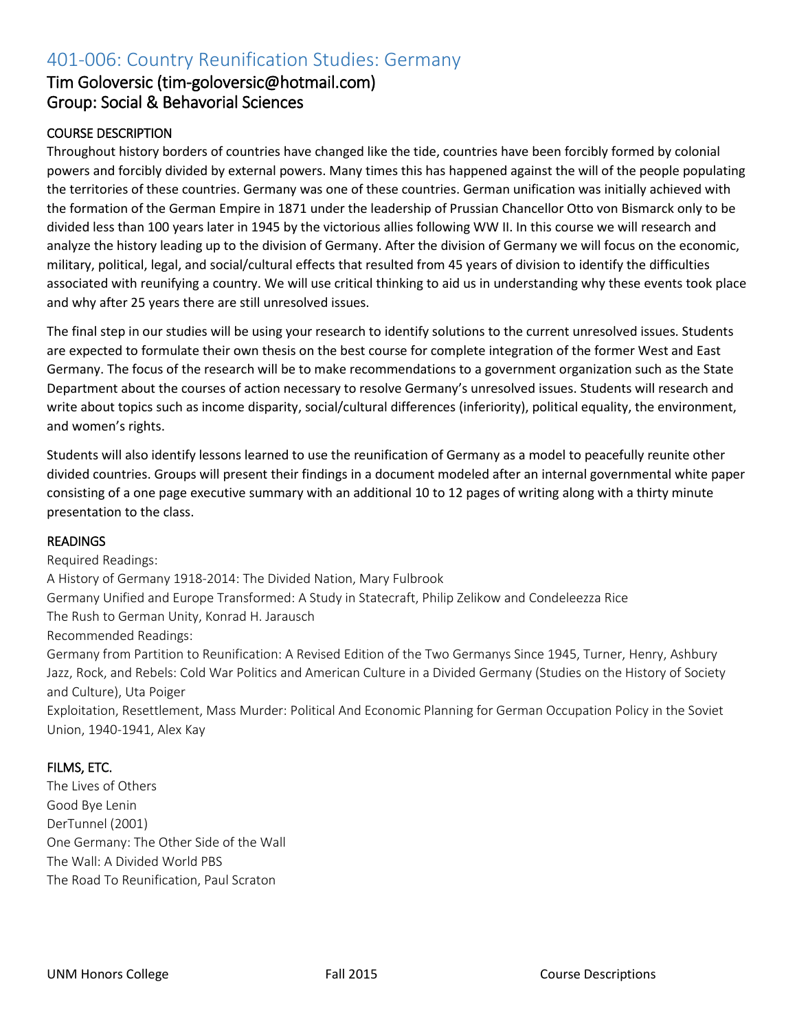# 401-006: Country Reunification Studies: Germany

## Tim Goloversic (tim-goloversic@hotmail.com)
## Group: Social & Behavorial Sciences

### COURSE DESCRIPTION

Throughout history borders of countries have changed like the tide, countries have been forcibly formed by colonial powers and forcibly divided by external powers. Many times this has happened against the will of the people populating the territories of these countries. Germany was one of these countries. German unification was initially achieved with the formation of the German Empire in 1871 under the leadership of Prussian Chancellor Otto von Bismarck only to be divided less than 100 years later in 1945 by the victorious allies following WW II. In this course we will research and analyze the history leading up to the division of Germany. After the division of Germany we will focus on the economic, military, political, legal, and social/cultural effects that resulted from 45 years of division to identify the difficulties associated with reunifying a country. We will use critical thinking to aid us in understanding why these events took place and why after 25 years there are still unresolved issues.

The final step in our studies will be using your research to identify solutions to the current unresolved issues. Students are expected to formulate their own thesis on the best course for complete integration of the former West and East Germany. The focus of the research will be to make recommendations to a government organization such as the State Department about the courses of action necessary to resolve Germany's unresolved issues. Students will research and write about topics such as income disparity, social/cultural differences (inferiority), political equality, the environment, and women's rights.

Students will also identify lessons learned to use the reunification of Germany as a model to peacefully reunite other divided countries. Groups will present their findings in a document modeled after an internal governmental white paper consisting of a one page executive summary with an additional 10 to 12 pages of writing along with a thirty minute presentation to the class.

### READINGS

Required Readings:
A History of Germany 1918-2014: The Divided Nation, Mary Fulbrook
Germany Unified and Europe Transformed: A Study in Statecraft, Philip Zelikow and Condeleezza Rice
The Rush to German Unity, Konrad H. Jarausch
Recommended Readings:
Germany from Partition to Reunification: A Revised Edition of the Two Germanys Since 1945, Turner, Henry, Ashbury
Jazz, Rock, and Rebels: Cold War Politics and American Culture in a Divided Germany (Studies on the History of Society and Culture), Uta Poiger
Exploitation, Resettlement, Mass Murder: Political And Economic Planning for German Occupation Policy in the Soviet Union, 1940-1941, Alex Kay

### FILMS, ETC.

The Lives of Others
Good Bye Lenin
DerTunnel (2001)
One Germany: The Other Side of the Wall
The Wall: A Divided World PBS
The Road To Reunification, Paul Scraton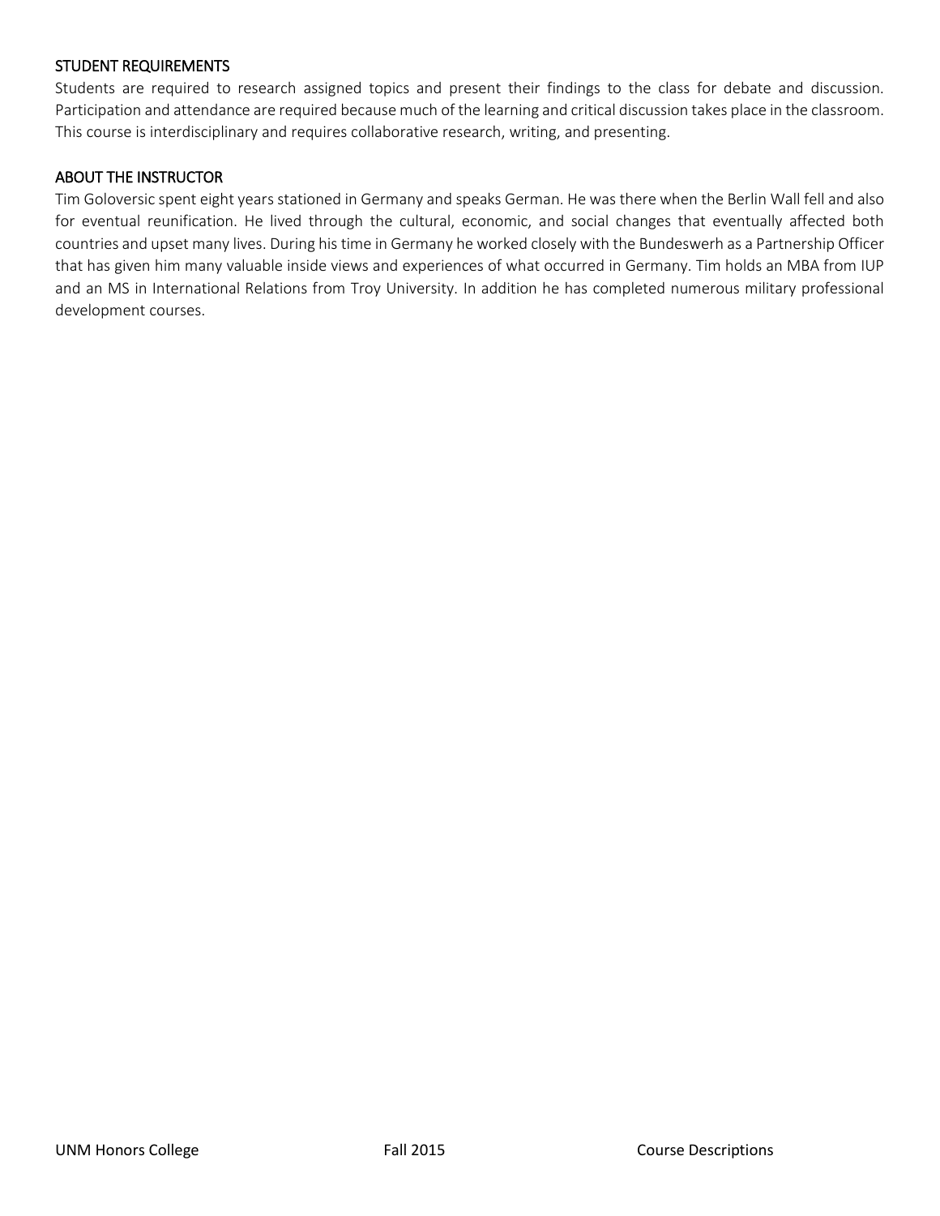## STUDENT REQUIREMENTS

Students are required to research assigned topics and present their findings to the class for debate and discussion. Participation and attendance are required because much of the learning and critical discussion takes place in the classroom. This course is interdisciplinary and requires collaborative research, writing, and presenting.

## ABOUT THE INSTRUCTOR

Tim Goloversic spent eight years stationed in Germany and speaks German. He was there when the Berlin Wall fell and also for eventual reunification. He lived through the cultural, economic, and social changes that eventually affected both countries and upset many lives. During his time in Germany he worked closely with the Bundeswerh as a Partnership Officer that has given him many valuable inside views and experiences of what occurred in Germany. Tim holds an MBA from IUP and an MS in International Relations from Troy University. In addition he has completed numerous military professional development courses.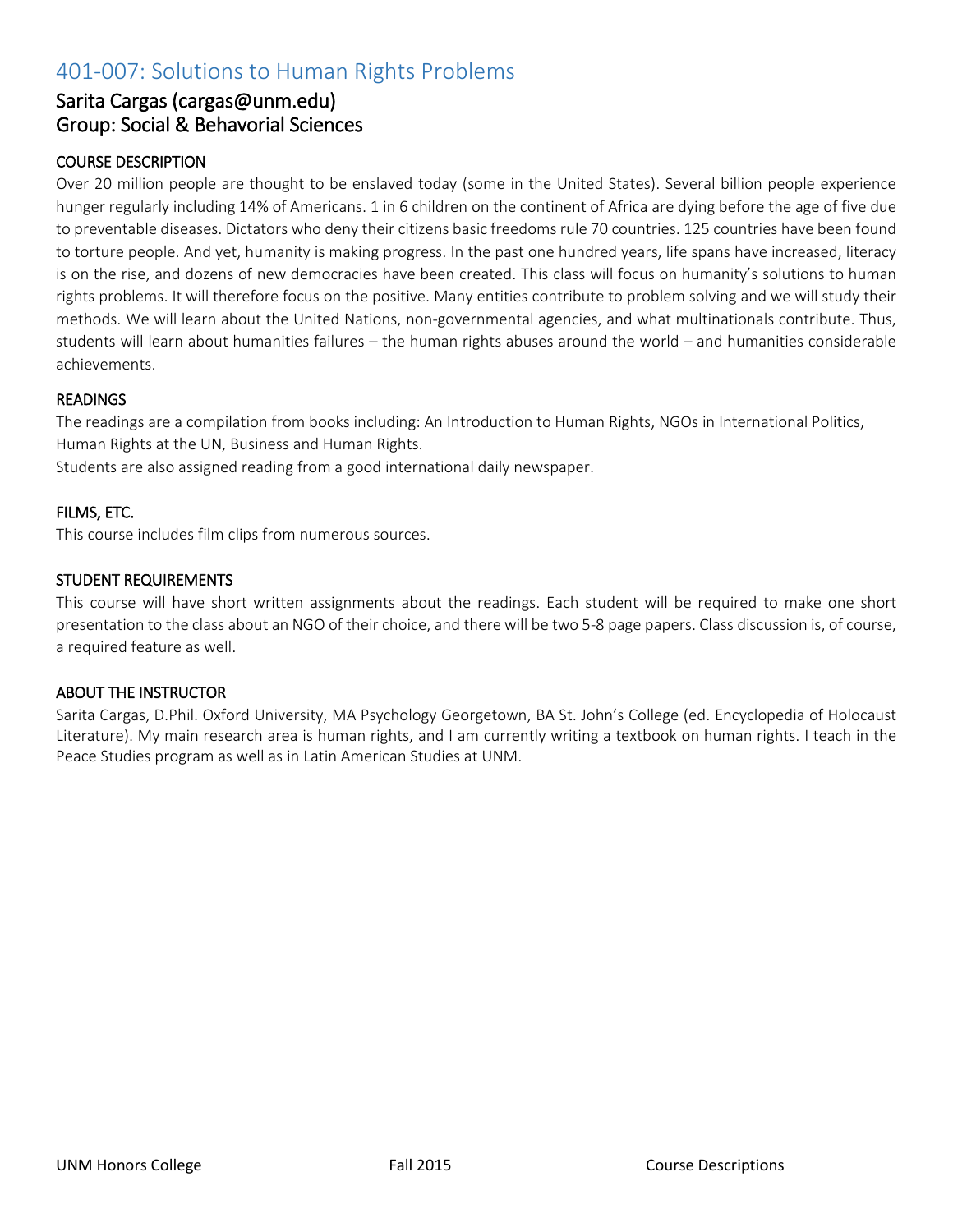## 401-007: Solutions to Human Rights Problems

### Sarita Cargas (cargas@unm.edu)
### Group: Social & Behavorial Sciences

#### COURSE DESCRIPTION

Over 20 million people are thought to be enslaved today (some in the United States). Several billion people experience hunger regularly including 14% of Americans. 1 in 6 children on the continent of Africa are dying before the age of five due to preventable diseases. Dictators who deny their citizens basic freedoms rule 70 countries. 125 countries have been found to torture people. And yet, humanity is making progress. In the past one hundred years, life spans have increased, literacy is on the rise, and dozens of new democracies have been created. This class will focus on humanity's solutions to human rights problems. It will therefore focus on the positive. Many entities contribute to problem solving and we will study their methods. We will learn about the United Nations, non-governmental agencies, and what multinationals contribute. Thus, students will learn about humanities failures – the human rights abuses around the world – and humanities considerable achievements.

#### READINGS

The readings are a compilation from books including: An Introduction to Human Rights, NGOs in International Politics, Human Rights at the UN, Business and Human Rights.
Students are also assigned reading from a good international daily newspaper.

#### FILMS, ETC.

This course includes film clips from numerous sources.

#### STUDENT REQUIREMENTS

This course will have short written assignments about the readings. Each student will be required to make one short presentation to the class about an NGO of their choice, and there will be two 5-8 page papers. Class discussion is, of course, a required feature as well.

#### ABOUT THE INSTRUCTOR

Sarita Cargas, D.Phil. Oxford University, MA Psychology Georgetown, BA St. John's College (ed. Encyclopedia of Holocaust Literature). My main research area is human rights, and I am currently writing a textbook on human rights. I teach in the Peace Studies program as well as in Latin American Studies at UNM.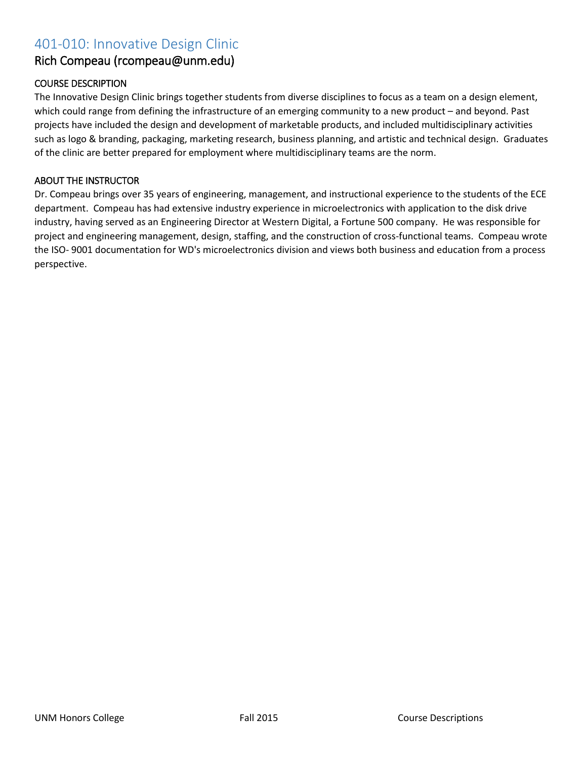## 401-010: Innovative Design Clinic

### Rich Compeau (rcompeau@unm.edu)

#### COURSE DESCRIPTION

The Innovative Design Clinic brings together students from diverse disciplines to focus as a team on a design element, which could range from defining the infrastructure of an emerging community to a new product – and beyond. Past projects have included the design and development of marketable products, and included multidisciplinary activities such as logo & branding, packaging, marketing research, business planning, and artistic and technical design. Graduates of the clinic are better prepared for employment where multidisciplinary teams are the norm.

#### ABOUT THE INSTRUCTOR

Dr. Compeau brings over 35 years of engineering, management, and instructional experience to the students of the ECE department. Compeau has had extensive industry experience in microelectronics with application to the disk drive industry, having served as an Engineering Director at Western Digital, a Fortune 500 company. He was responsible for project and engineering management, design, staffing, and the construction of cross-functional teams. Compeau wrote the ISO- 9001 documentation for WD's microelectronics division and views both business and education from a process perspective.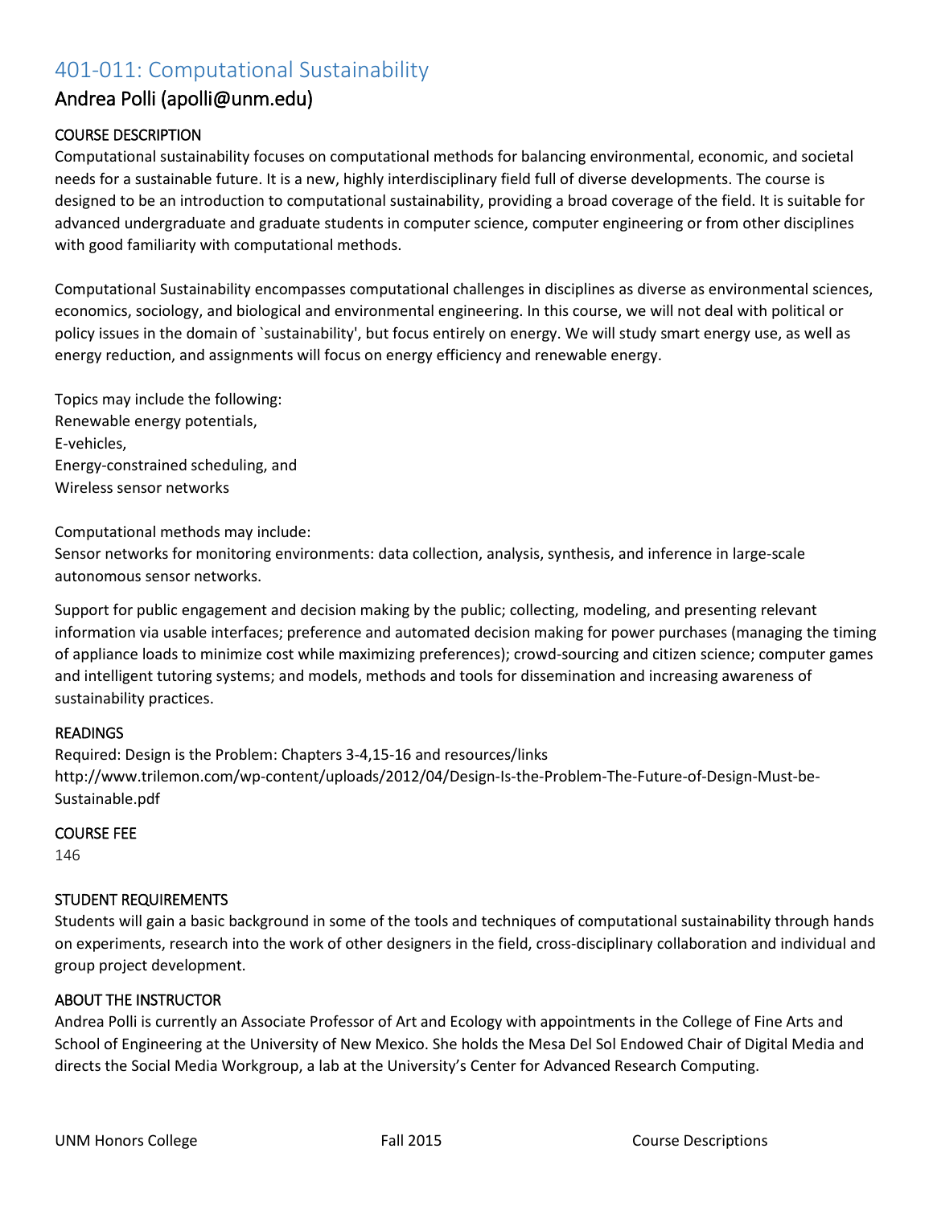## 401-011: Computational Sustainability

### Andrea Polli (apolli@unm.edu)

#### COURSE DESCRIPTION

Computational sustainability focuses on computational methods for balancing environmental, economic, and societal needs for a sustainable future. It is a new, highly interdisciplinary field full of diverse developments. The course is designed to be an introduction to computational sustainability, providing a broad coverage of the field. It is suitable for advanced undergraduate and graduate students in computer science, computer engineering or from other disciplines with good familiarity with computational methods.

Computational Sustainability encompasses computational challenges in disciplines as diverse as environmental sciences, economics, sociology, and biological and environmental engineering. In this course, we will not deal with political or policy issues in the domain of `sustainability', but focus entirely on energy. We will study smart energy use, as well as energy reduction, and assignments will focus on energy efficiency and renewable energy.

Topics may include the following:
Renewable energy potentials,
E-vehicles,
Energy-constrained scheduling, and
Wireless sensor networks

Computational methods may include:
Sensor networks for monitoring environments: data collection, analysis, synthesis, and inference in large-scale autonomous sensor networks.

Support for public engagement and decision making by the public; collecting, modeling, and presenting relevant information via usable interfaces; preference and automated decision making for power purchases (managing the timing of appliance loads to minimize cost while maximizing preferences); crowd-sourcing and citizen science; computer games and intelligent tutoring systems; and models, methods and tools for dissemination and increasing awareness of sustainability practices.

#### READINGS

Required: Design is the Problem: Chapters 3-4,15-16 and resources/links
http://www.trilemon.com/wp-content/uploads/2012/04/Design-Is-the-Problem-The-Future-of-Design-Must-be-Sustainable.pdf

#### COURSE FEE

146

#### STUDENT REQUIREMENTS

Students will gain a basic background in some of the tools and techniques of computational sustainability through hands on experiments, research into the work of other designers in the field, cross-disciplinary collaboration and individual and group project development.

#### ABOUT THE INSTRUCTOR

Andrea Polli is currently an Associate Professor of Art and Ecology with appointments in the College of Fine Arts and School of Engineering at the University of New Mexico. She holds the Mesa Del Sol Endowed Chair of Digital Media and directs the Social Media Workgroup, a lab at the University's Center for Advanced Research Computing.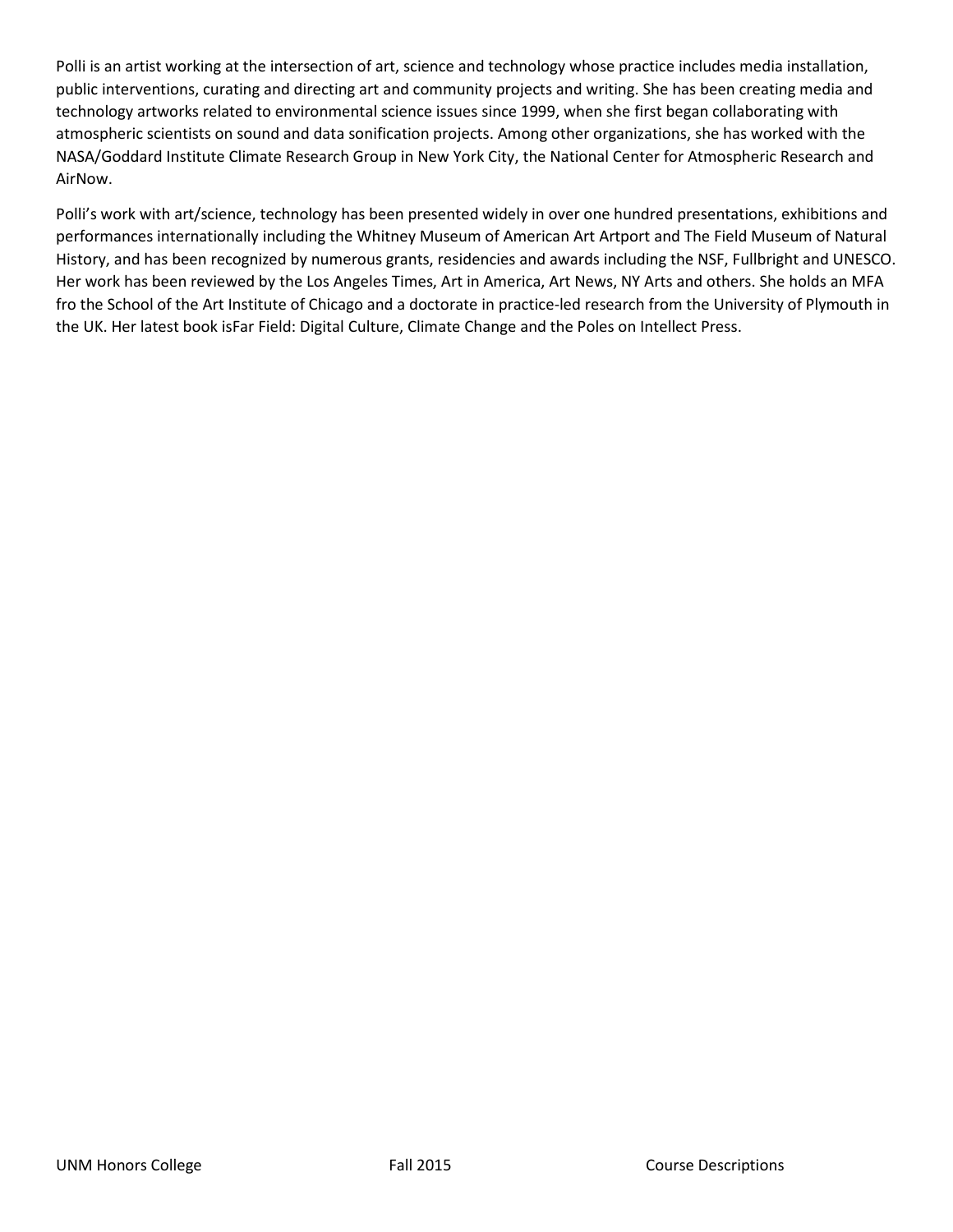Polli is an artist working at the intersection of art, science and technology whose practice includes media installation, public interventions, curating and directing art and community projects and writing. She has been creating media and technology artworks related to environmental science issues since 1999, when she first began collaborating with atmospheric scientists on sound and data sonification projects. Among other organizations, she has worked with the NASA/Goddard Institute Climate Research Group in New York City, the National Center for Atmospheric Research and AirNow.

Polli's work with art/science, technology has been presented widely in over one hundred presentations, exhibitions and performances internationally including the Whitney Museum of American Art Artport and The Field Museum of Natural History, and has been recognized by numerous grants, residencies and awards including the NSF, Fullbright and UNESCO. Her work has been reviewed by the Los Angeles Times, Art in America, Art News, NY Arts and others. She holds an MFA fro the School of the Art Institute of Chicago and a doctorate in practice-led research from the University of Plymouth in the UK. Her latest book isFar Field: Digital Culture, Climate Change and the Poles on Intellect Press.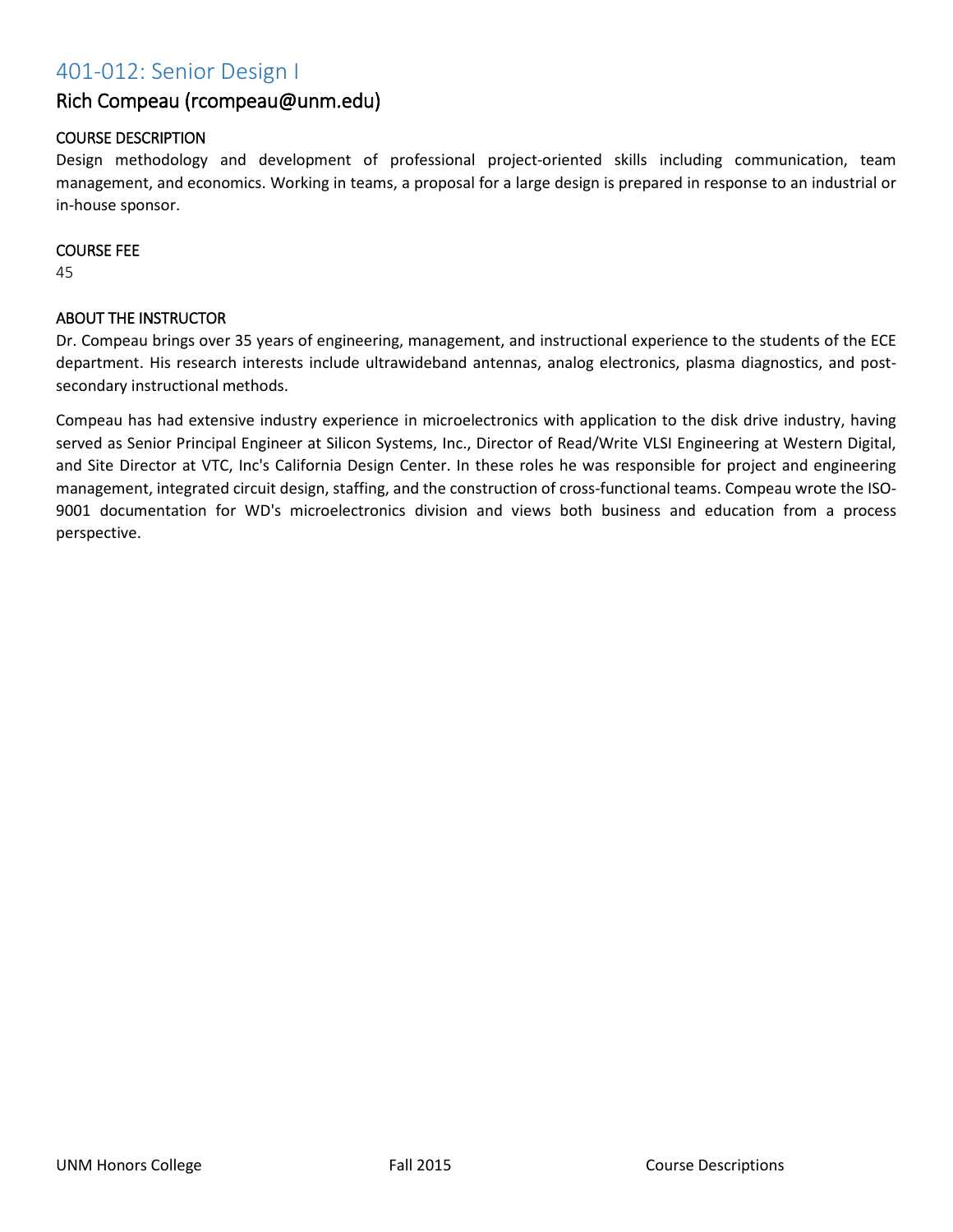## 401-012: Senior Design I

### Rich Compeau (rcompeau@unm.edu)

#### COURSE DESCRIPTION

Design methodology and development of professional project-oriented skills including communication, team management, and economics. Working in teams, a proposal for a large design is prepared in response to an industrial or in-house sponsor.

#### COURSE FEE

45

#### ABOUT THE INSTRUCTOR

Dr. Compeau brings over 35 years of engineering, management, and instructional experience to the students of the ECE department. His research interests include ultrawideband antennas, analog electronics, plasma diagnostics, and post-secondary instructional methods.

Compeau has had extensive industry experience in microelectronics with application to the disk drive industry, having served as Senior Principal Engineer at Silicon Systems, Inc., Director of Read/Write VLSI Engineering at Western Digital, and Site Director at VTC, Inc's California Design Center. In these roles he was responsible for project and engineering management, integrated circuit design, staffing, and the construction of cross-functional teams. Compeau wrote the ISO-9001 documentation for WD's microelectronics division and views both business and education from a process perspective.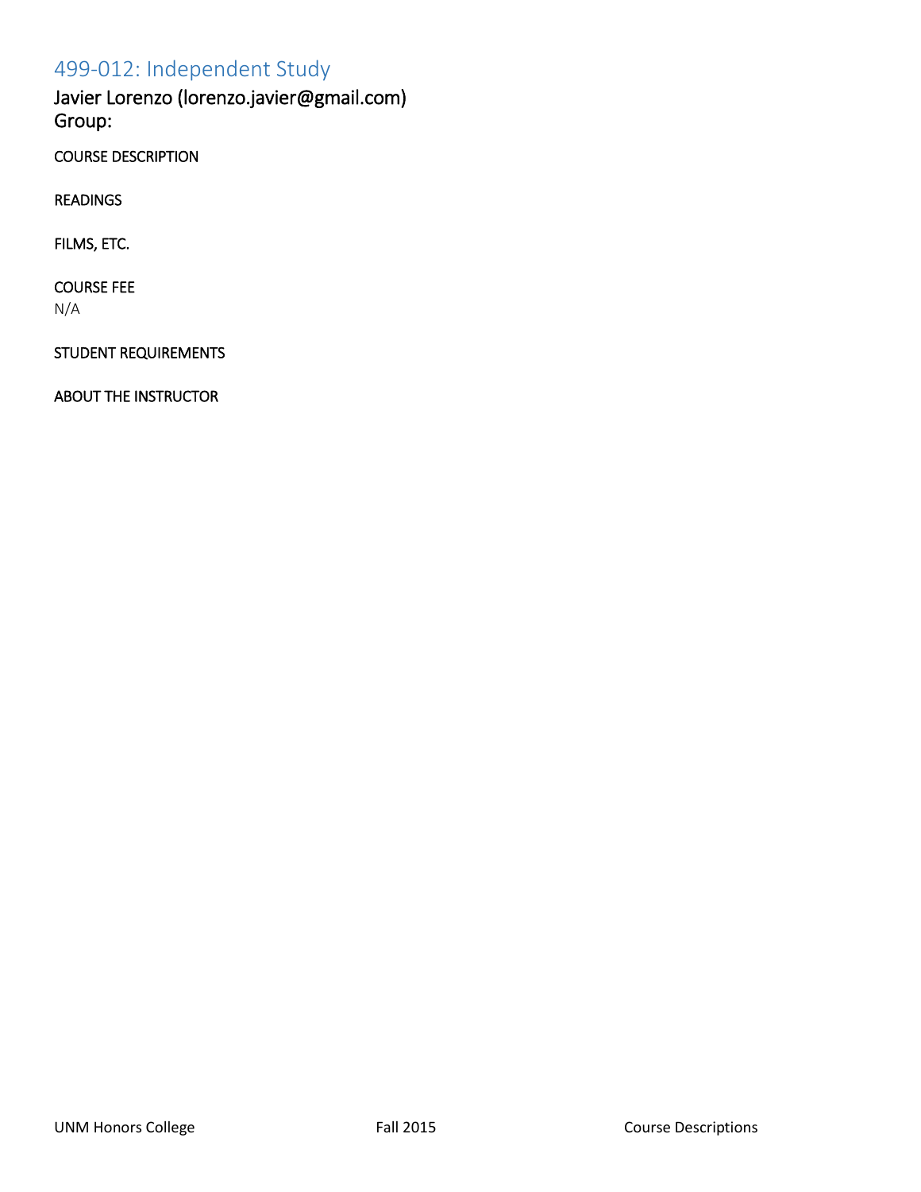## 499-012: Independent Study

Javier Lorenzo (lorenzo.javier@gmail.com)
Group:

COURSE DESCRIPTION

READINGS

FILMS, ETC.

COURSE FEE
N/A

STUDENT REQUIREMENTS

ABOUT THE INSTRUCTOR